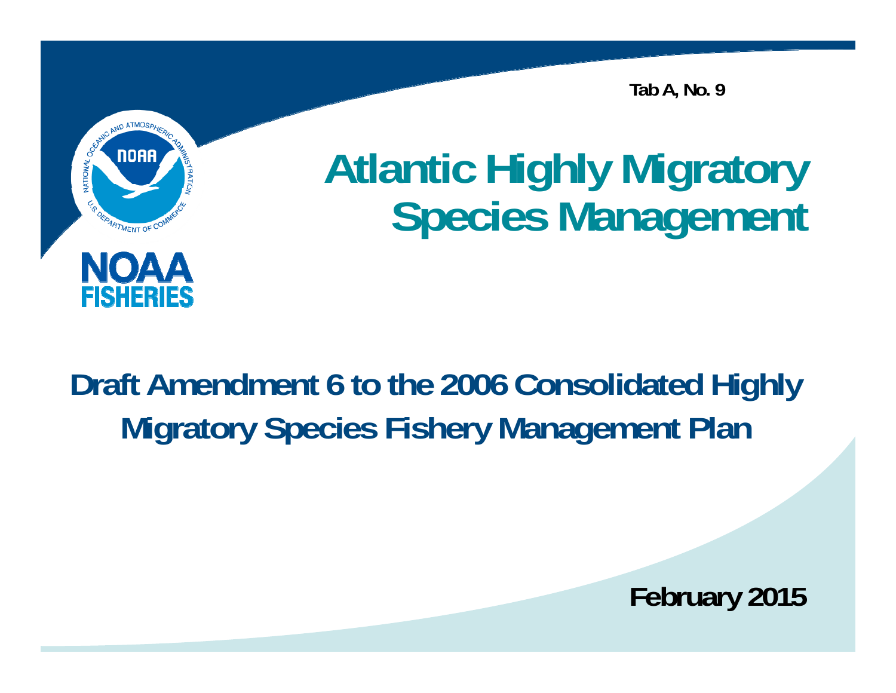Tab A, No. 9

NOAA FISHERIES

# Atlantic Highly Migratory Species Management

## Draft Amendment 6 to the 2006 Consolidated Highly Migratory Species Fishery Management Plan

**February 2015**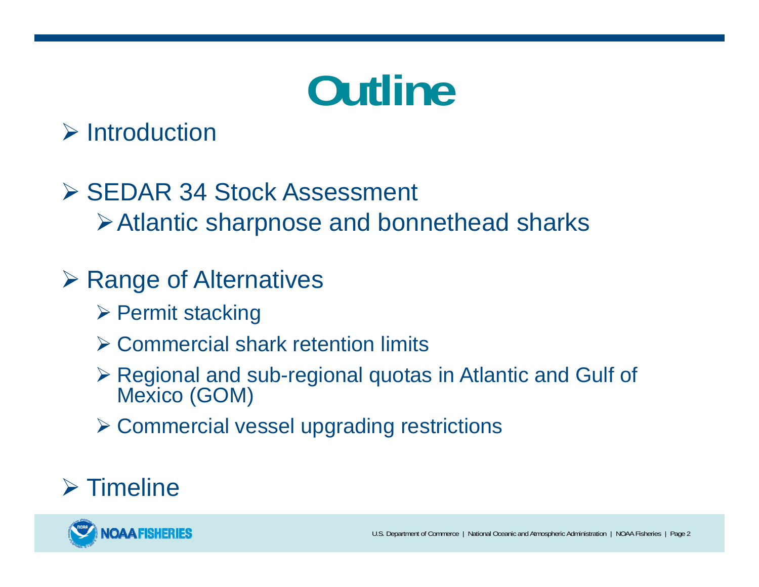# Outline

- Introduction
- SEDAR 34 Stock Assessment
  - Atlantic sharpnose and bonnethead sharks
- Range of Alternatives
  - Permit stacking
  - Commercial shark retention limits
  - Regional and sub-regional quotas in Atlantic and Gulf of Mexico (GOM)
  - Commercial vessel upgrading restrictions
- Timeline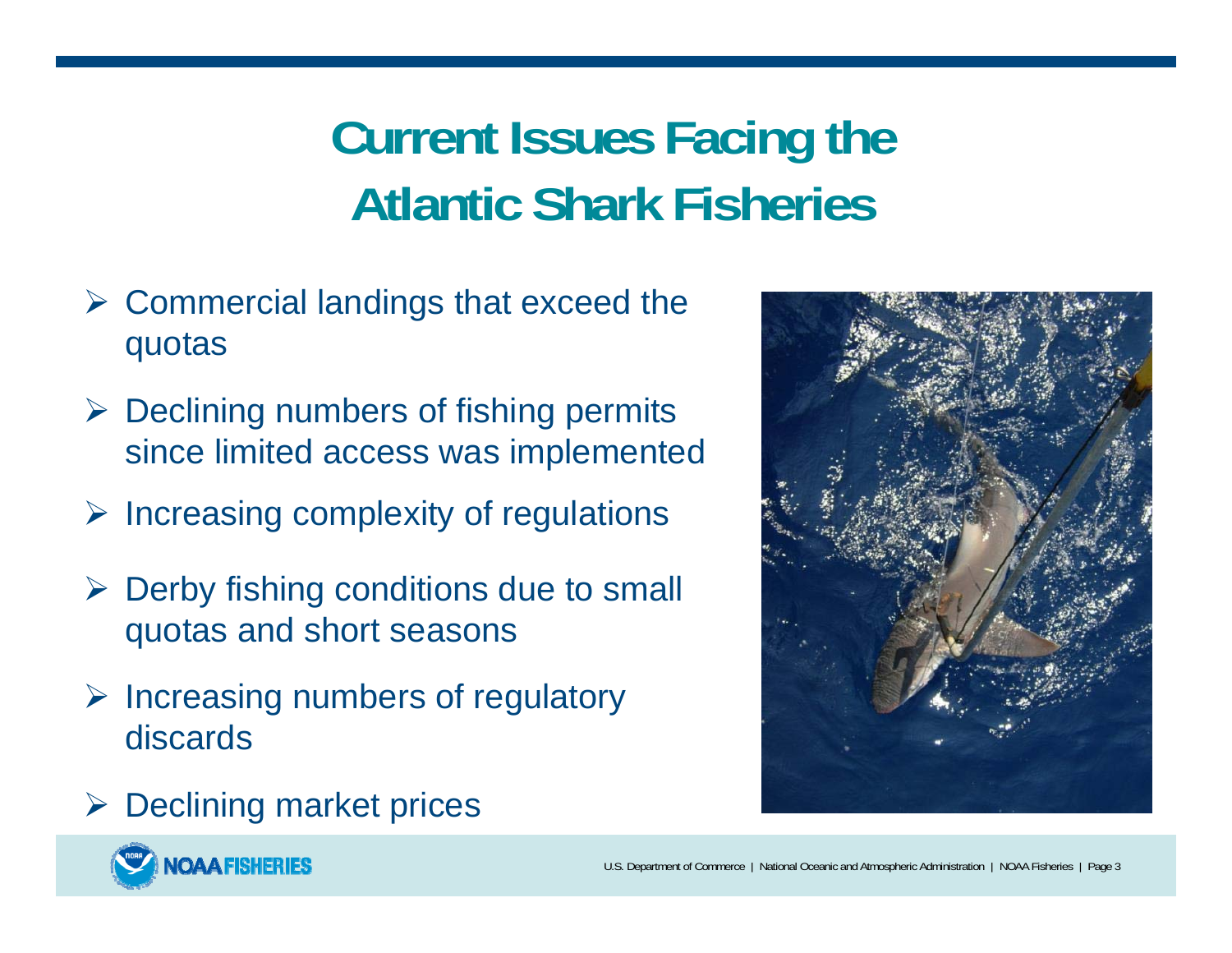# Current Issues Facing the Atlantic Shark Fisheries

- Commercial landings that exceed the quotas
- Declining numbers of fishing permits since limited access was implemented
- Increasing complexity of regulations
- Derby fishing conditions due to small quotas and short seasons
- Increasing numbers of regulatory discards
- Declining market prices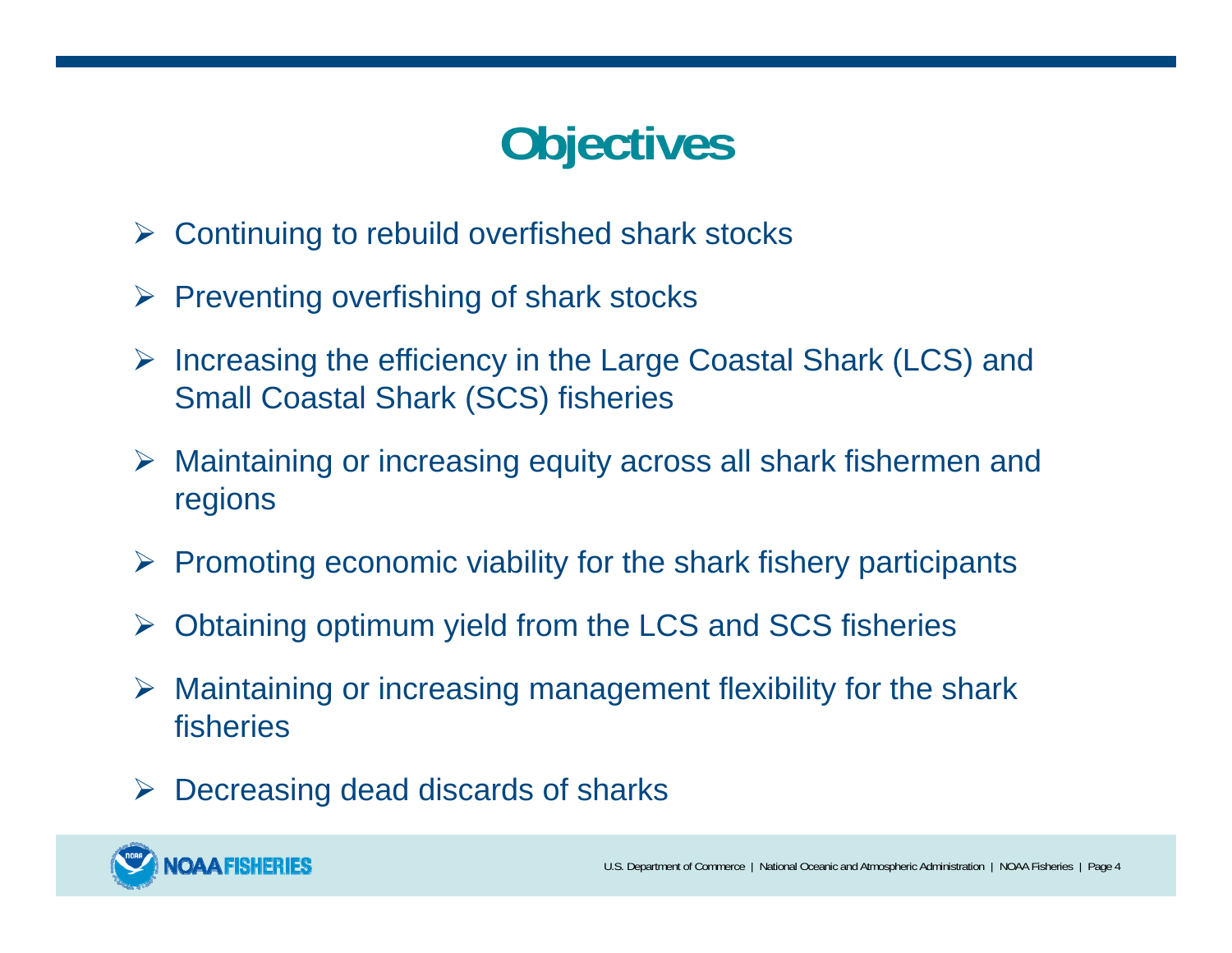# Objectives

- Continuing to rebuild overfished shark stocks
- Preventing overfishing of shark stocks
- Increasing the efficiency in the Large Coastal Shark (LCS) and Small Coastal Shark (SCS) fisheries
- Maintaining or increasing equity across all shark fishermen and regions
- Promoting economic viability for the shark fishery participants
- Obtaining optimum yield from the LCS and SCS fisheries
- Maintaining or increasing management flexibility for the shark fisheries
- Decreasing dead discards of sharks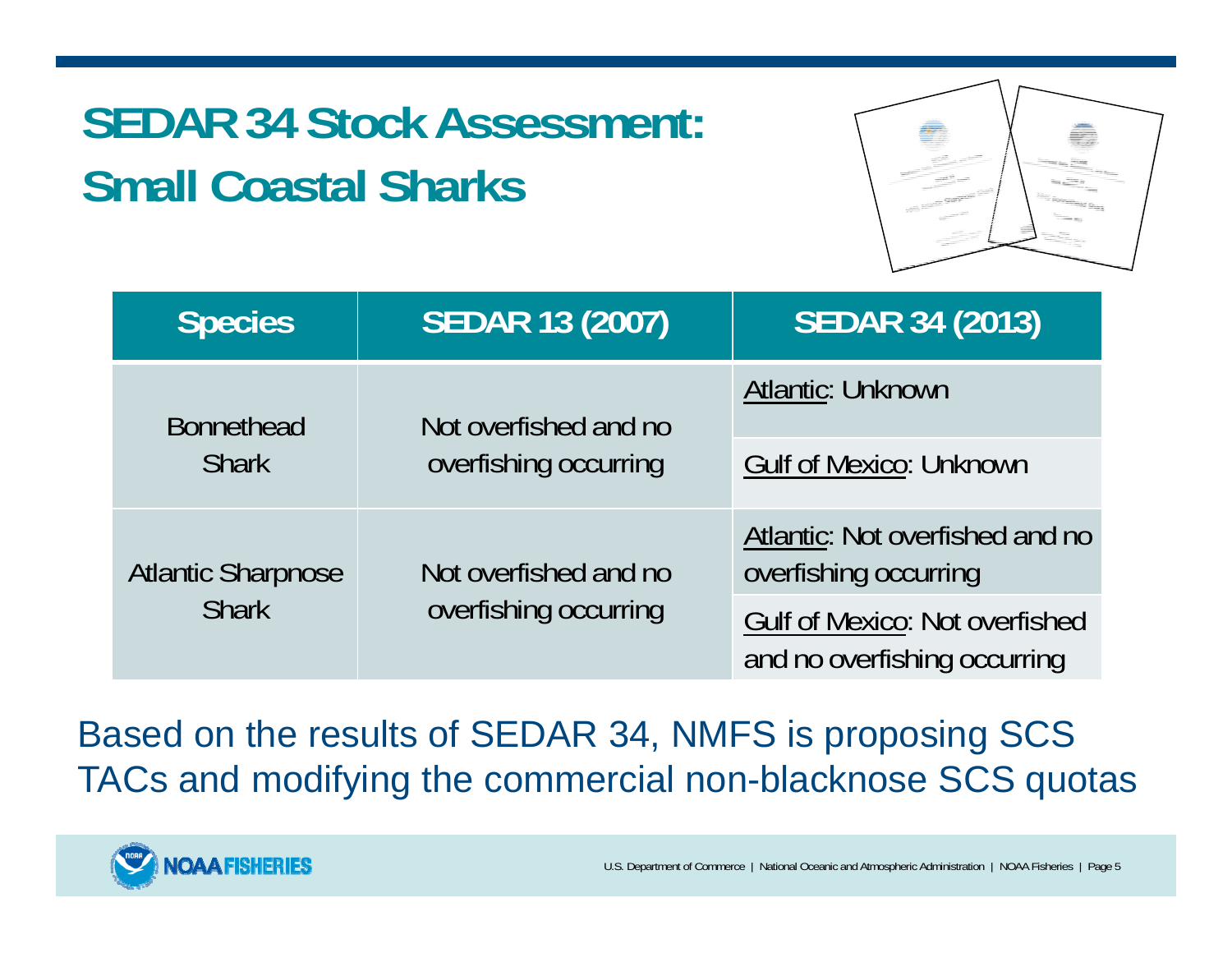# SEDAR 34 Stock Assessment: Small Coastal Sharks

| Species | SEDAR 13 (2007) | SEDAR 34 (2013) |
| --- | --- | --- |
| Bonnethead Shark | Not overfished and no overfishing occurring | Atlantic: Unknown |
| | | Gulf of Mexico: Unknown |
| Atlantic Sharpnose Shark | Not overfished and no overfishing occurring | Atlantic: Not overfished and no overfishing occurring |
| | | Gulf of Mexico: Not overfished and no overfishing occurring |

Based on the results of SEDAR 34, NMFS is proposing SCS TACs and modifying the commercial non-blacknose SCS quotas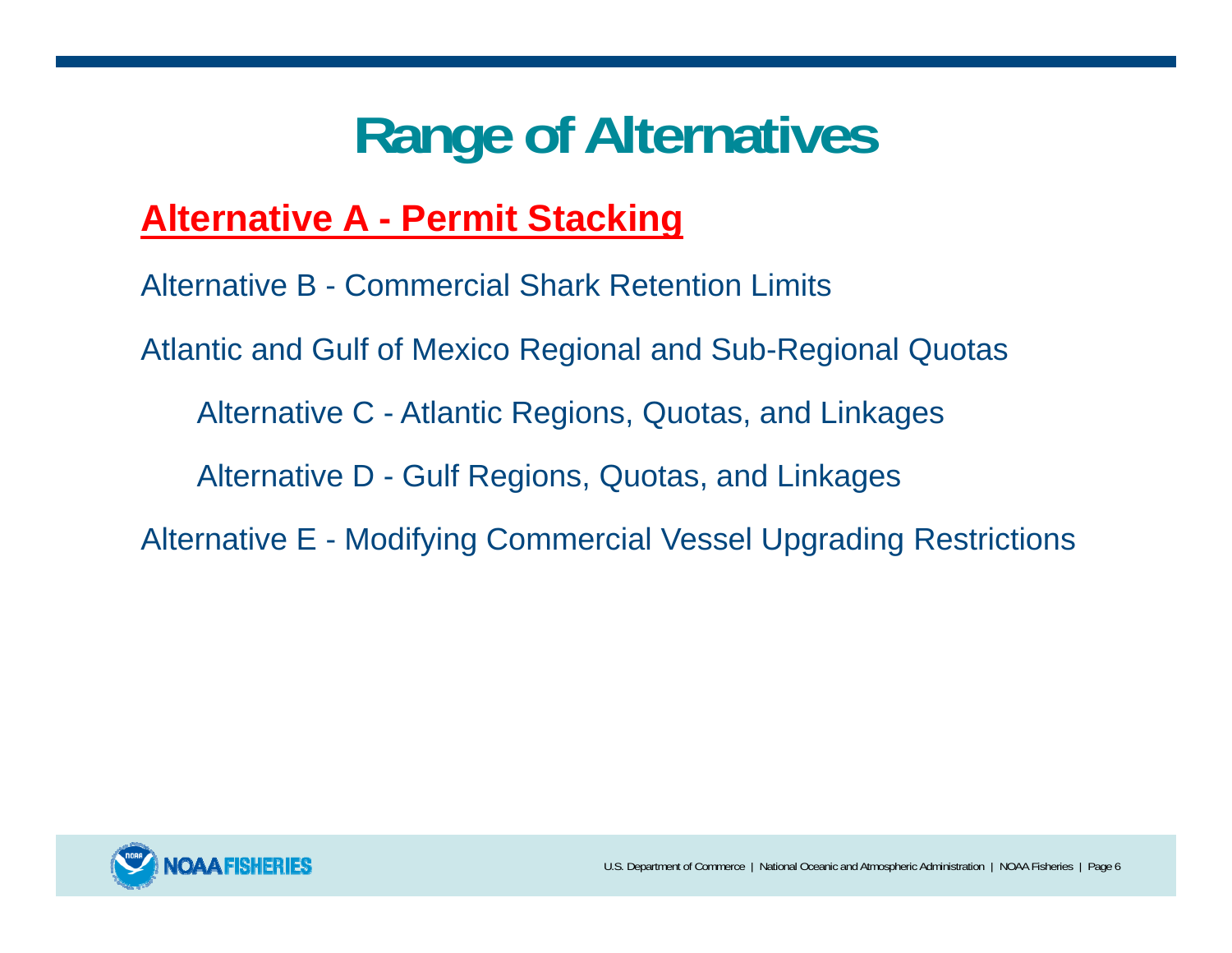# Range of Alternatives

**Alternative A - Permit Stacking**

Alternative B - Commercial Shark Retention Limits

Atlantic and Gulf of Mexico Regional and Sub-Regional Quotas

- Alternative C - Atlantic Regions, Quotas, and Linkages
- Alternative D - Gulf Regions, Quotas, and Linkages

Alternative E - Modifying Commercial Vessel Upgrading Restrictions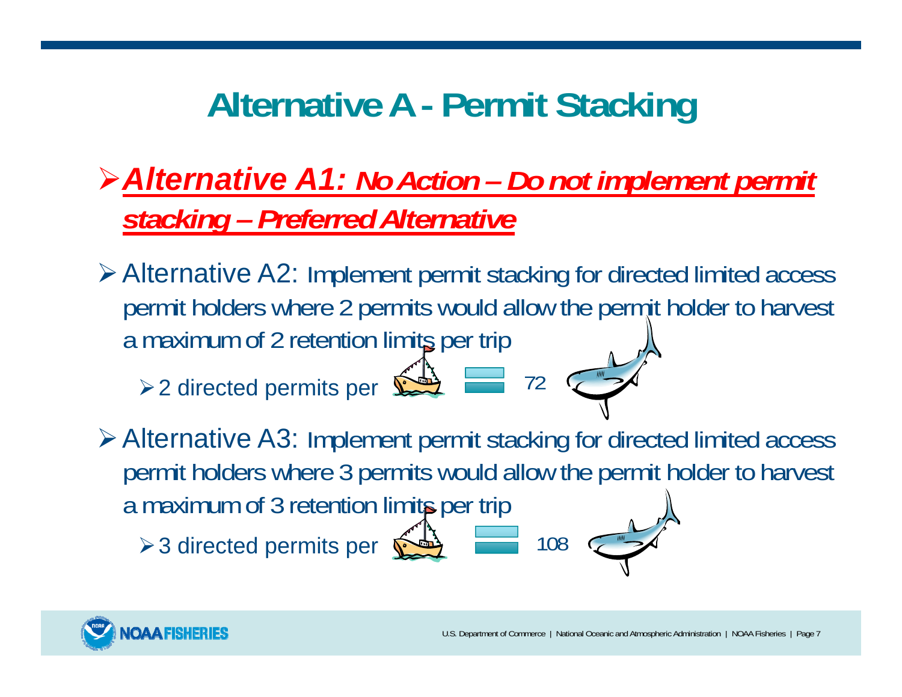# Alternative A - Permit Stacking

- ***Alternative A1: No Action – Do not implement permit stacking – Preferred Alternative***
- Alternative A2: Implement permit stacking for directed limited access permit holders where 2 permits would allow the permit holder to harvest a maximum of 2 retention limits per trip
  - 2 directed permits per = 72
- Alternative A3: Implement permit stacking for directed limited access permit holders where 3 permits would allow the permit holder to harvest a maximum of 3 retention limits per trip
  - 3 directed permits per = 108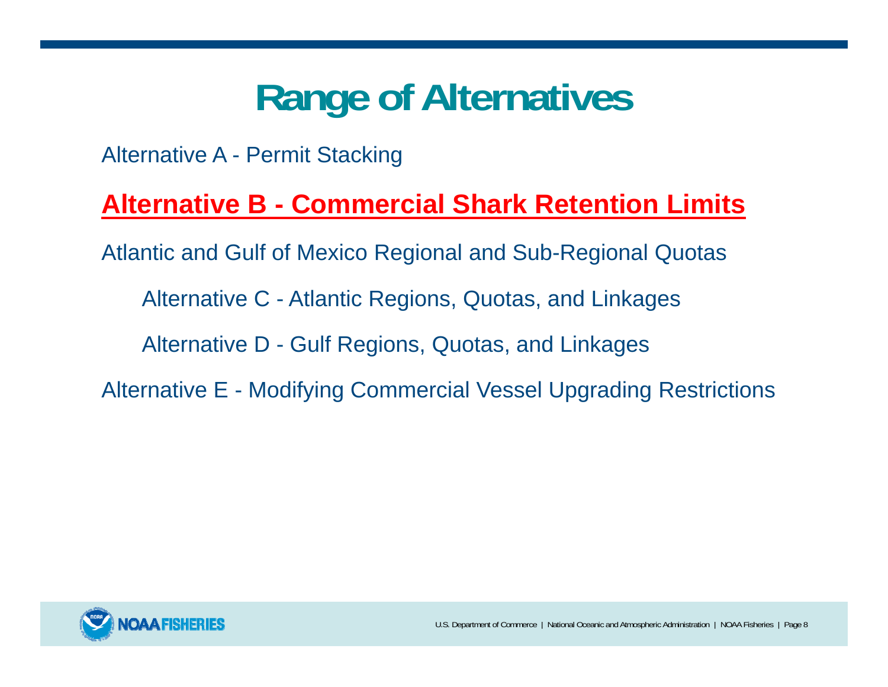# Range of Alternatives

Alternative A - Permit Stacking

**Alternative B - Commercial Shark Retention Limits**

Atlantic and Gulf of Mexico Regional and Sub-Regional Quotas

- Alternative C - Atlantic Regions, Quotas, and Linkages
- Alternative D - Gulf Regions, Quotas, and Linkages

Alternative E - Modifying Commercial Vessel Upgrading Restrictions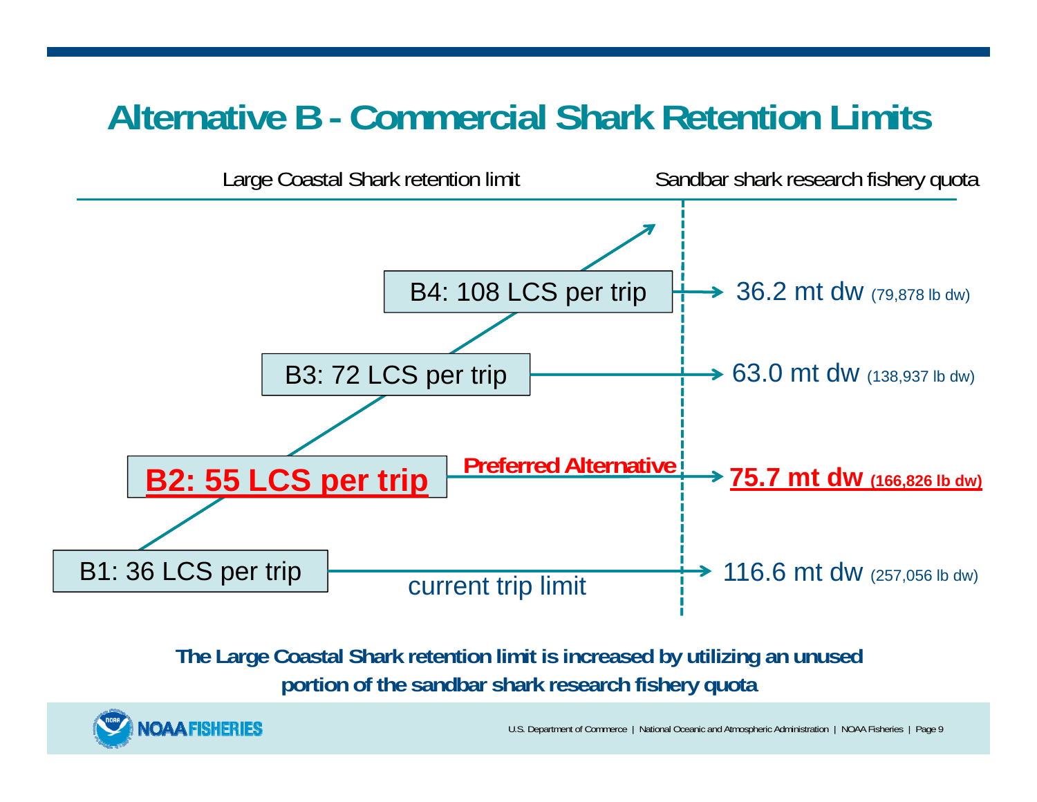# Alternative B - Commercial Shark Retention Limits

| Large Coastal Shark retention limit | Sandbar shark research fishery quota |
|---|---|
| B4: 108 LCS per trip | 36.2 mt dw (79,878 lb dw) |
| B3: 72 LCS per trip | 63.0 mt dw (138,937 lb dw) |
| **B2: 55 LCS per trip** (Preferred Alternative) | **75.7 mt dw (166,826 lb dw)** |
| B1: 36 LCS per trip (current trip limit) | 116.6 mt dw (257,056 lb dw) |

**The Large Coastal Shark retention limit is increased by utilizing an unused portion of the sandbar shark research fishery quota**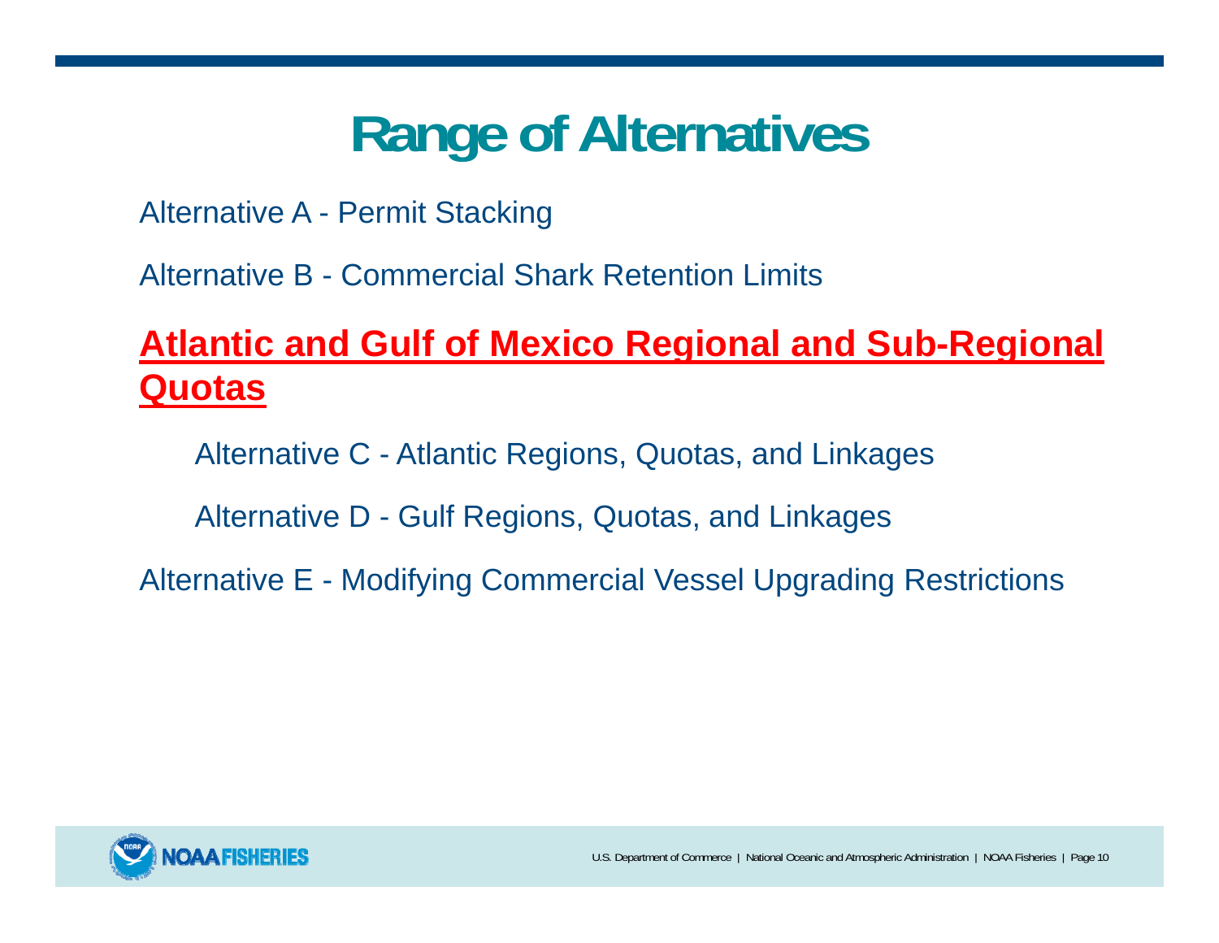# Range of Alternatives

Alternative A - Permit Stacking

Alternative B - Commercial Shark Retention Limits

**Atlantic and Gulf of Mexico Regional and Sub-Regional Quotas**

- Alternative C - Atlantic Regions, Quotas, and Linkages
- Alternative D - Gulf Regions, Quotas, and Linkages

Alternative E - Modifying Commercial Vessel Upgrading Restrictions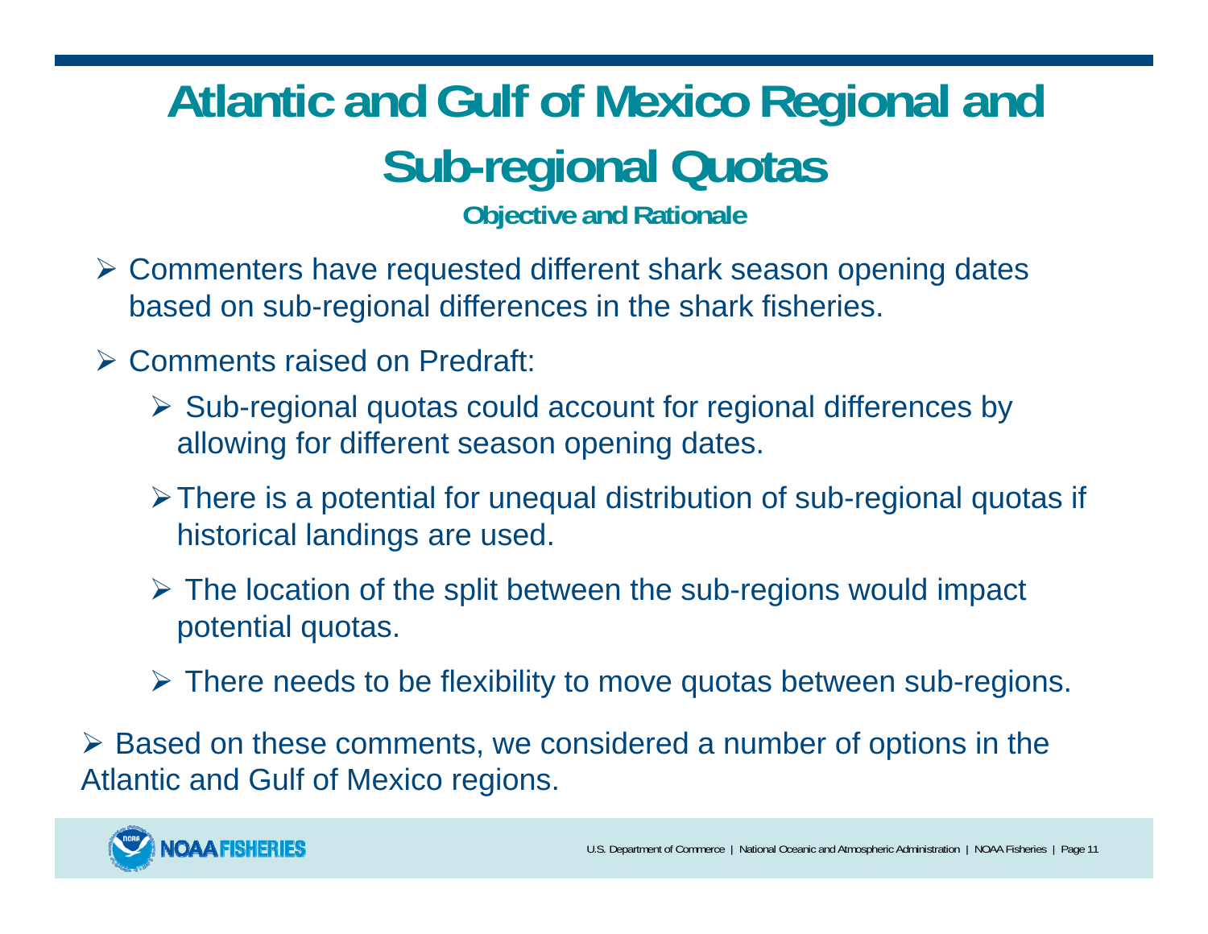# Atlantic and Gulf of Mexico Regional and Sub-regional Quotas

### Objective and Rationale

- Commenters have requested different shark season opening dates based on sub-regional differences in the shark fisheries.
- Comments raised on Predraft:
  - Sub-regional quotas could account for regional differences by allowing for different season opening dates.
  - There is a potential for unequal distribution of sub-regional quotas if historical landings are used.
  - The location of the split between the sub-regions would impact potential quotas.
  - There needs to be flexibility to move quotas between sub-regions.
- Based on these comments, we considered a number of options in the Atlantic and Gulf of Mexico regions.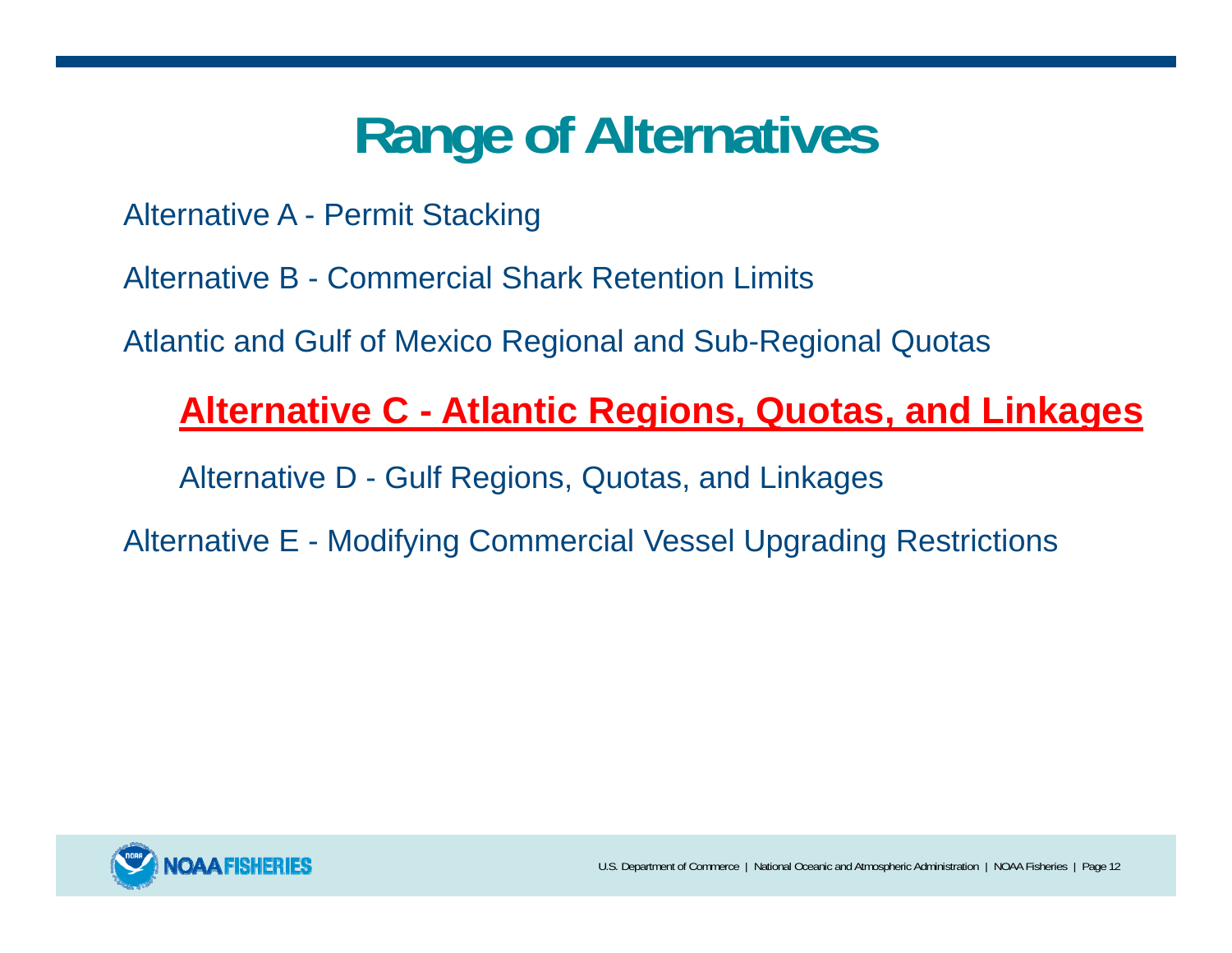# Range of Alternatives

Alternative A - Permit Stacking

Alternative B - Commercial Shark Retention Limits

Atlantic and Gulf of Mexico Regional and Sub-Regional Quotas

- **Alternative C - Atlantic Regions, Quotas, and Linkages**
- Alternative D - Gulf Regions, Quotas, and Linkages

Alternative E - Modifying Commercial Vessel Upgrading Restrictions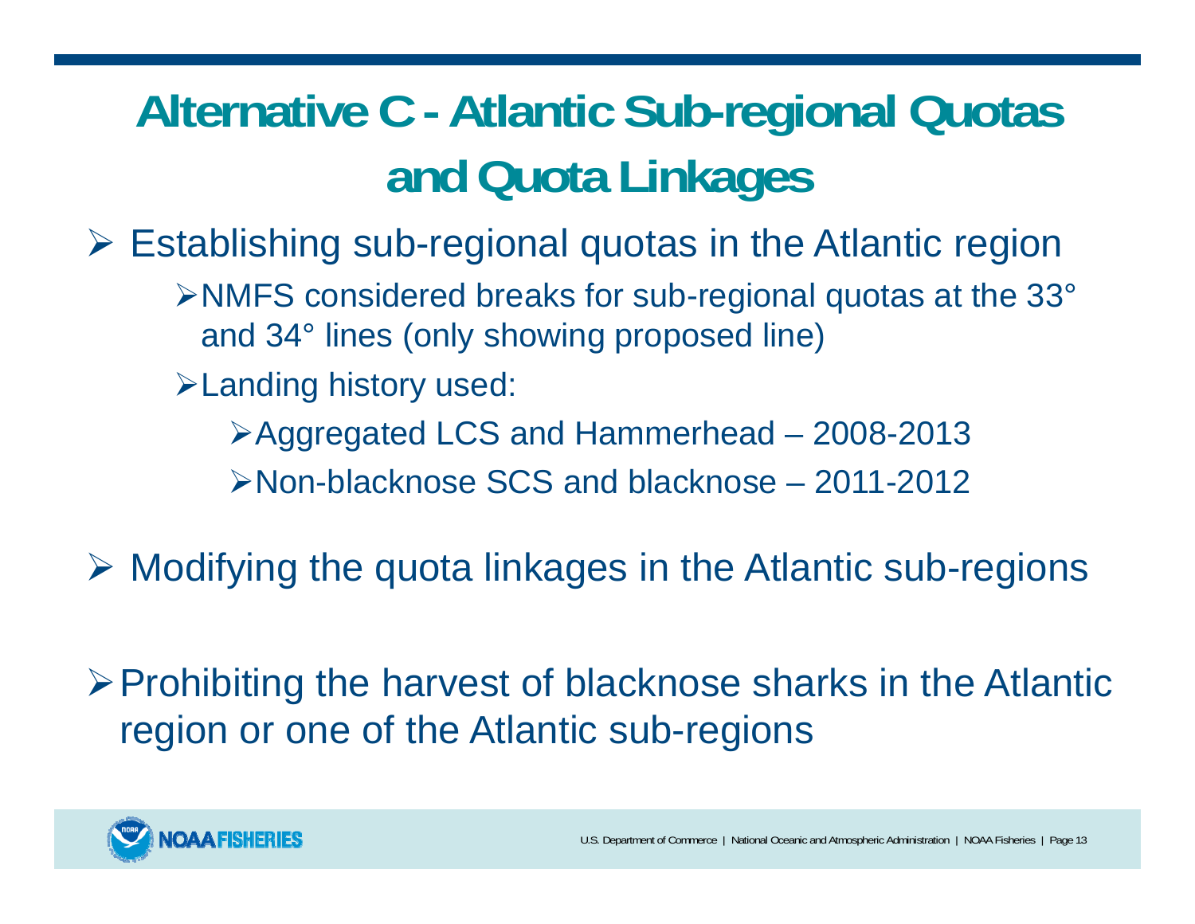# Alternative C - Atlantic Sub-regional Quotas and Quota Linkages

- Establishing sub-regional quotas in the Atlantic region
  - NMFS considered breaks for sub-regional quotas at the 33° and 34° lines (only showing proposed line)
  - Landing history used:
    - Aggregated LCS and Hammerhead – 2008-2013
    - Non-blacknose SCS and blacknose – 2011-2012
- Modifying the quota linkages in the Atlantic sub-regions
- Prohibiting the harvest of blacknose sharks in the Atlantic region or one of the Atlantic sub-regions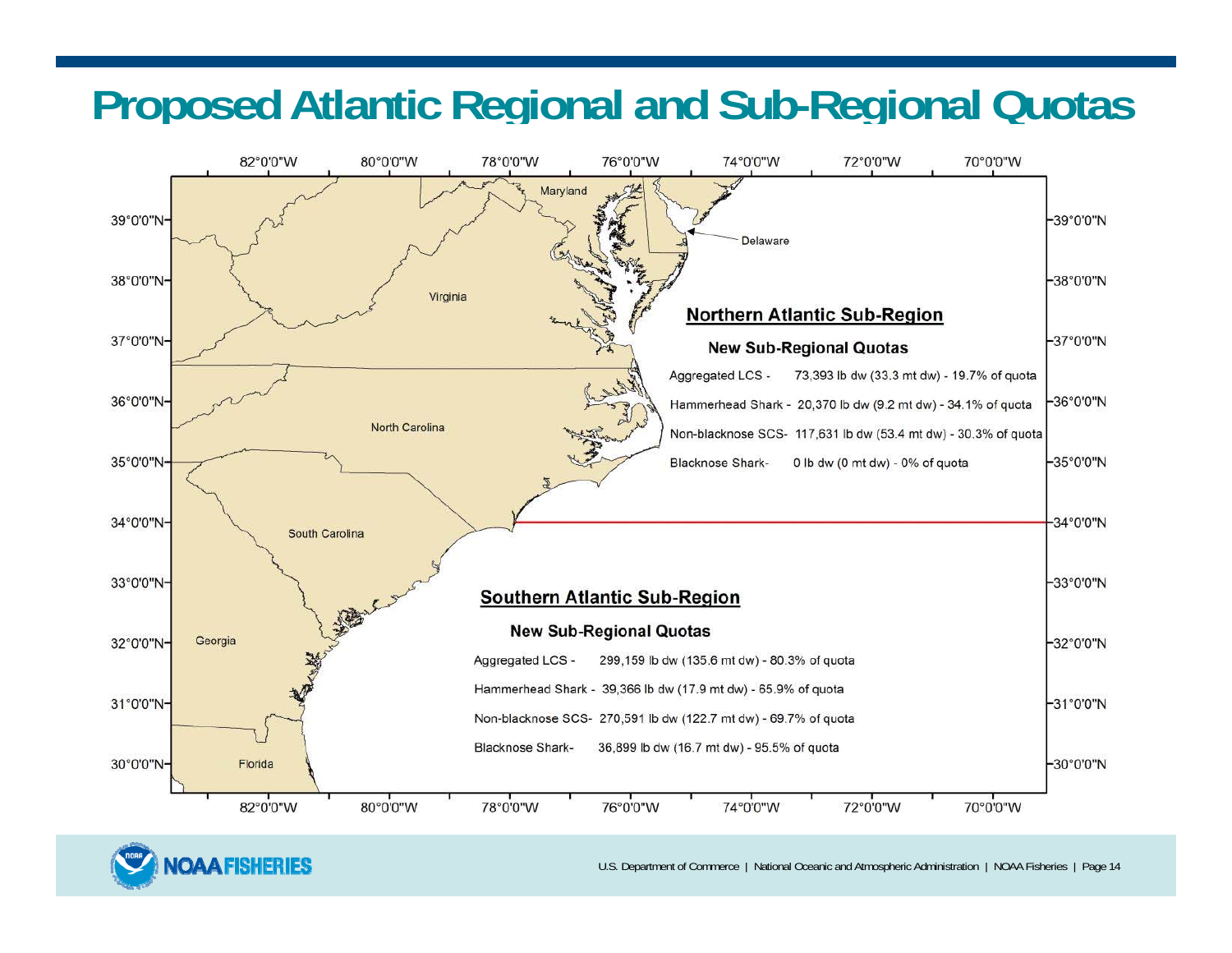# Proposed Atlantic Regional and Sub-Regional Quotas

## Northern Atlantic Sub-Region

### New Sub-Regional Quotas

Aggregated LCS - 73,393 lb dw (33.3 mt dw) - 19.7% of quota

Hammerhead Shark - 20,370 lb dw (9.2 mt dw) - 34.1% of quota

Non-blacknose SCS- 117,631 lb dw (53.4 mt dw) - 30.3% of quota

Blacknose Shark- 0 lb dw (0 mt dw) - 0% of quota

## Southern Atlantic Sub-Region

### New Sub-Regional Quotas

Aggregated LCS - 299,159 lb dw (135.6 mt dw) - 80.3% of quota

Hammerhead Shark - 39,366 lb dw (17.9 mt dw) - 65.9% of quota

Non-blacknose SCS- 270,591 lb dw (122.7 mt dw) - 69.7% of quota

Blacknose Shark- 36,899 lb dw (16.7 mt dw) - 95.5% of quota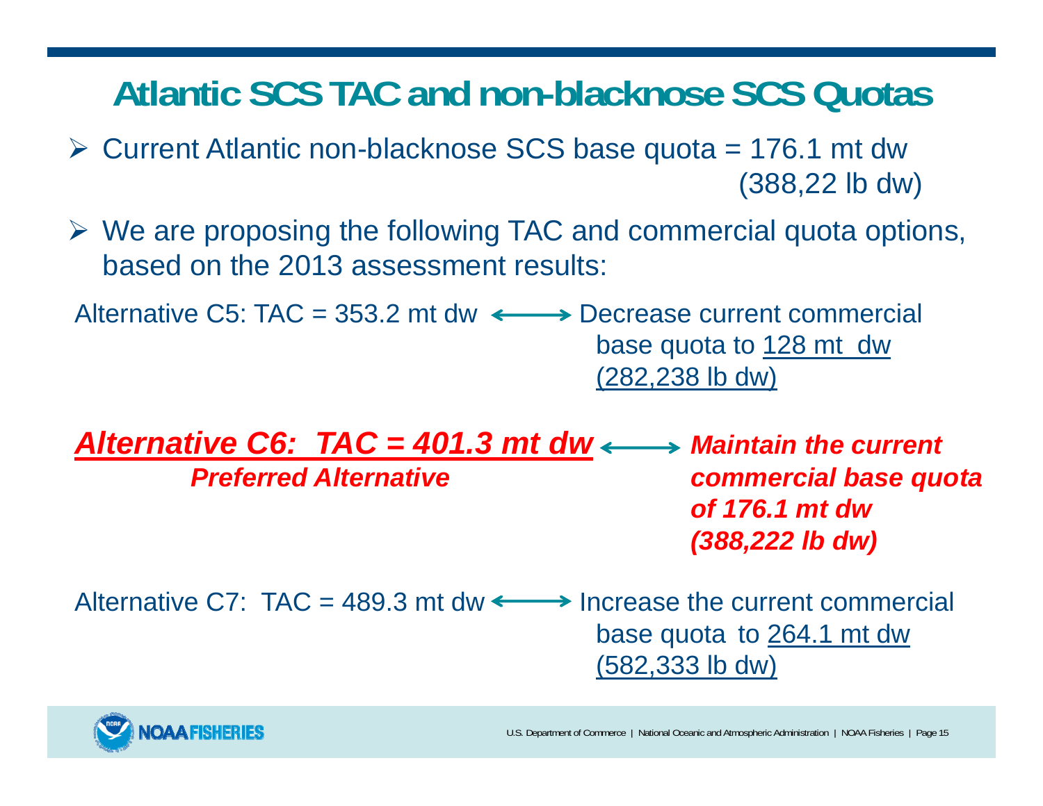# Atlantic SCS TAC and non-blacknose SCS Quotas

- Current Atlantic non-blacknose SCS base quota = 176.1 mt dw (388,22 lb dw)
- We are proposing the following TAC and commercial quota options, based on the 2013 assessment results:

Alternative C5: TAC = 353.2 mt dw ⟷ Decrease current commercial base quota to 128 mt dw (282,238 lb dw)

***Alternative C6: TAC = 401.3 mt dw*** ⟷ ***Maintain the current commercial base quota of 176.1 mt dw (388,222 lb dw)***

***Preferred Alternative***

Alternative C7: TAC = 489.3 mt dw ⟷ Increase the current commercial base quota to 264.1 mt dw (582,333 lb dw)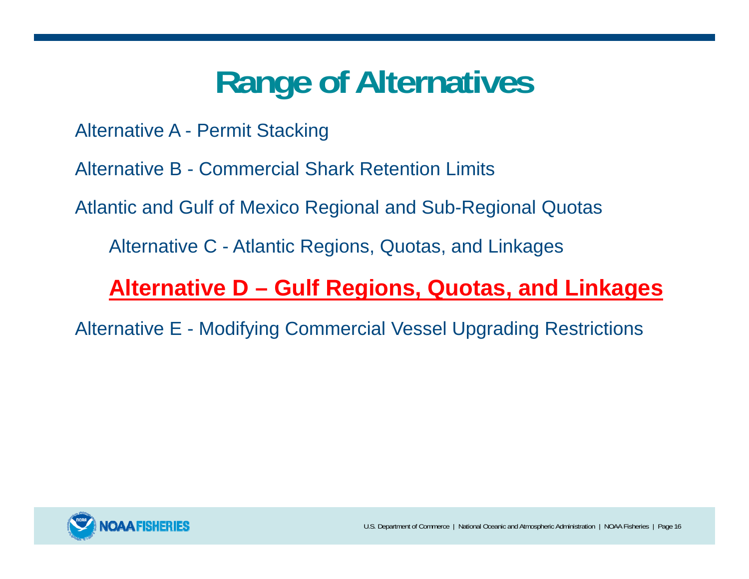# Range of Alternatives

Alternative A - Permit Stacking

Alternative B - Commercial Shark Retention Limits

Atlantic and Gulf of Mexico Regional and Sub-Regional Quotas

- Alternative C - Atlantic Regions, Quotas, and Linkages
- **Alternative D – Gulf Regions, Quotas, and Linkages**

Alternative E - Modifying Commercial Vessel Upgrading Restrictions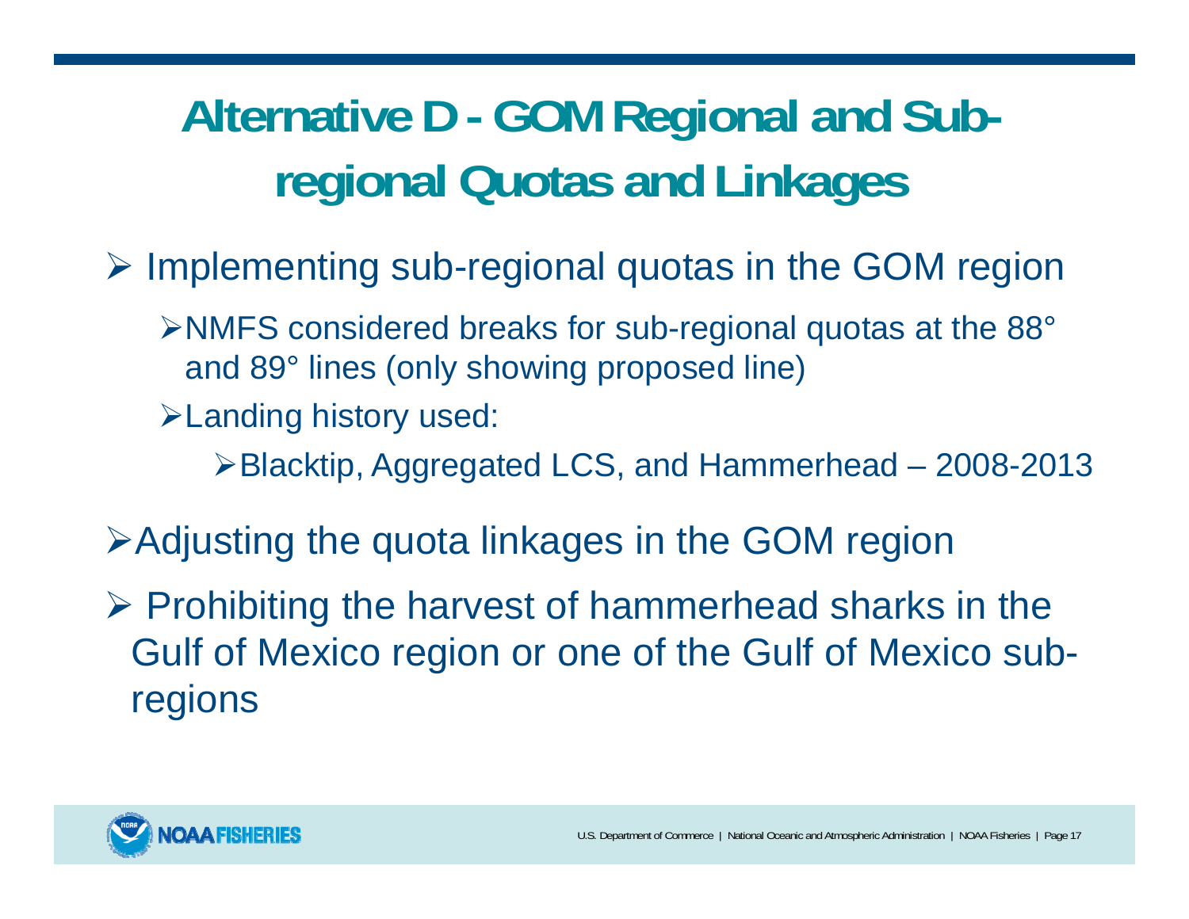# Alternative D - GOM Regional and Sub-regional Quotas and Linkages

- Implementing sub-regional quotas in the GOM region
  - NMFS considered breaks for sub-regional quotas at the 88° and 89° lines (only showing proposed line)
  - Landing history used:
    - Blacktip, Aggregated LCS, and Hammerhead – 2008-2013
- Adjusting the quota linkages in the GOM region
- Prohibiting the harvest of hammerhead sharks in the Gulf of Mexico region or one of the Gulf of Mexico sub-regions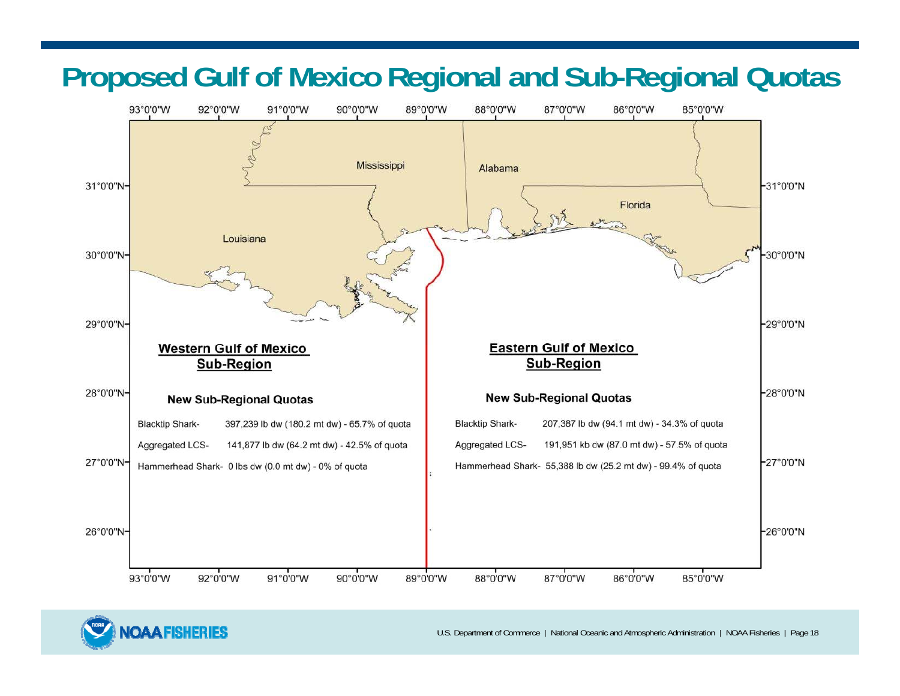# Proposed Gulf of Mexico Regional and Sub-Regional Quotas

## Western Gulf of Mexico Sub-Region

### New Sub-Regional Quotas

Blacktip Shark- 397,239 lb dw (180.2 mt dw) - 65.7% of quota

Aggregated LCS- 141,877 lb dw (64.2 mt dw) - 42.5% of quota

Hammerhead Shark- 0 lbs dw (0.0 mt dw) - 0% of quota

## Eastern Gulf of Mexico Sub-Region

### New Sub-Regional Quotas

Blacktip Shark- 207,387 lb dw (94.1 mt dw) - 34.3% of quota

Aggregated LCS- 191,951 kb dw (87.0 mt dw) - 57.5% of quota

Hammerhead Shark- 55,388 lb dw (25.2 mt dw) - 99.4% of quota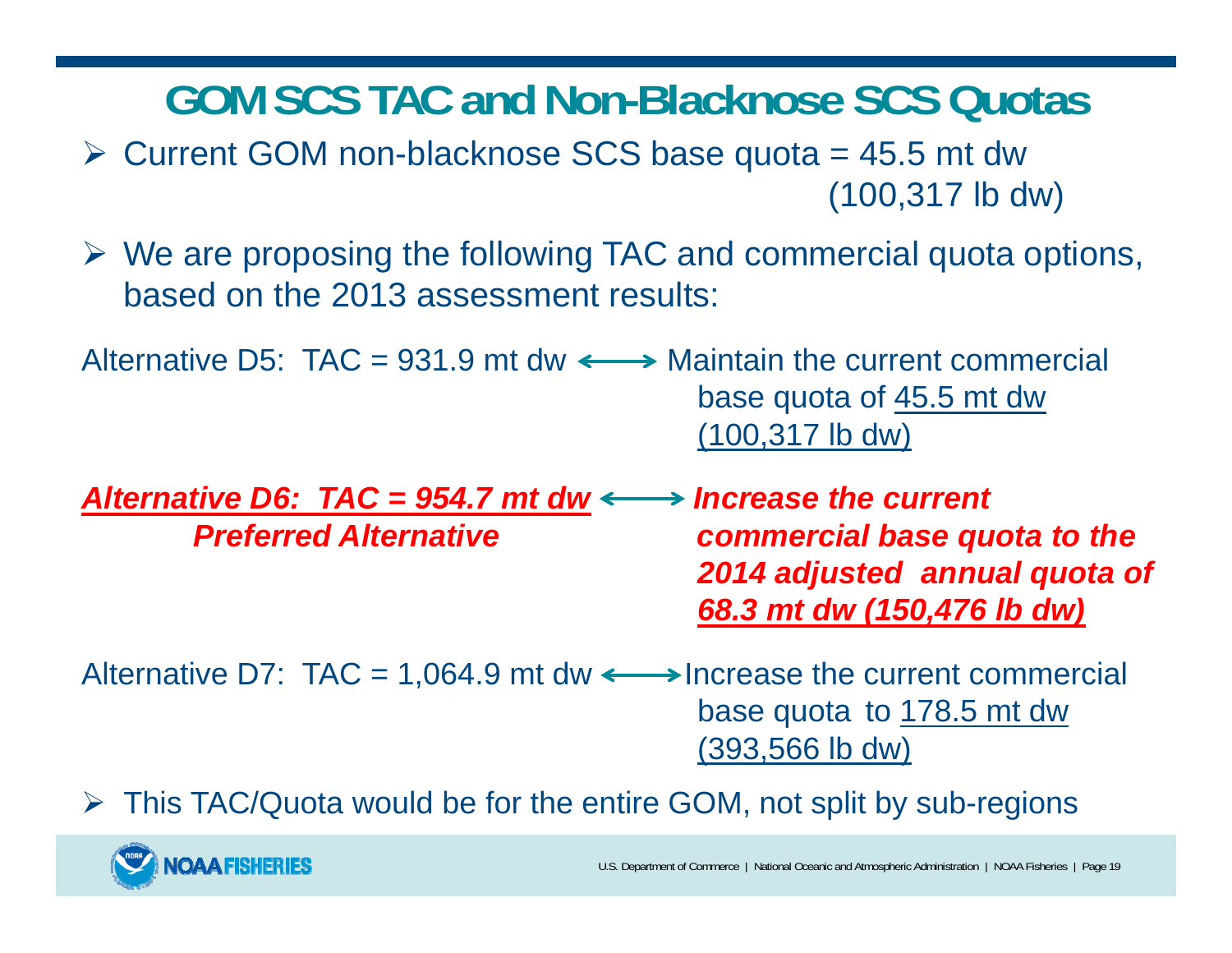# GOM SCS TAC and Non-Blacknose SCS Quotas

- Current GOM non-blacknose SCS base quota = 45.5 mt dw (100,317 lb dw)
- We are proposing the following TAC and commercial quota options, based on the 2013 assessment results:

Alternative D5: TAC = 931.9 mt dw ⟷ Maintain the current commercial base quota of 45.5 mt dw (100,317 lb dw)

***Alternative D6: TAC = 954.7 mt dw*** ⟷ ***Increase the current commercial base quota to the 2014 adjusted annual quota of 68.3 mt dw (150,476 lb dw)***

***Preferred Alternative***

Alternative D7: TAC = 1,064.9 mt dw ⟷ Increase the current commercial base quota to 178.5 mt dw (393,566 lb dw)

- This TAC/Quota would be for the entire GOM, not split by sub-regions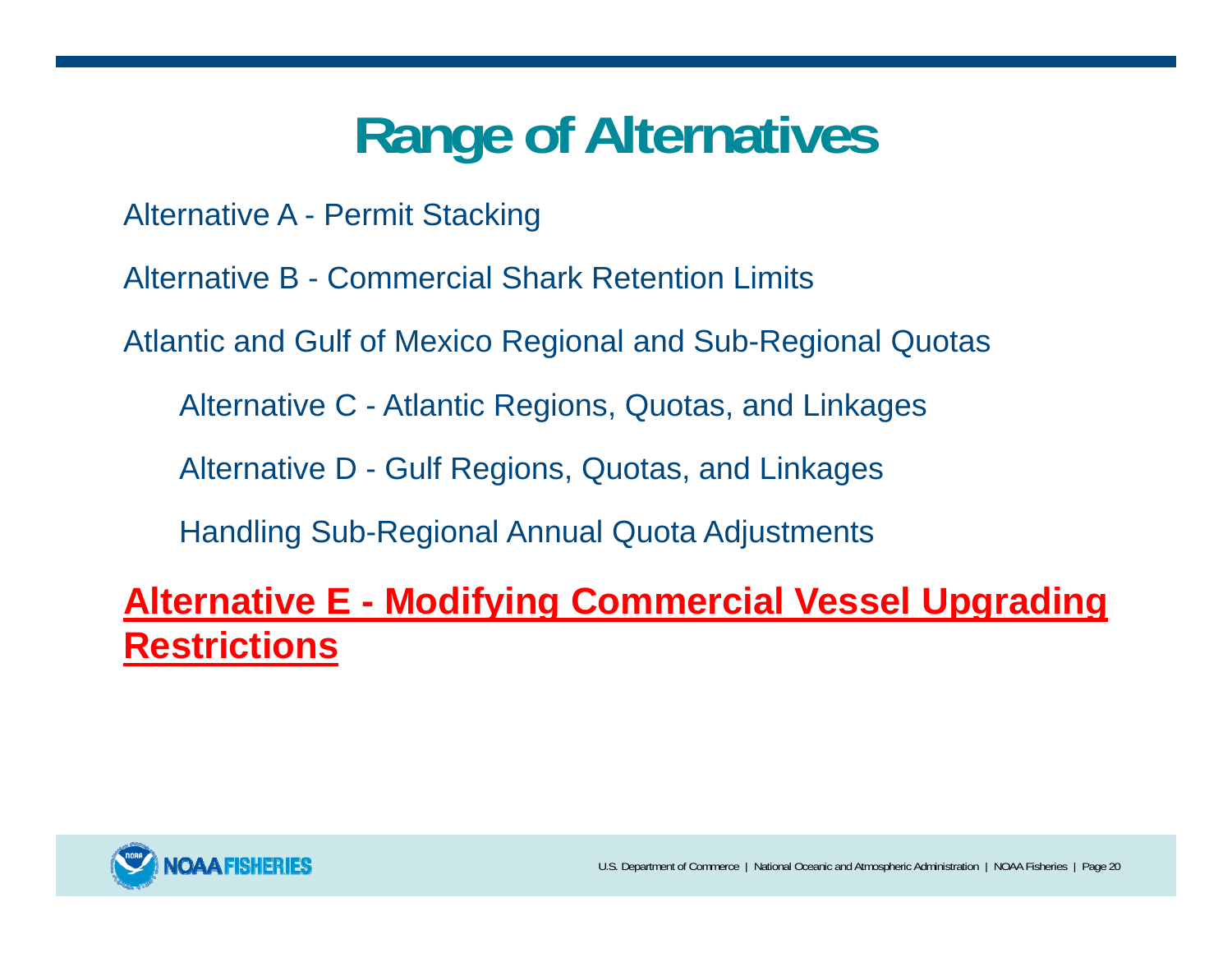# Range of Alternatives

Alternative A - Permit Stacking

Alternative B - Commercial Shark Retention Limits

Atlantic and Gulf of Mexico Regional and Sub-Regional Quotas

- Alternative C - Atlantic Regions, Quotas, and Linkages
- Alternative D - Gulf Regions, Quotas, and Linkages
- Handling Sub-Regional Annual Quota Adjustments

**Alternative E - Modifying Commercial Vessel Upgrading Restrictions**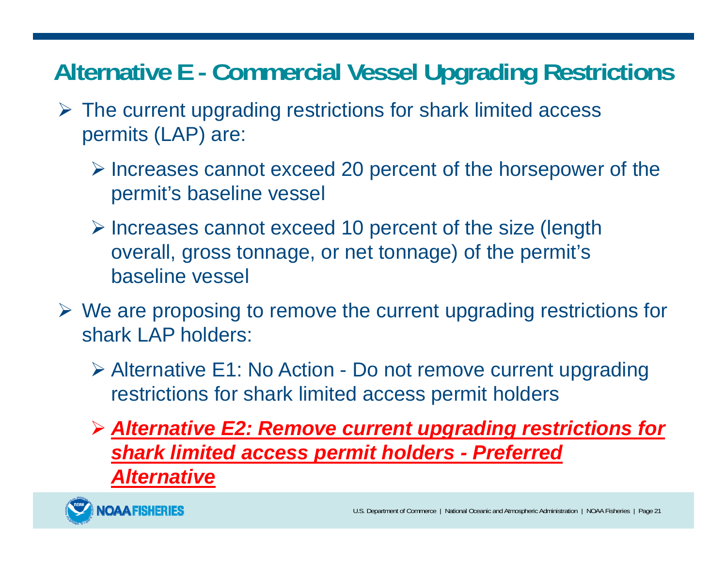# Alternative E - Commercial Vessel Upgrading Restrictions

- The current upgrading restrictions for shark limited access permits (LAP) are:
  - Increases cannot exceed 20 percent of the horsepower of the permit's baseline vessel
  - Increases cannot exceed 10 percent of the size (length overall, gross tonnage, or net tonnage) of the permit's baseline vessel
- We are proposing to remove the current upgrading restrictions for shark LAP holders:
  - Alternative E1: No Action - Do not remove current upgrading restrictions for shark limited access permit holders
  - ***<u>Alternative E2: Remove current upgrading restrictions for shark limited access permit holders - Preferred Alternative</u>***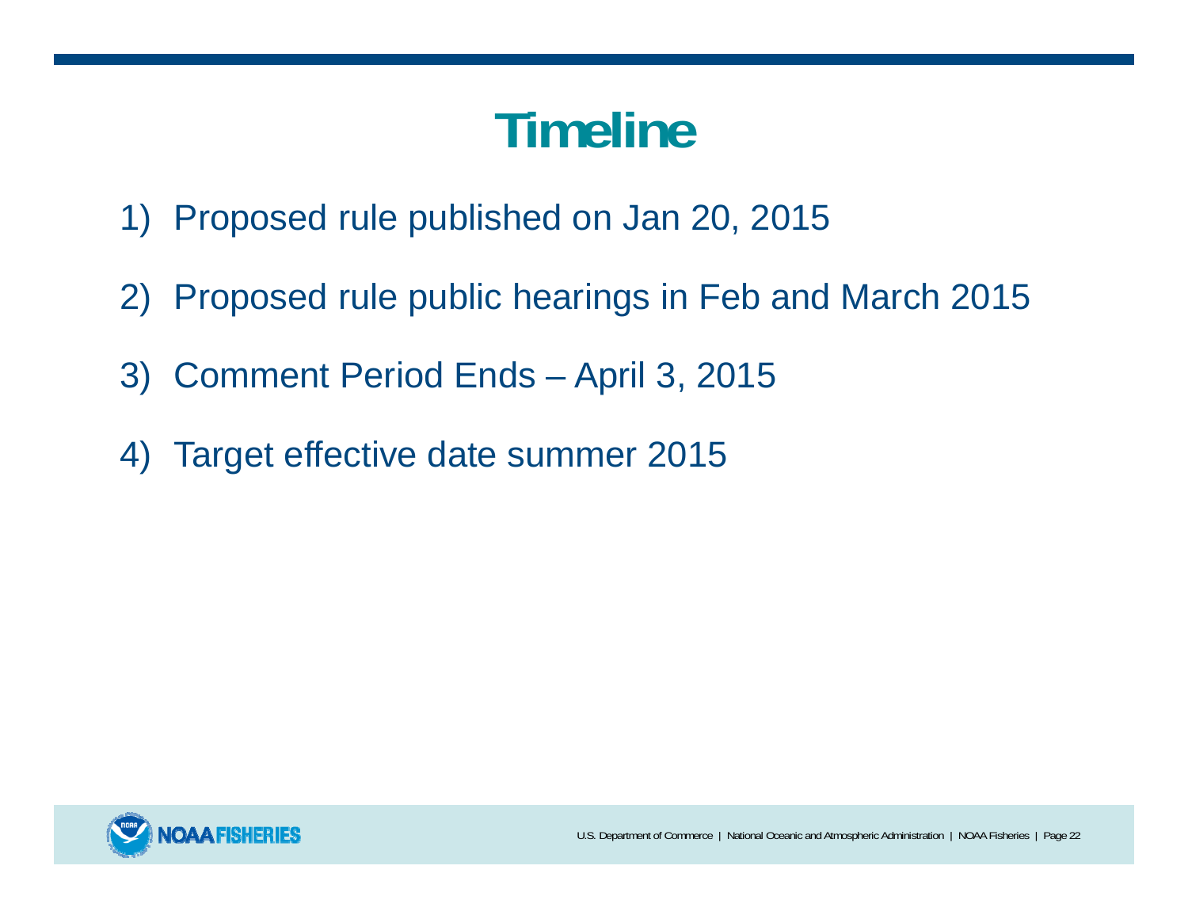# Timeline

1) Proposed rule published on Jan 20, 2015
2) Proposed rule public hearings in Feb and March 2015
3) Comment Period Ends – April 3, 2015
4) Target effective date summer 2015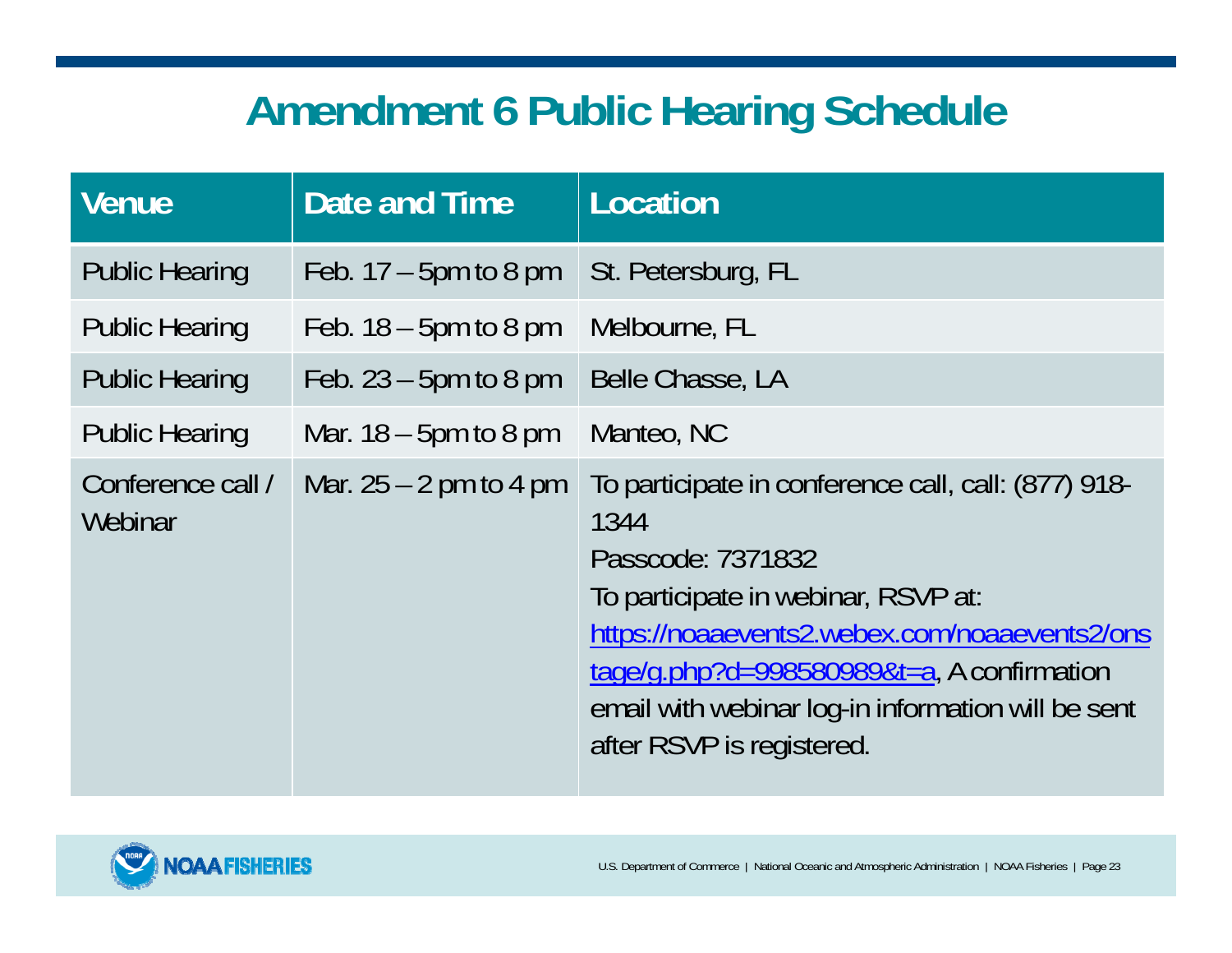# Amendment 6 Public Hearing Schedule

| Venue | Date and Time | Location |
|---|---|---|
| Public Hearing | Feb. 17 – 5pm to 8 pm | St. Petersburg, FL |
| Public Hearing | Feb. 18 – 5pm to 8 pm | Melbourne, FL |
| Public Hearing | Feb. 23 – 5pm to 8 pm | Belle Chasse, LA |
| Public Hearing | Mar. 18 – 5pm to 8 pm | Manteo, NC |
| Conference call / Webinar | Mar. 25 – 2 pm to 4 pm | To participate in conference call, call: (877) 918-1344<br>Passcode: 7371832<br>To participate in webinar, RSVP at: https://noaaevents2.webex.com/noaaevents2/onstage/g.php?d=998580989&t=a, A confirmation email with webinar log-in information will be sent after RSVP is registered. |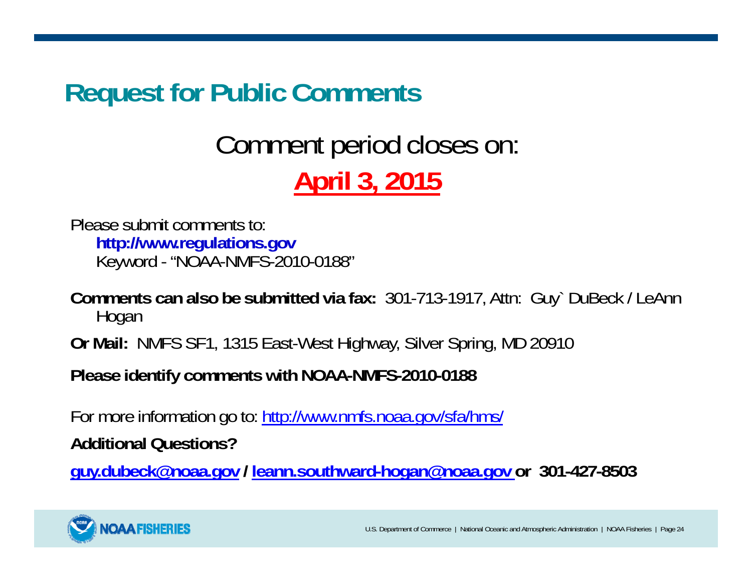# Request for Public Comments

## Comment period closes on:

## **April 3, 2015**

Please submit comments to:

**http://www.regulations.gov**

Keyword - "NOAA-NMFS-2010-0188"

**Comments can also be submitted via fax:** 301-713-1917, Attn: Guy` DuBeck / LeAnn Hogan

**Or Mail:** NMFS SF1, 1315 East-West Highway, Silver Spring, MD 20910

**Please identify comments with NOAA-NMFS-2010-0188**

For more information go to: http://www.nmfs.noaa.gov/sfa/hms/

**Additional Questions?**

**guy.dubeck@noaa.gov / leann.southward-hogan@noaa.gov or 301-427-8503**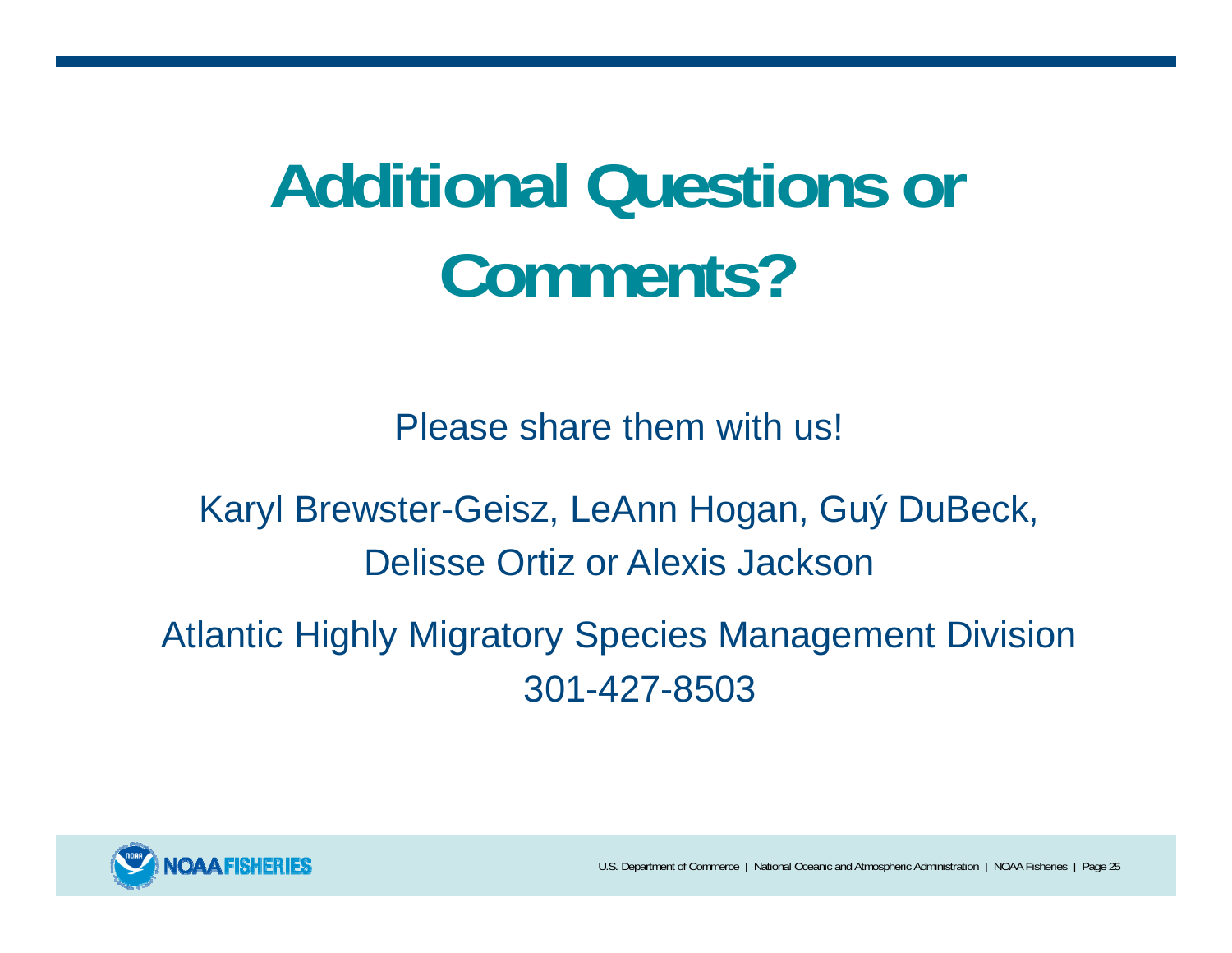# Additional Questions or Comments?

Please share them with us!

Karyl Brewster-Geisz, LeAnn Hogan, Guý DuBeck, Delisse Ortiz or Alexis Jackson

Atlantic Highly Migratory Species Management Division
301-427-8503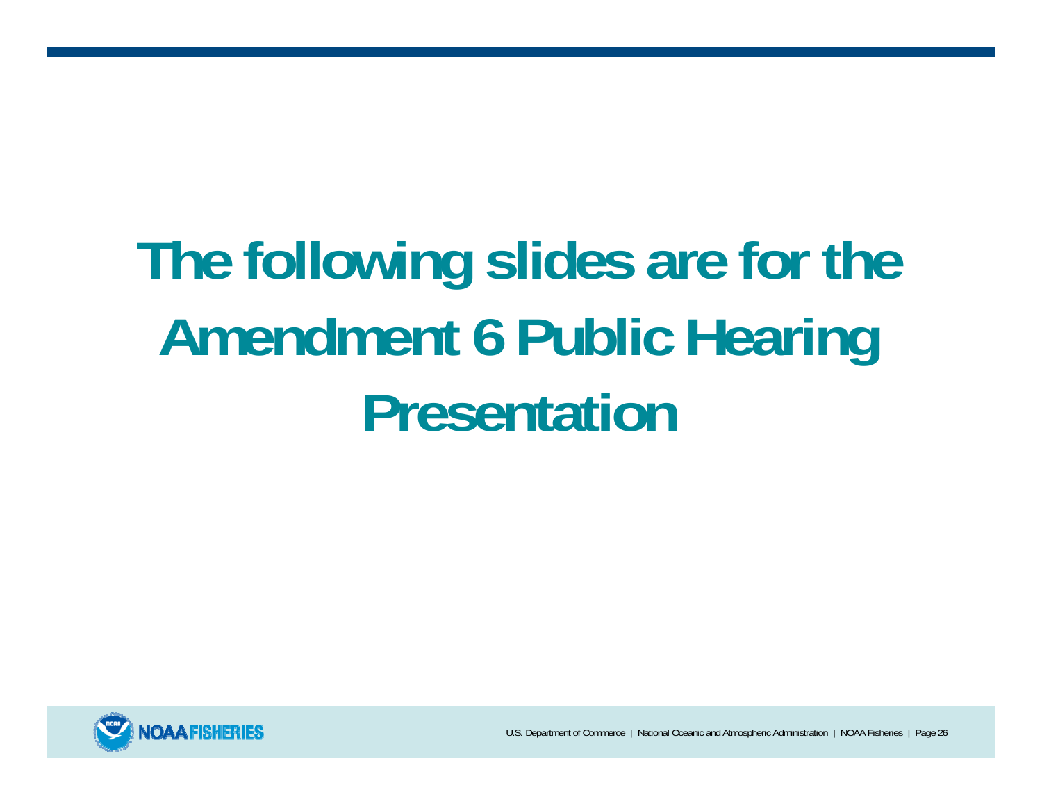# The following slides are for the Amendment 6 Public Hearing Presentation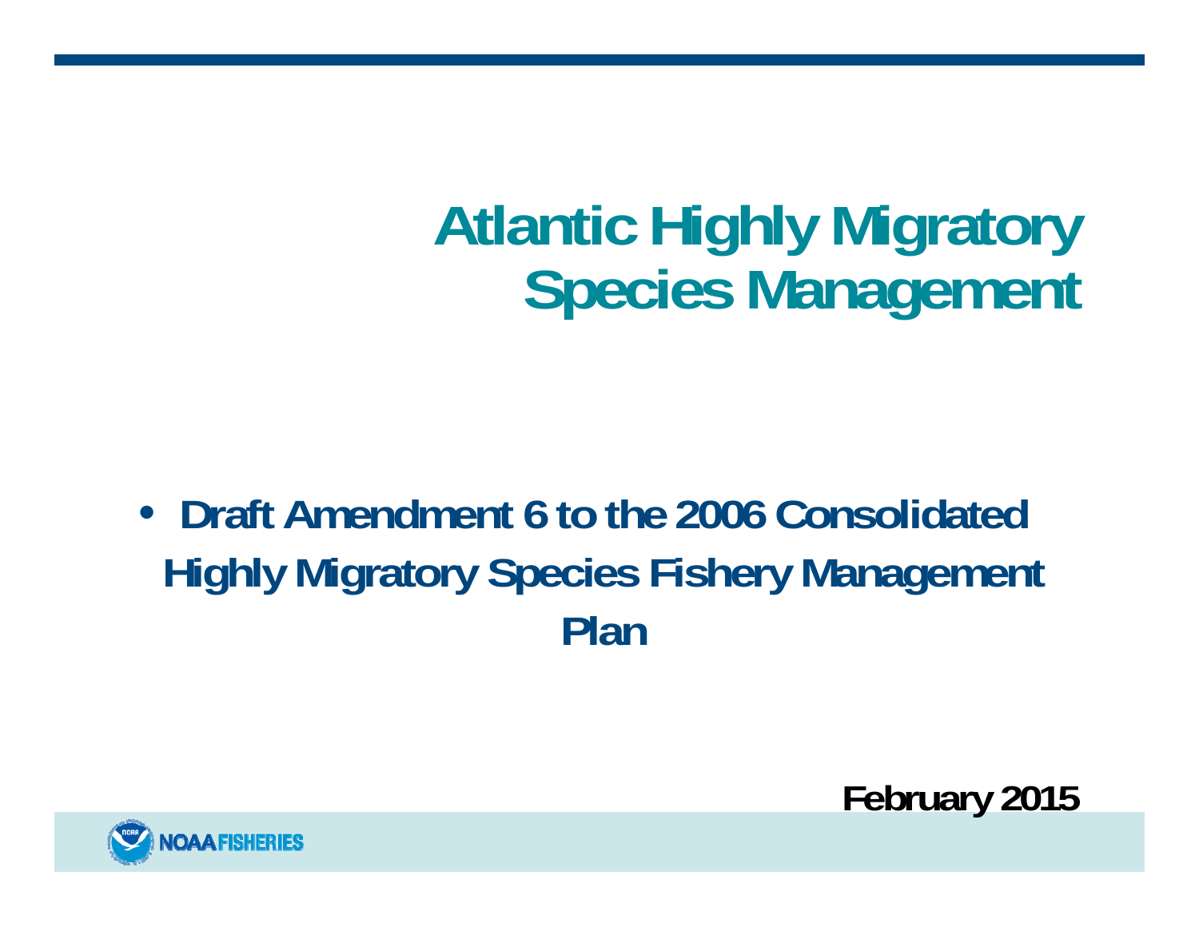# Atlantic Highly Migratory Species Management

- **Draft Amendment 6 to the 2006 Consolidated Highly Migratory Species Fishery Management Plan**

**February 2015**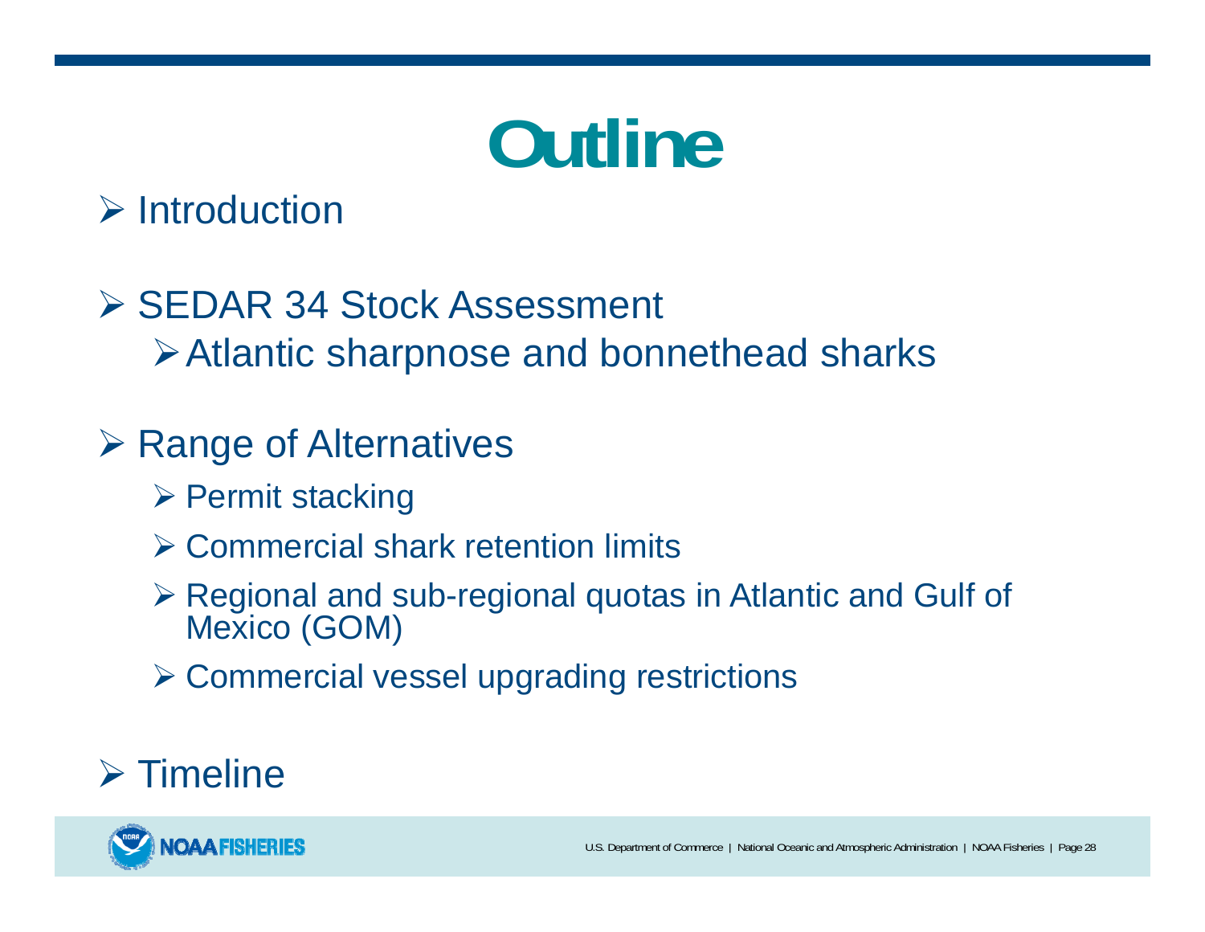# Outline

- Introduction
- SEDAR 34 Stock Assessment
  - Atlantic sharpnose and bonnethead sharks
- Range of Alternatives
  - Permit stacking
  - Commercial shark retention limits
  - Regional and sub-regional quotas in Atlantic and Gulf of Mexico (GOM)
  - Commercial vessel upgrading restrictions
- Timeline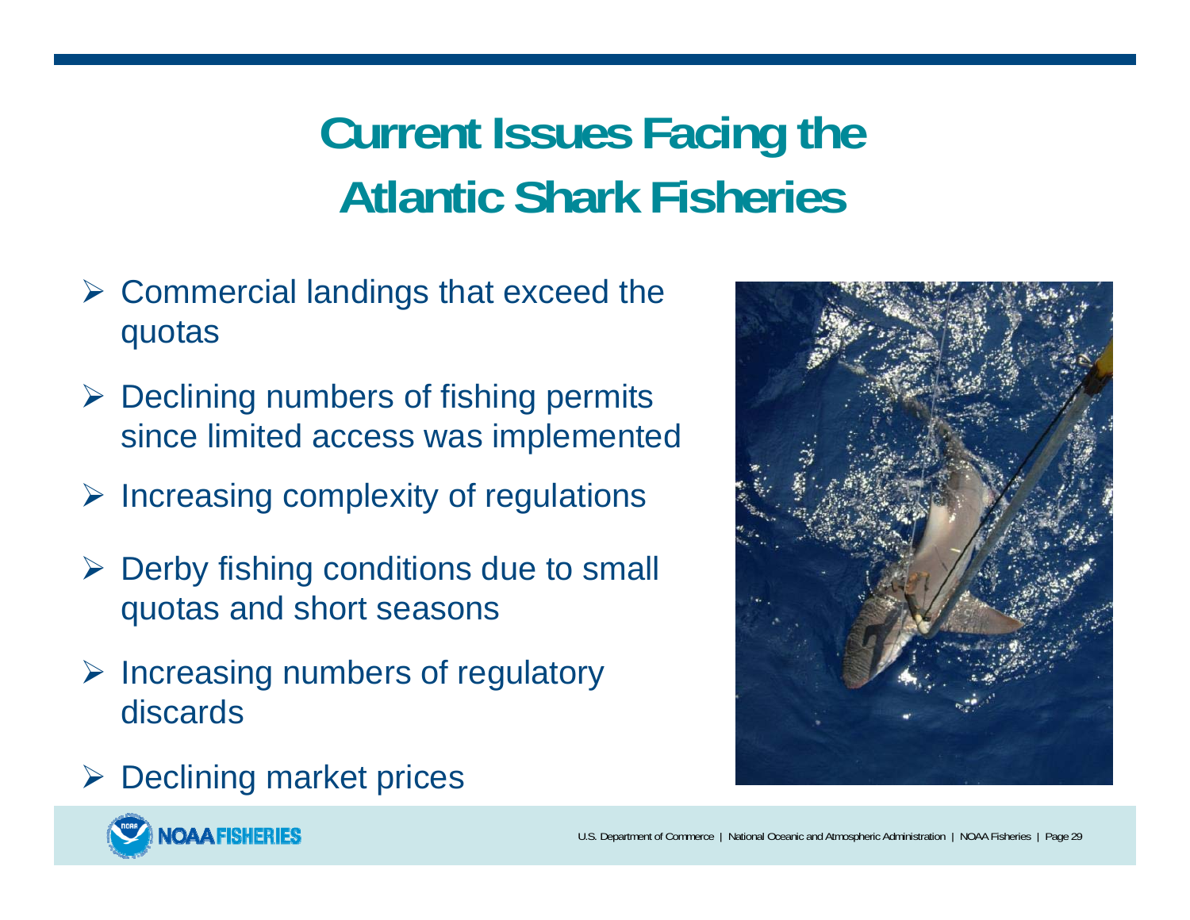# Current Issues Facing the Atlantic Shark Fisheries

- Commercial landings that exceed the quotas
- Declining numbers of fishing permits since limited access was implemented
- Increasing complexity of regulations
- Derby fishing conditions due to small quotas and short seasons
- Increasing numbers of regulatory discards
- Declining market prices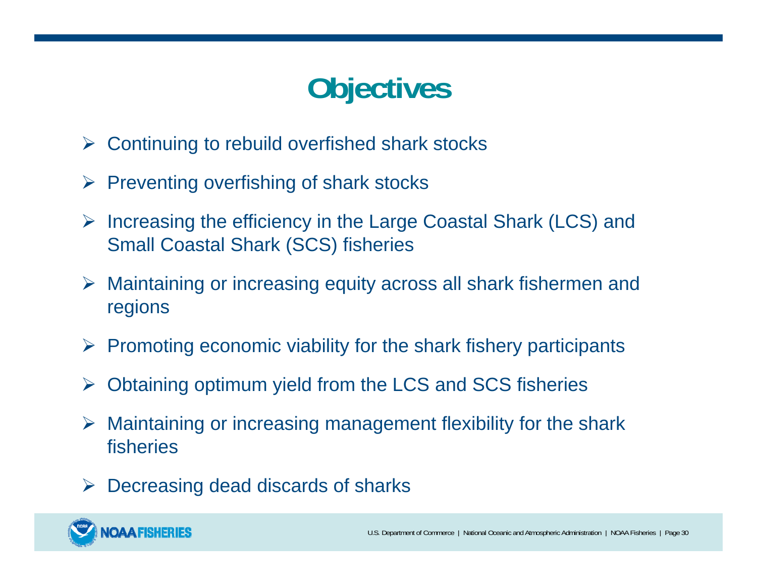# Objectives

- Continuing to rebuild overfished shark stocks
- Preventing overfishing of shark stocks
- Increasing the efficiency in the Large Coastal Shark (LCS) and Small Coastal Shark (SCS) fisheries
- Maintaining or increasing equity across all shark fishermen and regions
- Promoting economic viability for the shark fishery participants
- Obtaining optimum yield from the LCS and SCS fisheries
- Maintaining or increasing management flexibility for the shark fisheries
- Decreasing dead discards of sharks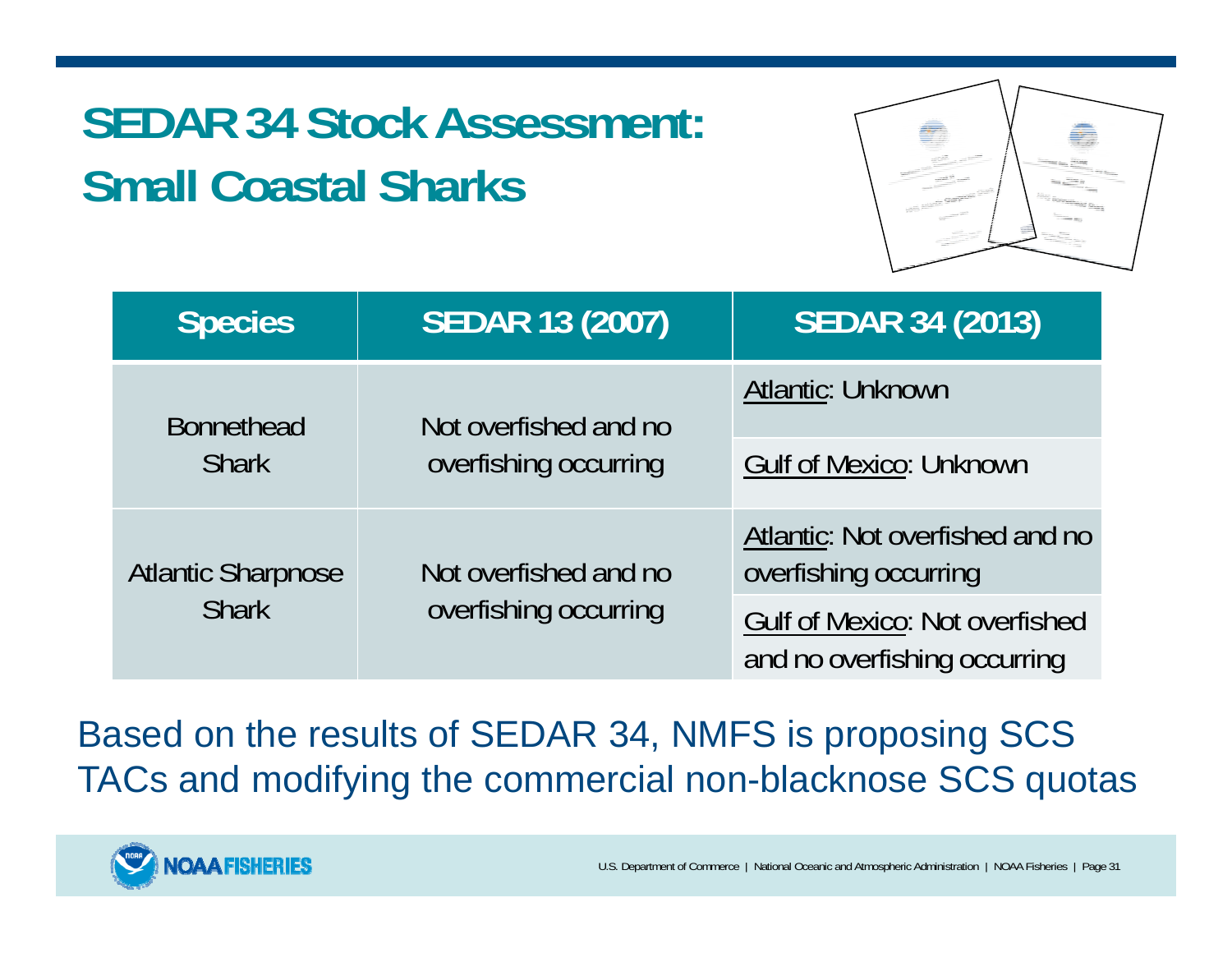# SEDAR 34 Stock Assessment: Small Coastal Sharks

| Species | SEDAR 13 (2007) | SEDAR 34 (2013) |
|---|---|---|
| Bonnethead Shark | Not overfished and no overfishing occurring | Atlantic: Unknown |
| | | Gulf of Mexico: Unknown |
| Atlantic Sharpnose Shark | Not overfished and no overfishing occurring | Atlantic: Not overfished and no overfishing occurring |
| | | Gulf of Mexico: Not overfished and no overfishing occurring |

Based on the results of SEDAR 34, NMFS is proposing SCS TACs and modifying the commercial non-blacknose SCS quotas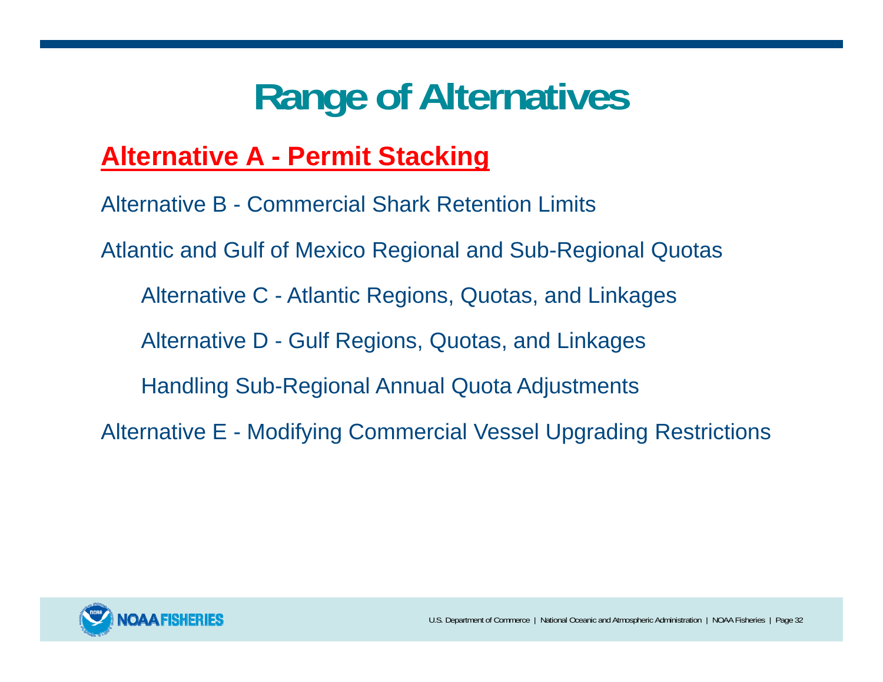# Range of Alternatives

**Alternative A - Permit Stacking**

Alternative B - Commercial Shark Retention Limits

Atlantic and Gulf of Mexico Regional and Sub-Regional Quotas

- Alternative C - Atlantic Regions, Quotas, and Linkages
- Alternative D - Gulf Regions, Quotas, and Linkages
- Handling Sub-Regional Annual Quota Adjustments

Alternative E - Modifying Commercial Vessel Upgrading Restrictions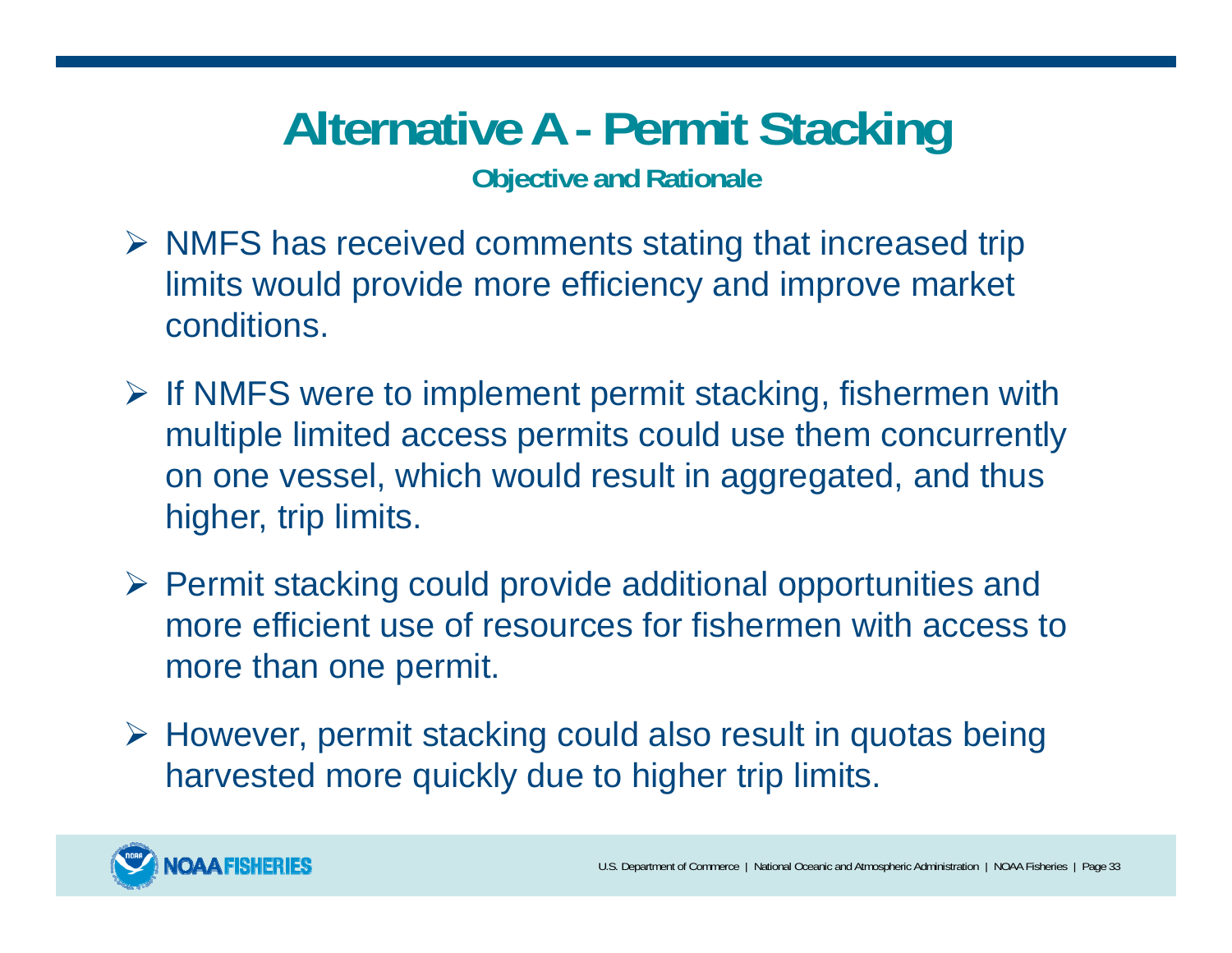# Alternative A - Permit Stacking

### Objective and Rationale

- NMFS has received comments stating that increased trip limits would provide more efficiency and improve market conditions.
- If NMFS were to implement permit stacking, fishermen with multiple limited access permits could use them concurrently on one vessel, which would result in aggregated, and thus higher, trip limits.
- Permit stacking could provide additional opportunities and more efficient use of resources for fishermen with access to more than one permit.
- However, permit stacking could also result in quotas being harvested more quickly due to higher trip limits.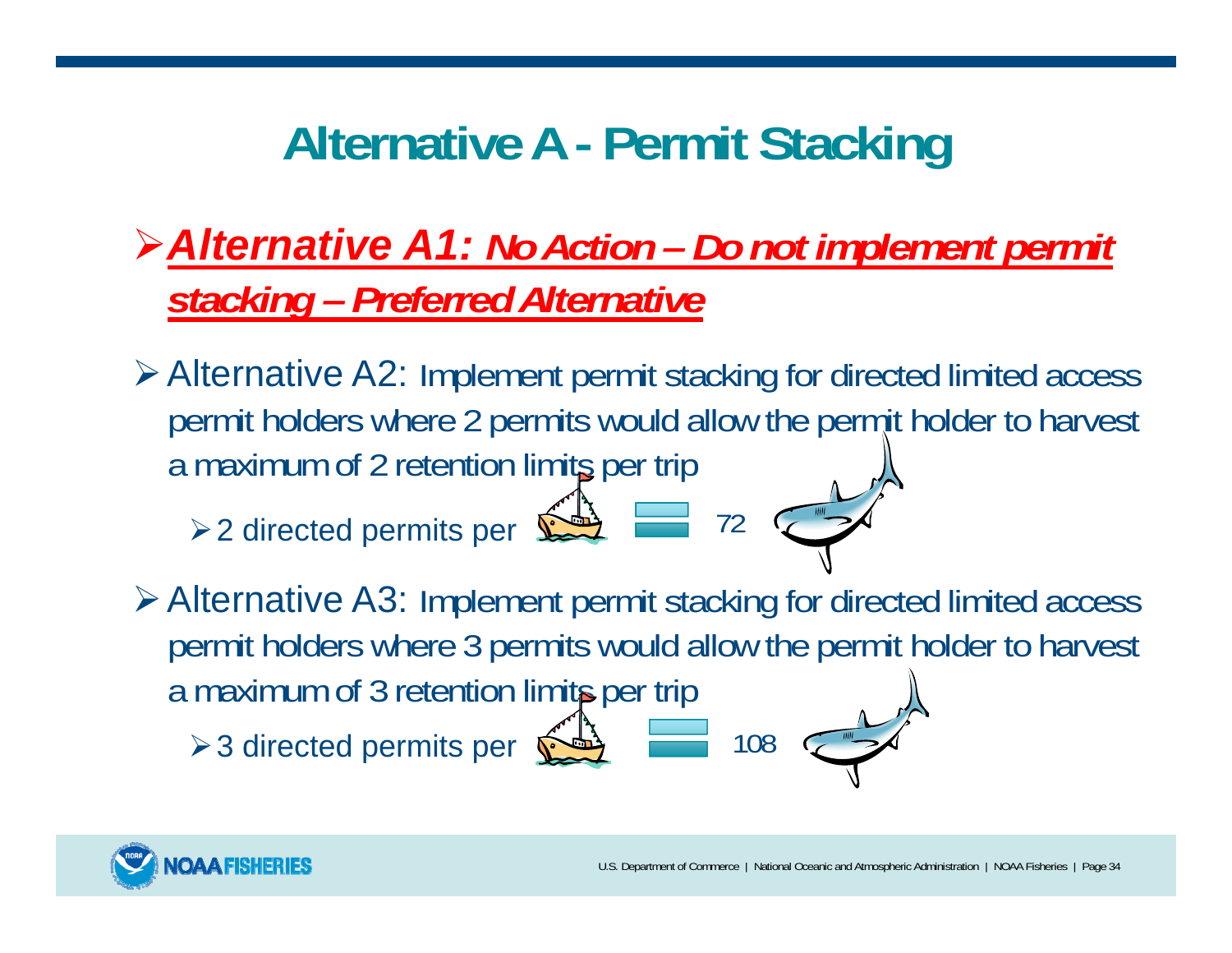# Alternative A - Permit Stacking

- ***Alternative A1:* *No Action – Do not implement permit stacking – Preferred Alternative***
- Alternative A2: Implement permit stacking for directed limited access permit holders where 2 permits would allow the permit holder to harvest a maximum of 2 retention limits per trip
  - 2 directed permits per = 72
- Alternative A3: Implement permit stacking for directed limited access permit holders where 3 permits would allow the permit holder to harvest a maximum of 3 retention limits per trip
  - 3 directed permits per = 108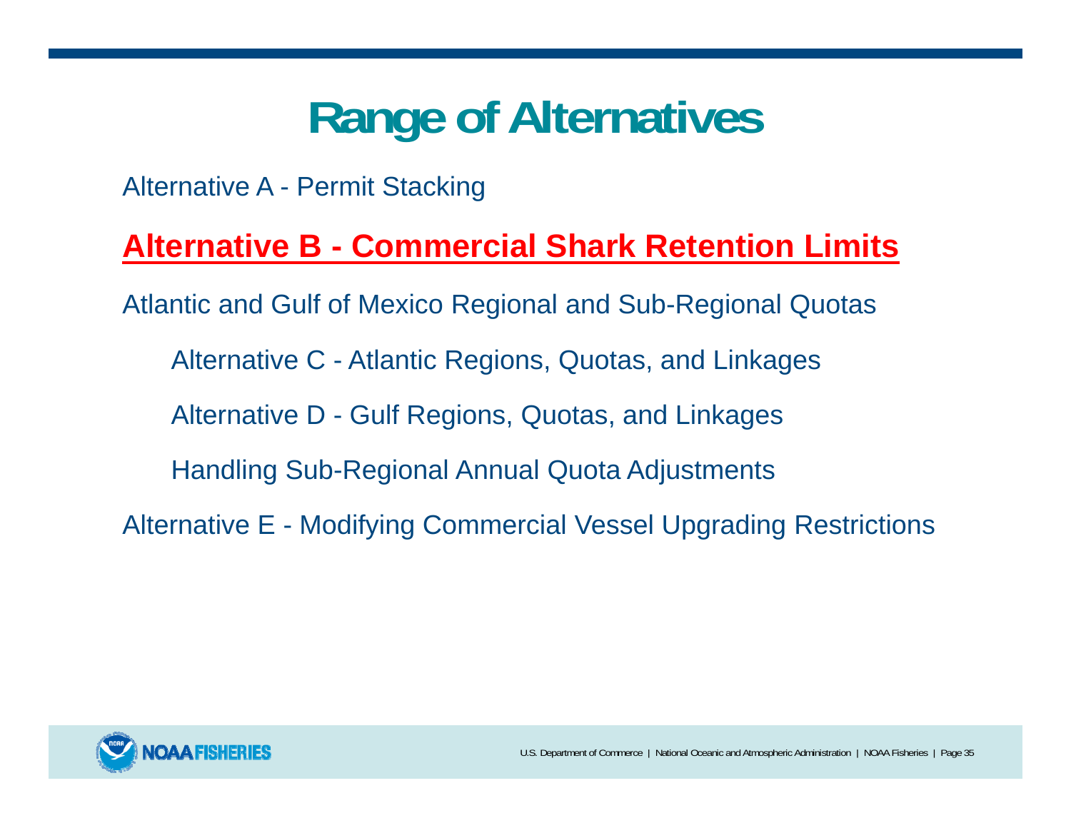# Range of Alternatives

Alternative A - Permit Stacking

**Alternative B - Commercial Shark Retention Limits**

Atlantic and Gulf of Mexico Regional and Sub-Regional Quotas

- Alternative C - Atlantic Regions, Quotas, and Linkages
- Alternative D - Gulf Regions, Quotas, and Linkages
- Handling Sub-Regional Annual Quota Adjustments

Alternative E - Modifying Commercial Vessel Upgrading Restrictions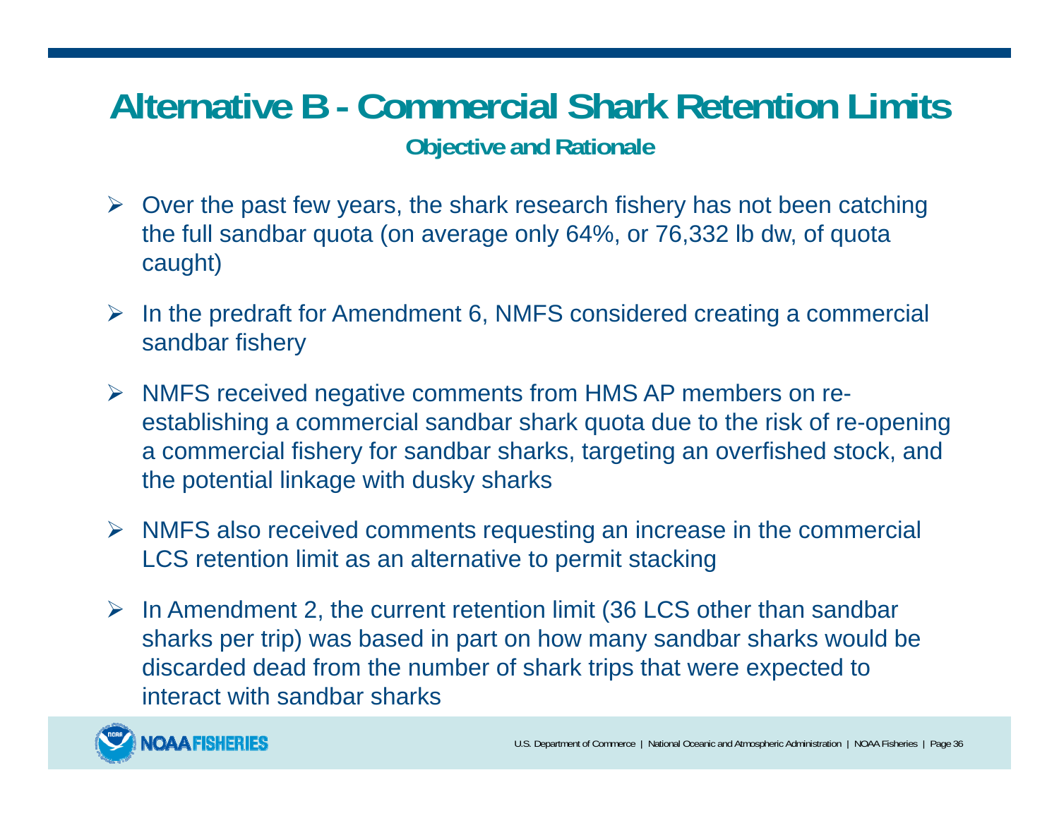# Alternative B - Commercial Shark Retention Limits

### Objective and Rationale

- Over the past few years, the shark research fishery has not been catching the full sandbar quota (on average only 64%, or 76,332 lb dw, of quota caught)
- In the predraft for Amendment 6, NMFS considered creating a commercial sandbar fishery
- NMFS received negative comments from HMS AP members on re-establishing a commercial sandbar shark quota due to the risk of re-opening a commercial fishery for sandbar sharks, targeting an overfished stock, and the potential linkage with dusky sharks
- NMFS also received comments requesting an increase in the commercial LCS retention limit as an alternative to permit stacking
- In Amendment 2, the current retention limit (36 LCS other than sandbar sharks per trip) was based in part on how many sandbar sharks would be discarded dead from the number of shark trips that were expected to interact with sandbar sharks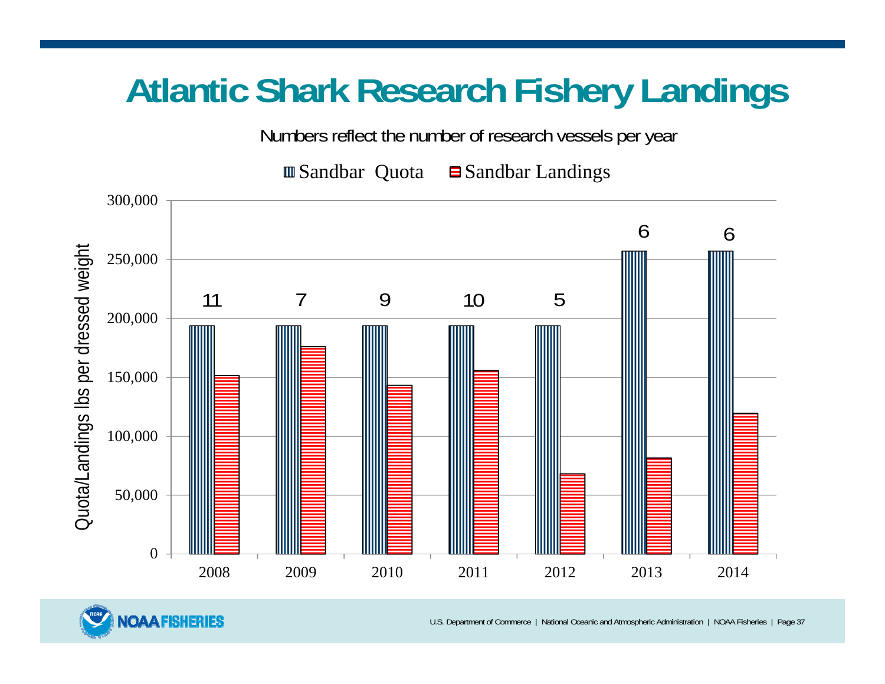# Atlantic Shark Research Fishery Landings

Numbers reflect the number of research vessels per year

| Year | Research vessels | Sandbar Quota (lbs dw) | Sandbar Landings (lbs dw) |
|---|---|---|---|
| 2008 | 11 | ~194,000 | ~151,000 |
| 2009 | 7 | ~194,000 | ~176,000 |
| 2010 | 9 | ~194,000 | ~143,000 |
| 2011 | 10 | ~194,000 | ~155,000 |
| 2012 | 5 | ~194,000 | ~68,000 |
| 2013 | 6 | ~257,000 | ~81,000 |
| 2014 | 6 | ~257,000 | ~119,000 |

*Values estimated from the chart. Y-axis: Quota/Landings lbs per dressed weight (0 to 300,000).*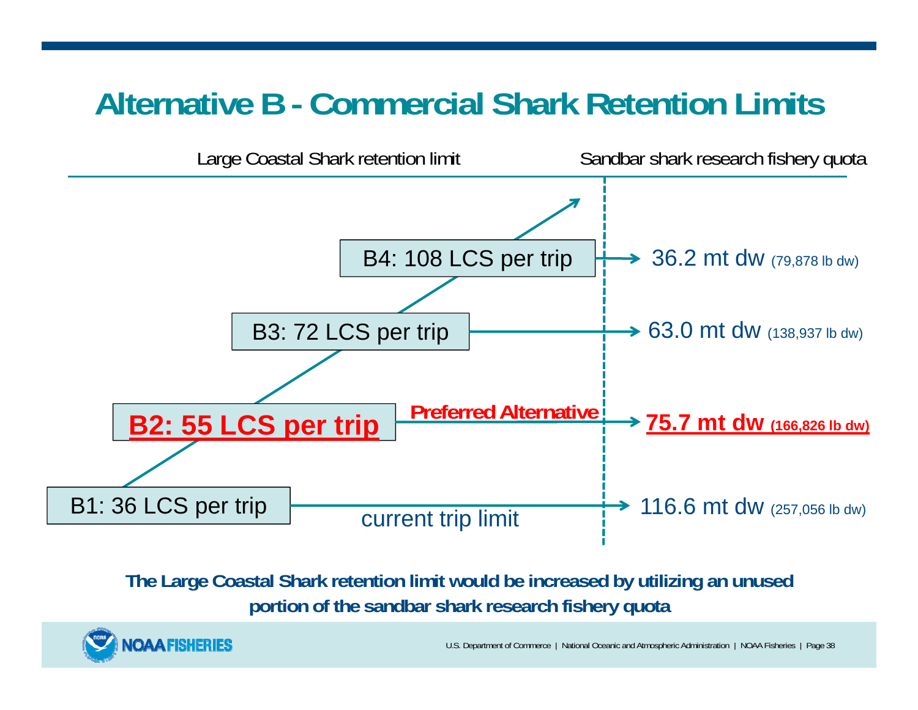# Alternative B - Commercial Shark Retention Limits

| Large Coastal Shark retention limit | Sandbar shark research fishery quota |
|---|---|
| B4: 108 LCS per trip | 36.2 mt dw (79,878 lb dw) |
| B3: 72 LCS per trip | 63.0 mt dw (138,937 lb dw) |
| **B2: 55 LCS per trip** (Preferred Alternative) | **75.7 mt dw (166,826 lb dw)** |
| B1: 36 LCS per trip (current trip limit) | 116.6 mt dw (257,056 lb dw) |

**The Large Coastal Shark retention limit would be increased by utilizing an unused portion of the sandbar shark research fishery quota**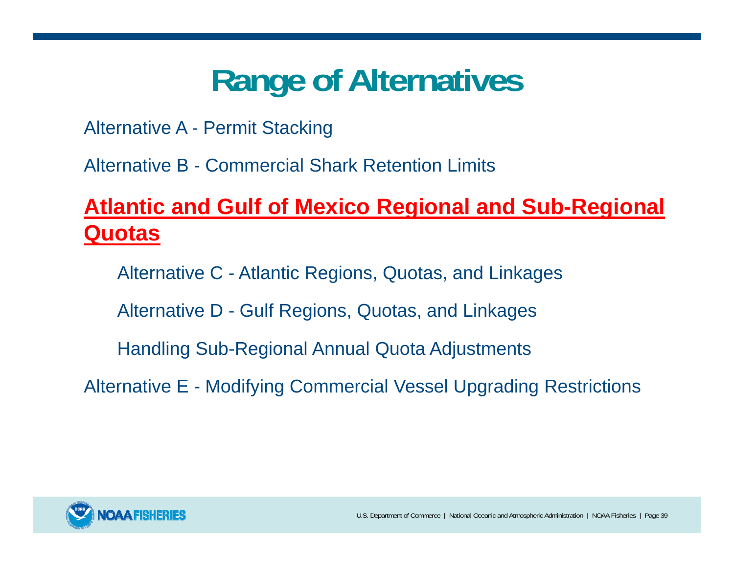# Range of Alternatives

Alternative A - Permit Stacking

Alternative B - Commercial Shark Retention Limits

**Atlantic and Gulf of Mexico Regional and Sub-Regional Quotas**

- Alternative C - Atlantic Regions, Quotas, and Linkages
- Alternative D - Gulf Regions, Quotas, and Linkages
- Handling Sub-Regional Annual Quota Adjustments

Alternative E - Modifying Commercial Vessel Upgrading Restrictions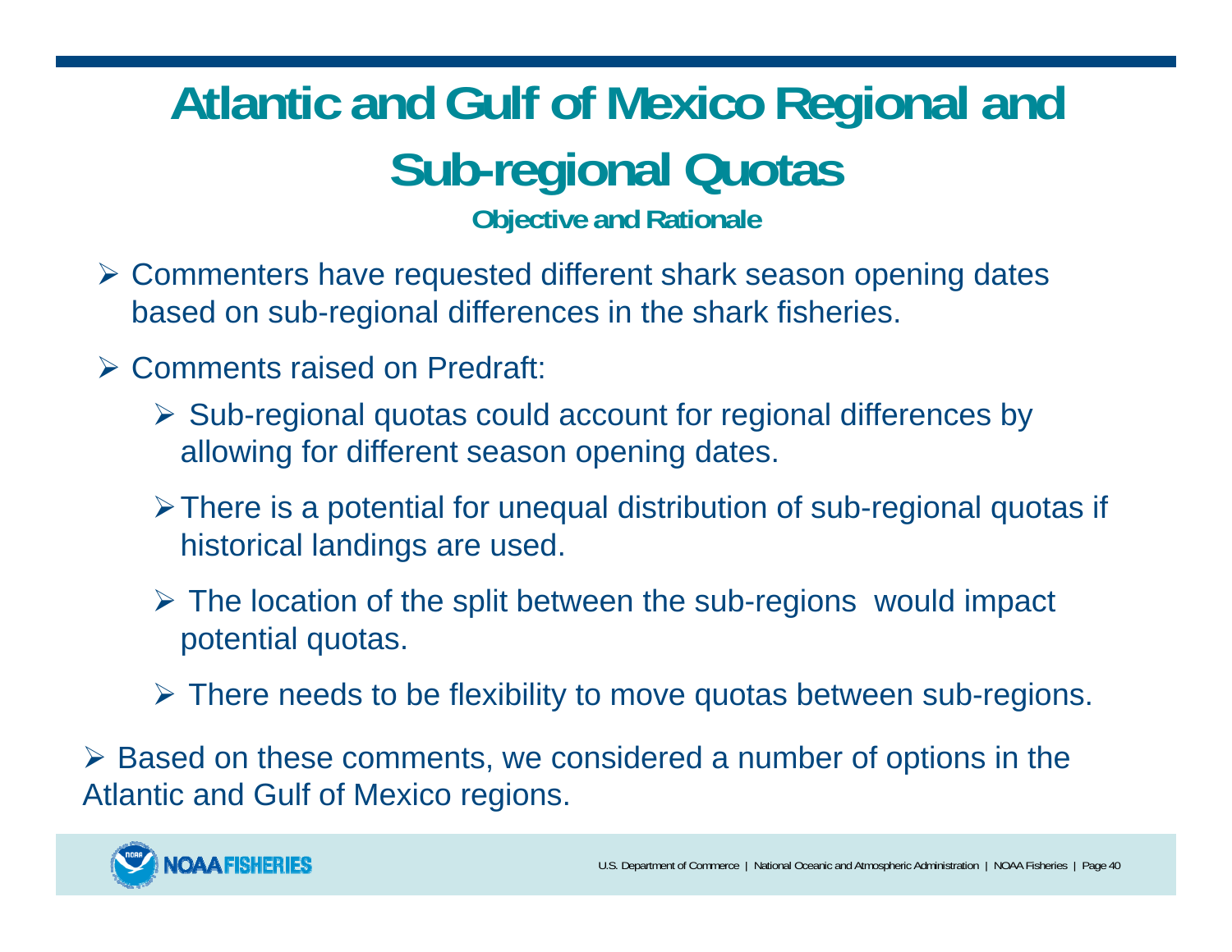# Atlantic and Gulf of Mexico Regional and Sub-regional Quotas

### Objective and Rationale

- Commenters have requested different shark season opening dates based on sub-regional differences in the shark fisheries.
- Comments raised on Predraft:
  - Sub-regional quotas could account for regional differences by allowing for different season opening dates.
  - There is a potential for unequal distribution of sub-regional quotas if historical landings are used.
  - The location of the split between the sub-regions would impact potential quotas.
  - There needs to be flexibility to move quotas between sub-regions.
- Based on these comments, we considered a number of options in the Atlantic and Gulf of Mexico regions.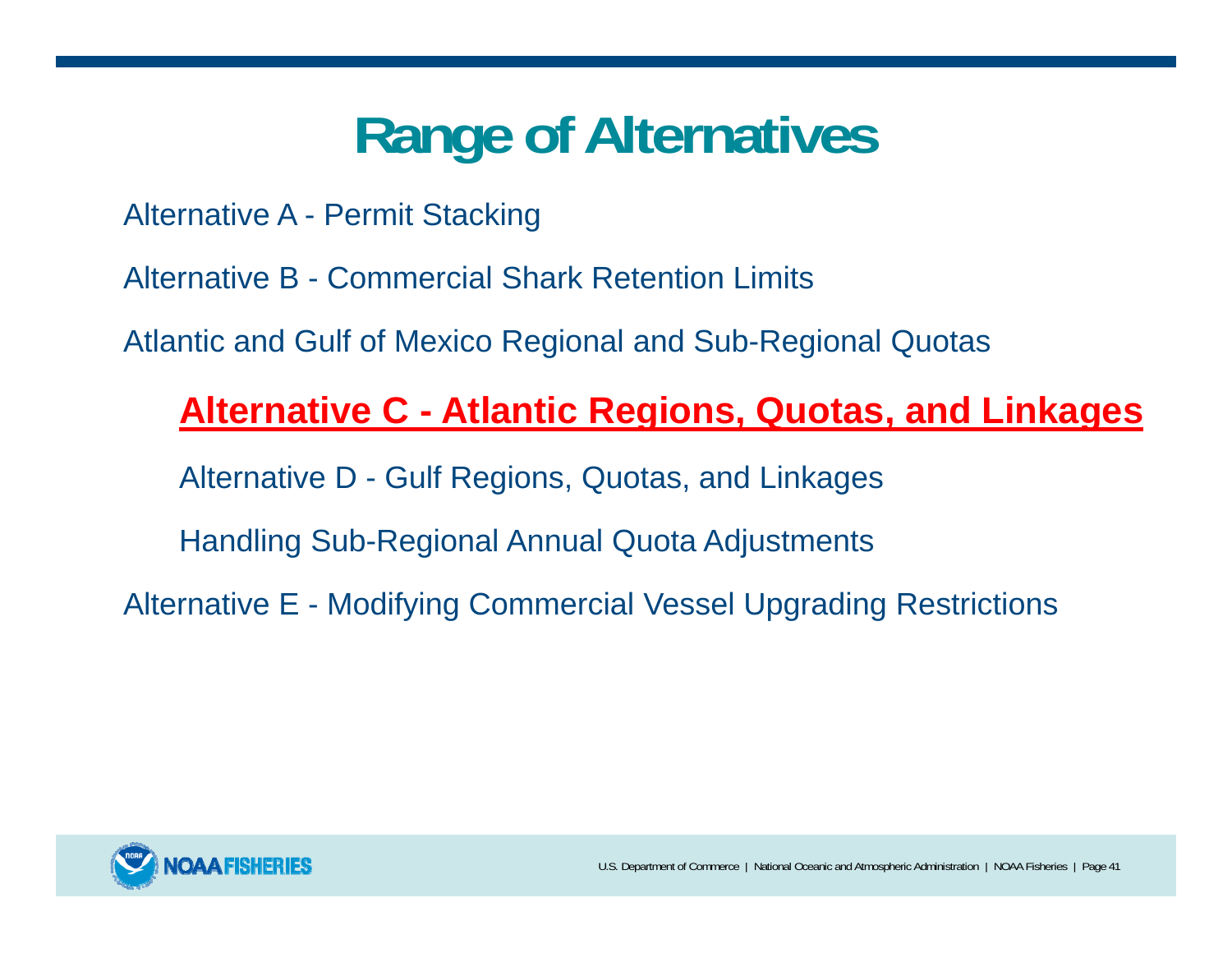# Range of Alternatives

Alternative A - Permit Stacking

Alternative B - Commercial Shark Retention Limits

Atlantic and Gulf of Mexico Regional and Sub-Regional Quotas

- **Alternative C - Atlantic Regions, Quotas, and Linkages**
- Alternative D - Gulf Regions, Quotas, and Linkages
- Handling Sub-Regional Annual Quota Adjustments

Alternative E - Modifying Commercial Vessel Upgrading Restrictions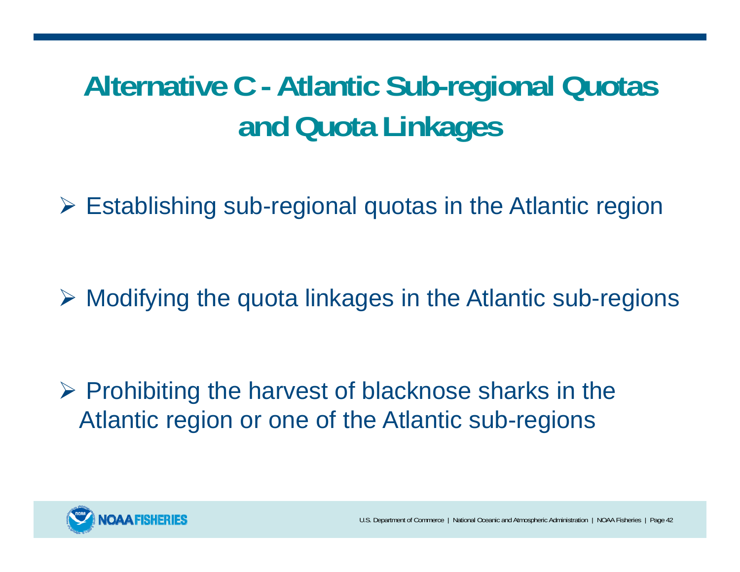# Alternative C - Atlantic Sub-regional Quotas and Quota Linkages

- Establishing sub-regional quotas in the Atlantic region
- Modifying the quota linkages in the Atlantic sub-regions
- Prohibiting the harvest of blacknose sharks in the Atlantic region or one of the Atlantic sub-regions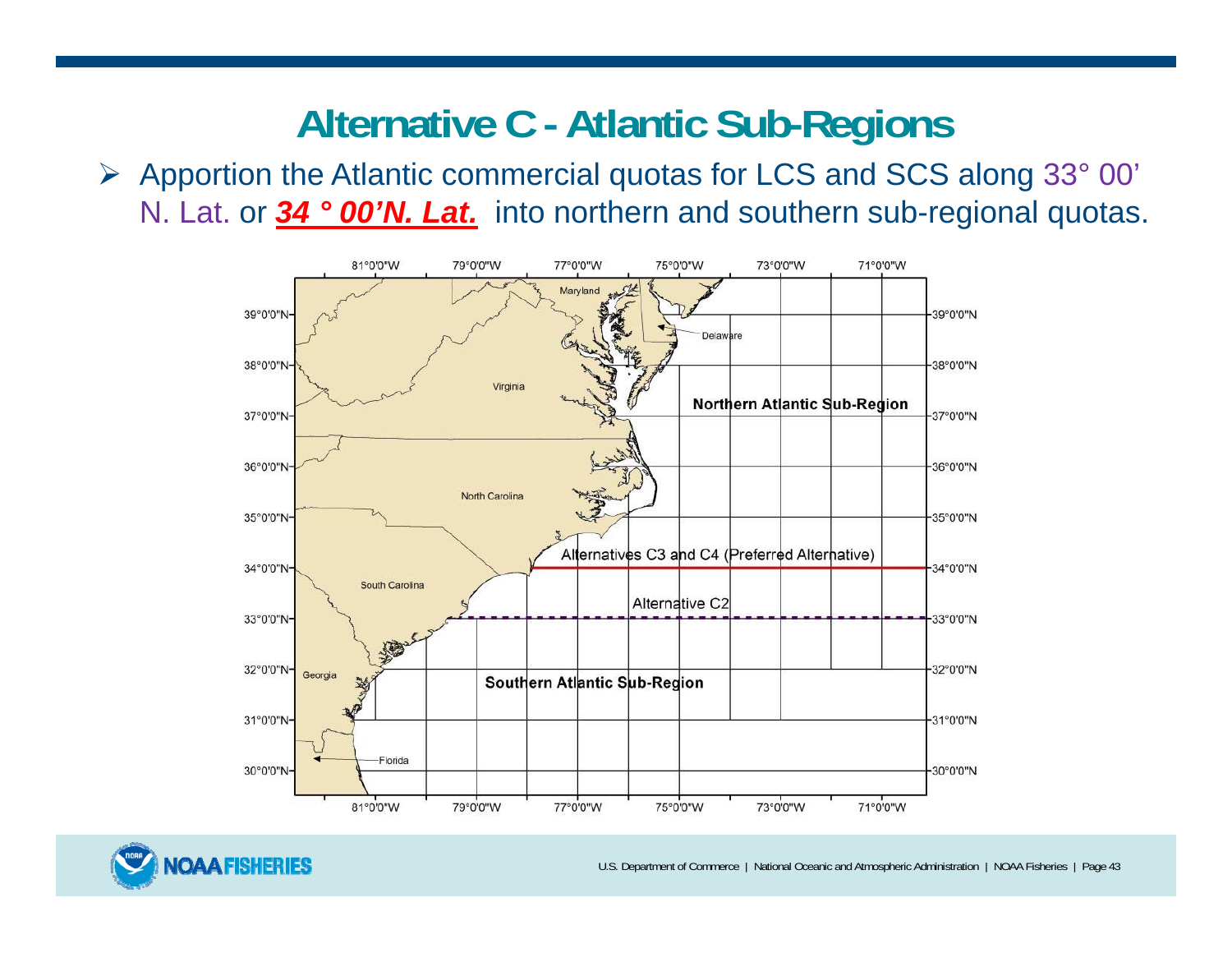# Alternative C - Atlantic Sub-Regions

- Apportion the Atlantic commercial quotas for LCS and SCS along 33° 00' N. Lat. or ***<u>34 ° 00'N. Lat.</u>*** into northern and southern sub-regional quotas.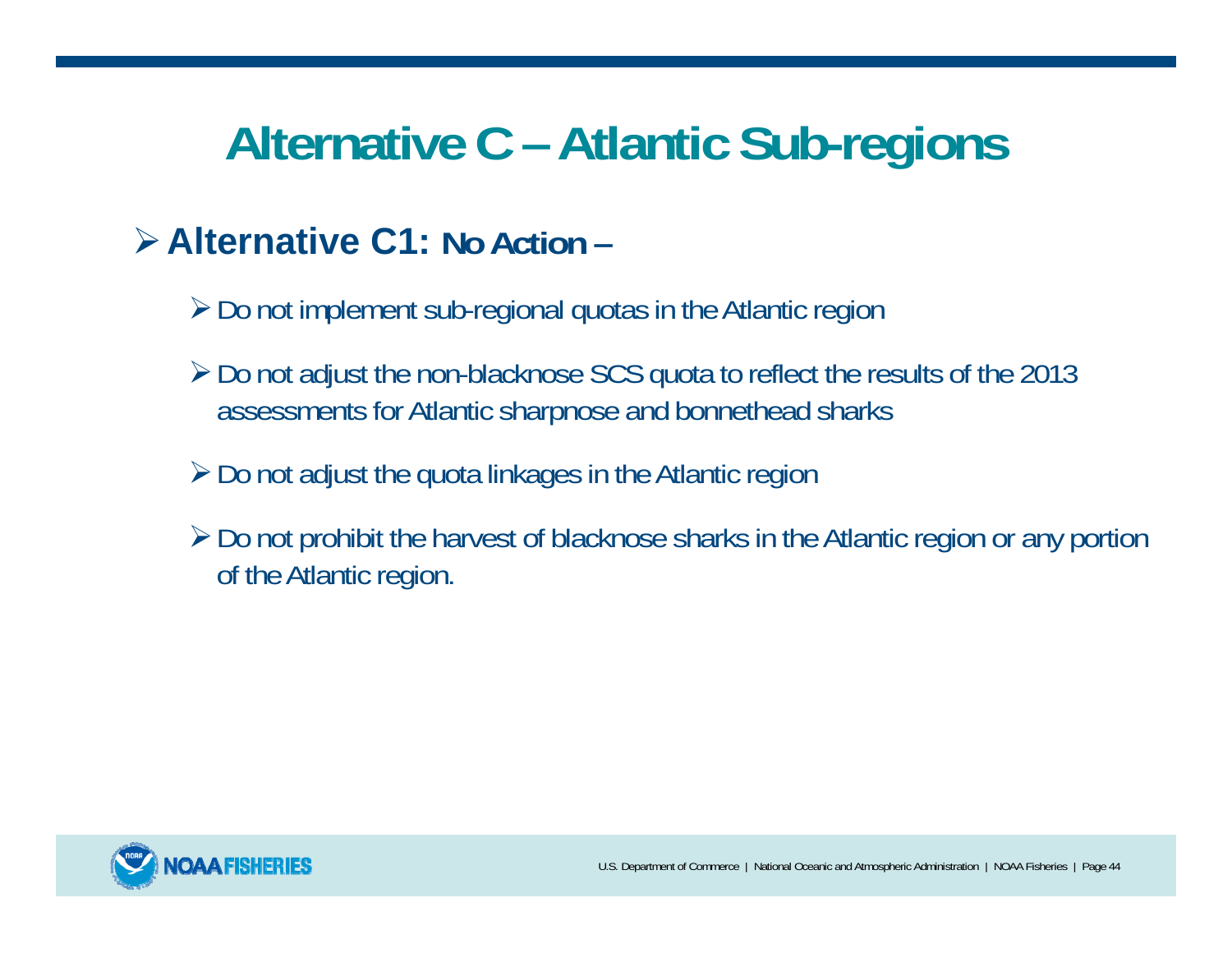# Alternative C – Atlantic Sub-regions

- **Alternative C1: No Action –**
  - Do not implement sub-regional quotas in the Atlantic region
  - Do not adjust the non-blacknose SCS quota to reflect the results of the 2013 assessments for Atlantic sharpnose and bonnethead sharks
  - Do not adjust the quota linkages in the Atlantic region
  - Do not prohibit the harvest of blacknose sharks in the Atlantic region or any portion of the Atlantic region.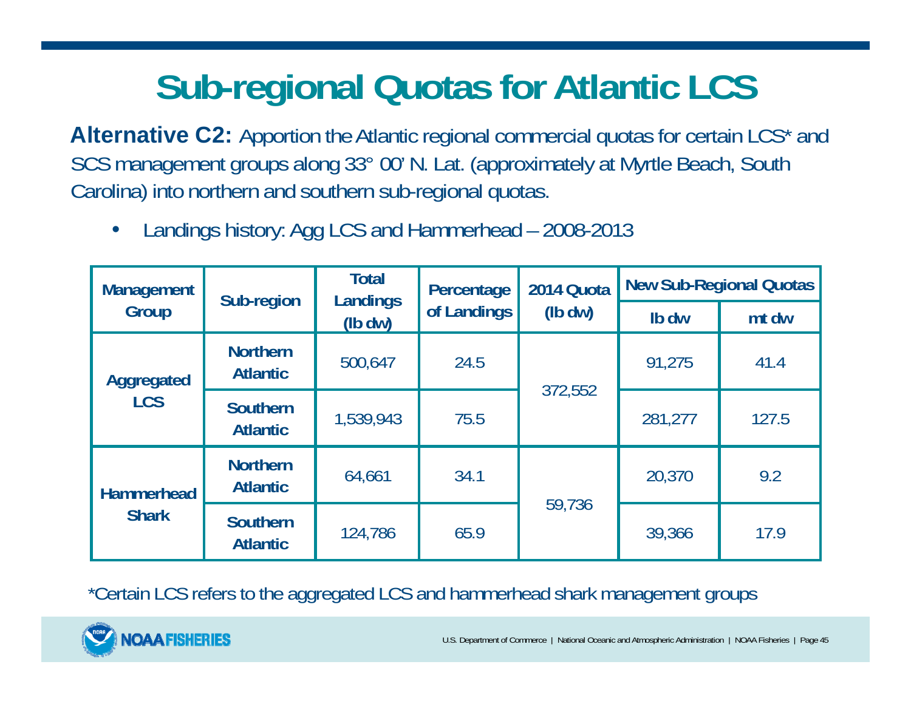# Sub-regional Quotas for Atlantic LCS

**Alternative C2:** Apportion the Atlantic regional commercial quotas for certain LCS* and SCS management groups along 33° 00' N. Lat. (approximately at Myrtle Beach, South Carolina) into northern and southern sub-regional quotas.

- Landings history: Agg LCS and Hammerhead – 2008-2013

| Management Group | Sub-region | Total Landings (lb dw) | Percentage of Landings | 2014 Quota (lb dw) | New Sub-Regional Quotas | |
|---|---|---|---|---|---|---|
| | | | | | lb dw | mt dw |
| Aggregated LCS | Northern Atlantic | 500,647 | 24.5 | 372,552 | 91,275 | 41.4 |
| | Southern Atlantic | 1,539,943 | 75.5 | | 281,277 | 127.5 |
| Hammerhead Shark | Northern Atlantic | 64,661 | 34.1 | 59,736 | 20,370 | 9.2 |
| | Southern Atlantic | 124,786 | 65.9 | | 39,366 | 17.9 |

*Certain LCS refers to the aggregated LCS and hammerhead shark management groups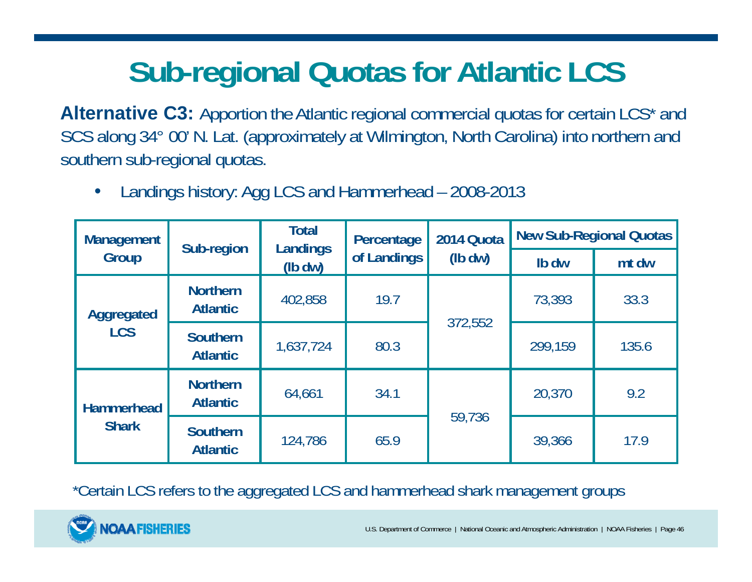# Sub-regional Quotas for Atlantic LCS

**Alternative C3:** Apportion the Atlantic regional commercial quotas for certain LCS* and SCS along 34° 00' N. Lat. (approximately at Wilmington, North Carolina) into northern and southern sub-regional quotas.

- Landings history: Agg LCS and Hammerhead – 2008-2013

| Management Group | Sub-region | Total Landings (lb dw) | Percentage of Landings | 2014 Quota (lb dw) | New Sub-Regional Quotas | |
|---|---|---|---|---|---|---|
| | | | | | lb dw | mt dw |
| Aggregated LCS | Northern Atlantic | 402,858 | 19.7 | 372,552 | 73,393 | 33.3 |
| | Southern Atlantic | 1,637,724 | 80.3 | | 299,159 | 135.6 |
| Hammerhead Shark | Northern Atlantic | 64,661 | 34.1 | 59,736 | 20,370 | 9.2 |
| | Southern Atlantic | 124,786 | 65.9 | | 39,366 | 17.9 |

*Certain LCS refers to the aggregated LCS and hammerhead shark management groups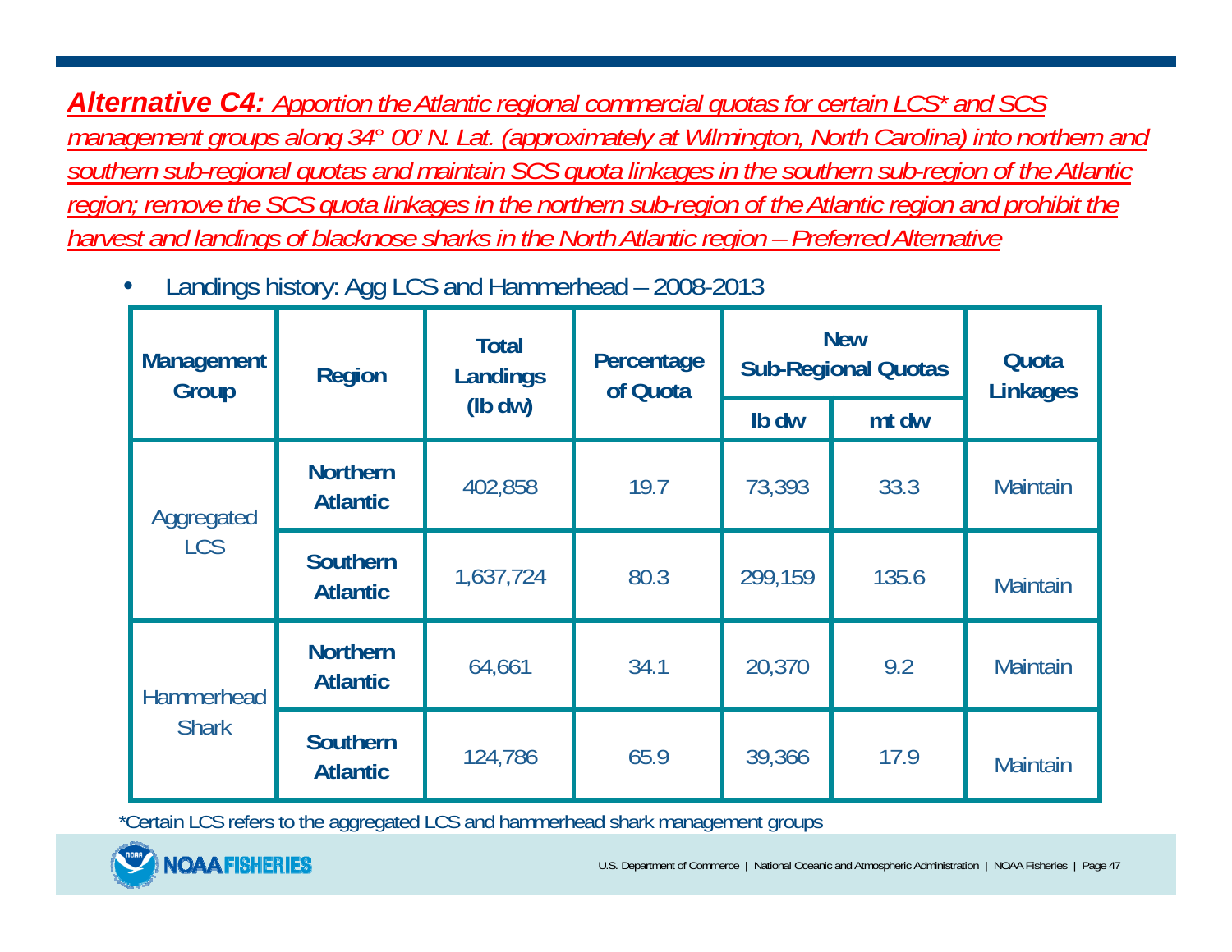***Alternative C4:*** *Apportion the Atlantic regional commercial quotas for certain LCS* and SCS management groups along 34° 00' N. Lat. (approximately at Wilmington, North Carolina) into northern and southern sub-regional quotas and maintain SCS quota linkages in the southern sub-region of the Atlantic region; remove the SCS quota linkages in the northern sub-region of the Atlantic region and prohibit the harvest and landings of blacknose sharks in the North Atlantic region – Preferred Alternative*

- Landings history: Agg LCS and Hammerhead – 2008-2013

| Management Group | Region | Total Landings (lb dw) | Percentage of Quota | New Sub-Regional Quotas | | Quota Linkages |
|---|---|---|---|---|---|---|
| | | | | lb dw | mt dw | |
| Aggregated LCS | **Northern Atlantic** | 402,858 | 19.7 | 73,393 | 33.3 | Maintain |
| | **Southern Atlantic** | 1,637,724 | 80.3 | 299,159 | 135.6 | Maintain |
| Hammerhead Shark | **Northern Atlantic** | 64,661 | 34.1 | 20,370 | 9.2 | Maintain |
| | **Southern Atlantic** | 124,786 | 65.9 | 39,366 | 17.9 | Maintain |

*Certain LCS refers to the aggregated LCS and hammerhead shark management groups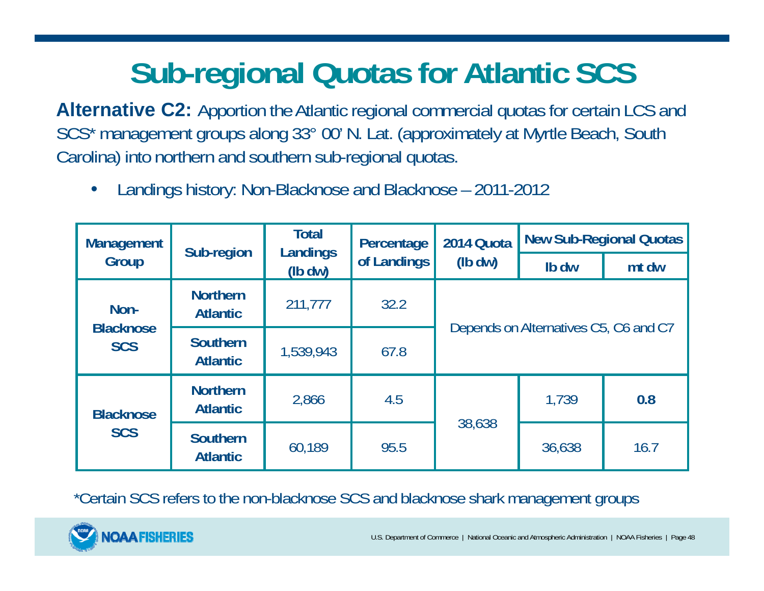# Sub-regional Quotas for Atlantic SCS

**Alternative C2:** Apportion the Atlantic regional commercial quotas for certain LCS and SCS* management groups along 33° 00' N. Lat. (approximately at Myrtle Beach, South Carolina) into northern and southern sub-regional quotas.

- Landings history: Non-Blacknose and Blacknose – 2011-2012

| Management Group | Sub-region | Total Landings (lb dw) | Percentage of Landings | 2014 Quota (lb dw) | New Sub-Regional Quotas | |
|---|---|---|---|---|---|---|
| | | | | | lb dw | mt dw |
| Non-Blacknose SCS | Northern Atlantic | 211,777 | 32.2 | Depends on Alternatives C5, C6 and C7 | | |
| | Southern Atlantic | 1,539,943 | 67.8 | | | |
| Blacknose SCS | Northern Atlantic | 2,866 | 4.5 | 38,638 | 1,739 | **0.8** |
| | Southern Atlantic | 60,189 | 95.5 | | 36,638 | 16.7 |

*Certain SCS refers to the non-blacknose SCS and blacknose shark management groups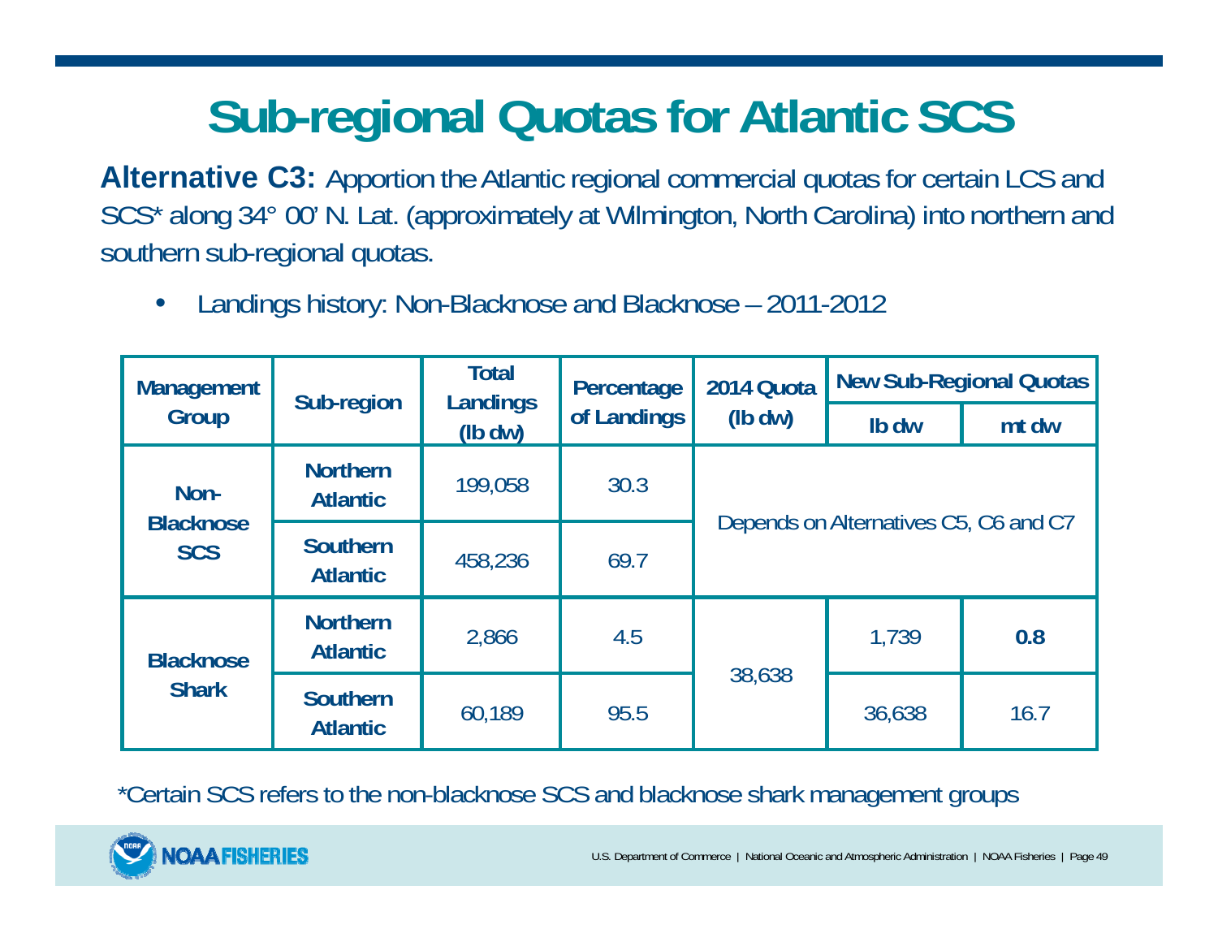# Sub-regional Quotas for Atlantic SCS

**Alternative C3:** Apportion the Atlantic regional commercial quotas for certain LCS and SCS* along 34° 00' N. Lat. (approximately at Wilmington, North Carolina) into northern and southern sub-regional quotas.

- Landings history: Non-Blacknose and Blacknose – 2011-2012

| Management Group | Sub-region | Total Landings (lb dw) | Percentage of Landings | 2014 Quota (lb dw) | New Sub-Regional Quotas | |
|---|---|---|---|---|---|---|
| | | | | | lb dw | mt dw |
| Non-Blacknose SCS | Northern Atlantic | 199,058 | 30.3 | Depends on Alternatives C5, C6 and C7 | | |
| | Southern Atlantic | 458,236 | 69.7 | | | |
| Blacknose Shark | Northern Atlantic | 2,866 | 4.5 | 38,638 | 1,739 | **0.8** |
| | Southern Atlantic | 60,189 | 95.5 | | 36,638 | 16.7 |

*Certain SCS refers to the non-blacknose SCS and blacknose shark management groups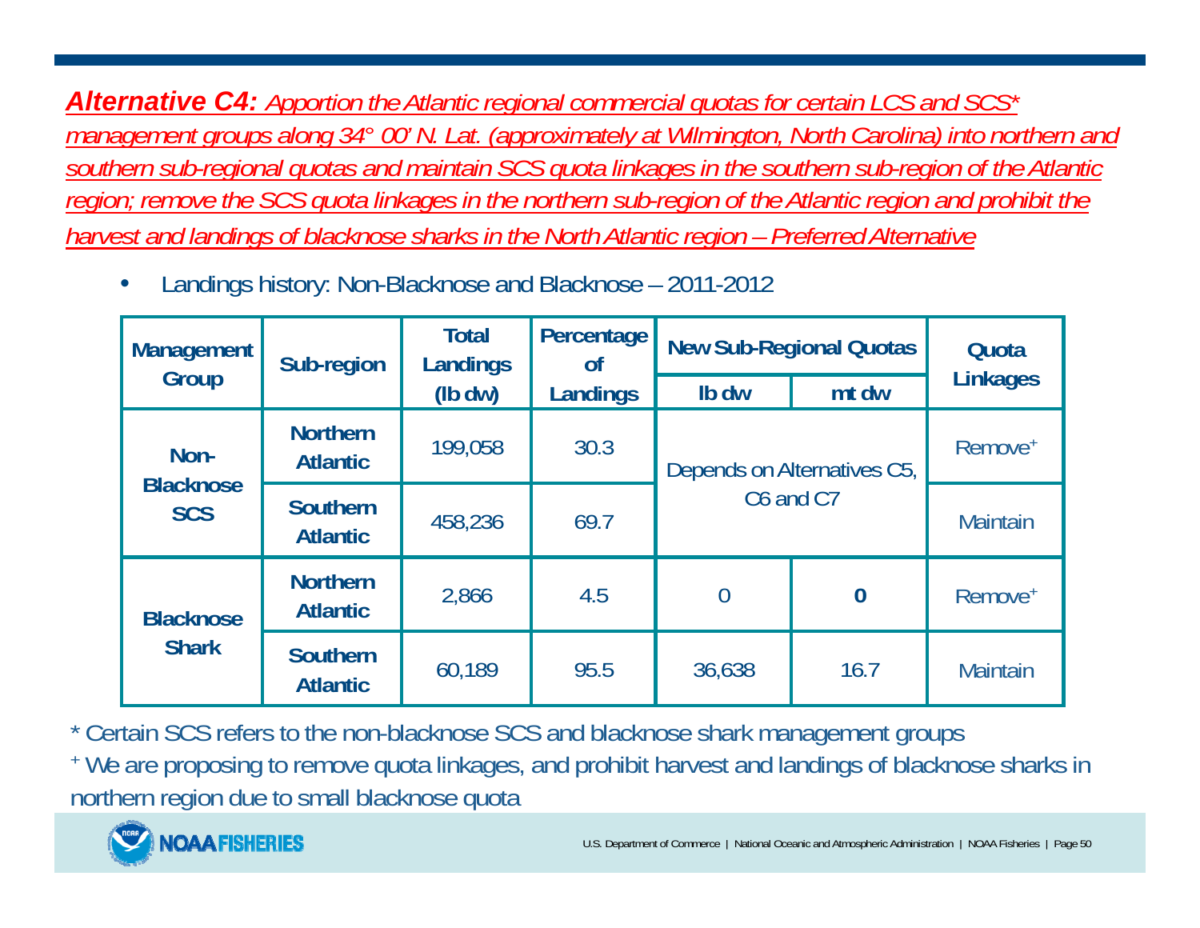***Alternative C4:*** *Apportion the Atlantic regional commercial quotas for certain LCS and SCS\* management groups along 34° 00' N. Lat. (approximately at Wilmington, North Carolina) into northern and southern sub-regional quotas and maintain SCS quota linkages in the southern sub-region of the Atlantic region; remove the SCS quota linkages in the northern sub-region of the Atlantic region and prohibit the harvest and landings of blacknose sharks in the North Atlantic region – Preferred Alternative*

- Landings history: Non-Blacknose and Blacknose – 2011-2012

| Management Group | Sub-region | Total Landings (lb dw) | Percentage of Landings | New Sub-Regional Quotas | | Quota Linkages |
|---|---|---|---|---|---|---|
| | | | | lb dw | mt dw | |
| Non-Blacknose SCS | Northern Atlantic | 199,058 | 30.3 | Depends on Alternatives C5, C6 and C7 | | Remove+ |
| | Southern Atlantic | 458,236 | 69.7 | | | Maintain |
| Blacknose Shark | Northern Atlantic | 2,866 | 4.5 | 0 | **0** | Remove+ |
| | Southern Atlantic | 60,189 | 95.5 | 36,638 | 16.7 | Maintain |

\* Certain SCS refers to the non-blacknose SCS and blacknose shark management groups

+ We are proposing to remove quota linkages, and prohibit harvest and landings of blacknose sharks in northern region due to small blacknose quota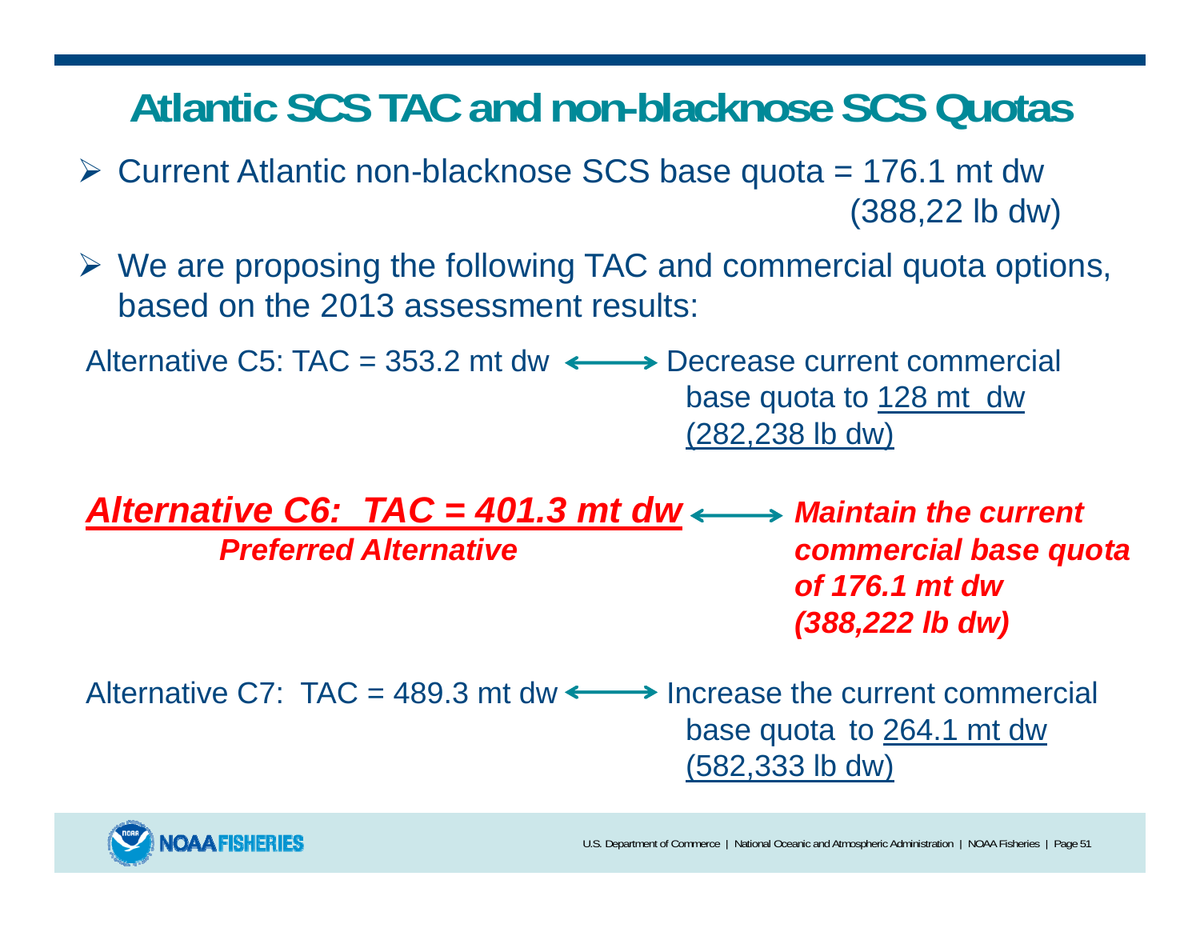# Atlantic SCS TAC and non-blacknose SCS Quotas

- Current Atlantic non-blacknose SCS base quota = 176.1 mt dw (388,22 lb dw)
- We are proposing the following TAC and commercial quota options, based on the 2013 assessment results:

Alternative C5: TAC = 353.2 mt dw ⟷ Decrease current commercial base quota to <u>128 mt dw (282,238 lb dw)</u>

***<u>Alternative C6: TAC = 401.3 mt dw</u>*** ⟷ ***Maintain the current commercial base quota of 176.1 mt dw (388,222 lb dw)***

***Preferred Alternative***

Alternative C7: TAC = 489.3 mt dw ⟷ Increase the current commercial base quota to <u>264.1 mt dw (582,333 lb dw)</u>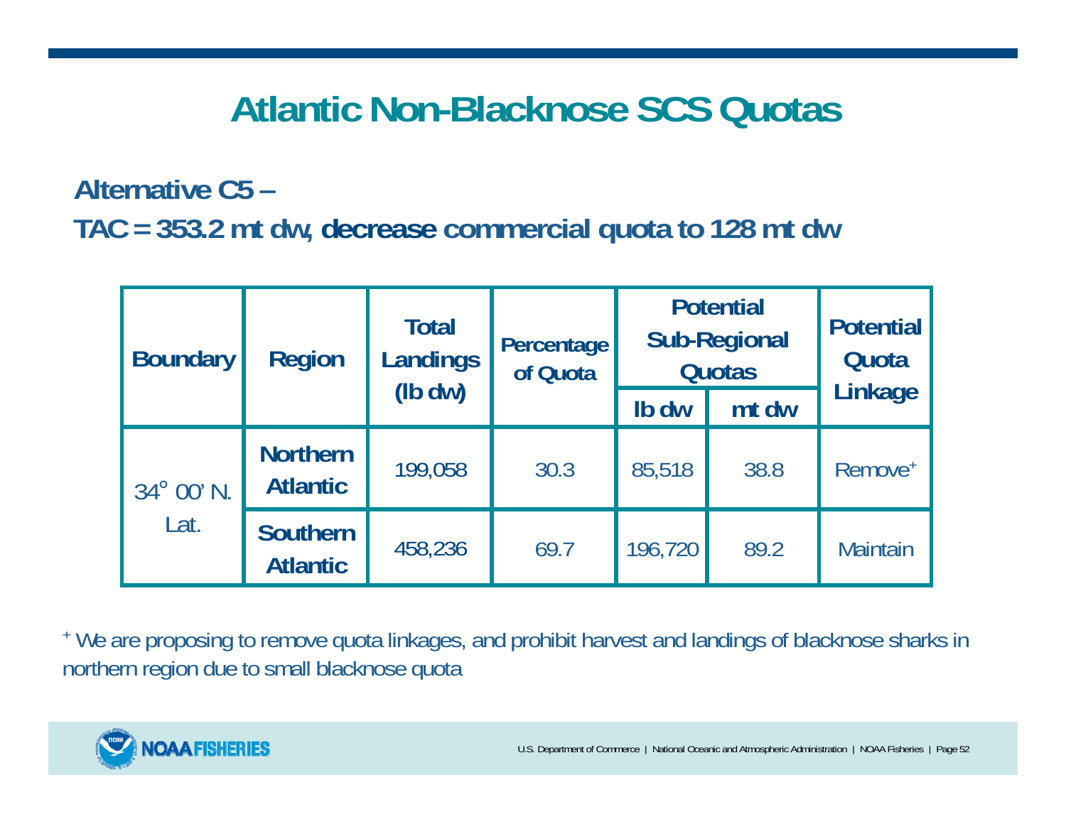# Atlantic Non-Blacknose SCS Quotas

**Alternative C5 –**

**TAC = 353.2 mt dw, decrease commercial quota to 128 mt dw**

| Boundary | Region | Total Landings (lb dw) | Percentage of Quota | Potential Sub-Regional Quotas | | Potential Quota Linkage |
|---|---|---|---|---|---|---|
| | | | | lb dw | mt dw | |
| 34° 00' N. Lat. | **Northern Atlantic** | 199,058 | 30.3 | 85,518 | 38.8 | Remove+ |
| | **Southern Atlantic** | 458,236 | 69.7 | 196,720 | 89.2 | Maintain |

+ We are proposing to remove quota linkages, and prohibit harvest and landings of blacknose sharks in northern region due to small blacknose quota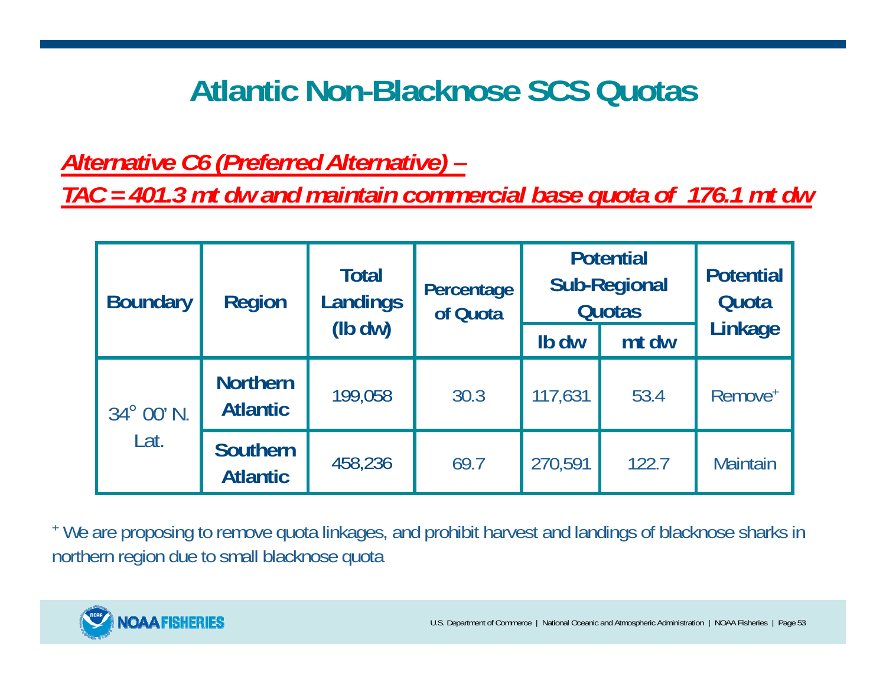# Atlantic Non-Blacknose SCS Quotas

***Alternative C6 (Preferred Alternative) –***

***TAC = 401.3 mt dw and maintain commercial base quota of 176.1 mt dw***

| Boundary | Region | Total Landings (lb dw) | Percentage of Quota | Potential Sub-Regional Quotas | | Potential Quota Linkage |
|---|---|---|---|---|---|---|
| | | | | lb dw | mt dw | |
| 34° 00' N. Lat. | **Northern Atlantic** | 199,058 | 30.3 | 117,631 | 53.4 | Remove+ |
| | **Southern Atlantic** | 458,236 | 69.7 | 270,591 | 122.7 | Maintain |

+ We are proposing to remove quota linkages, and prohibit harvest and landings of blacknose sharks in northern region due to small blacknose quota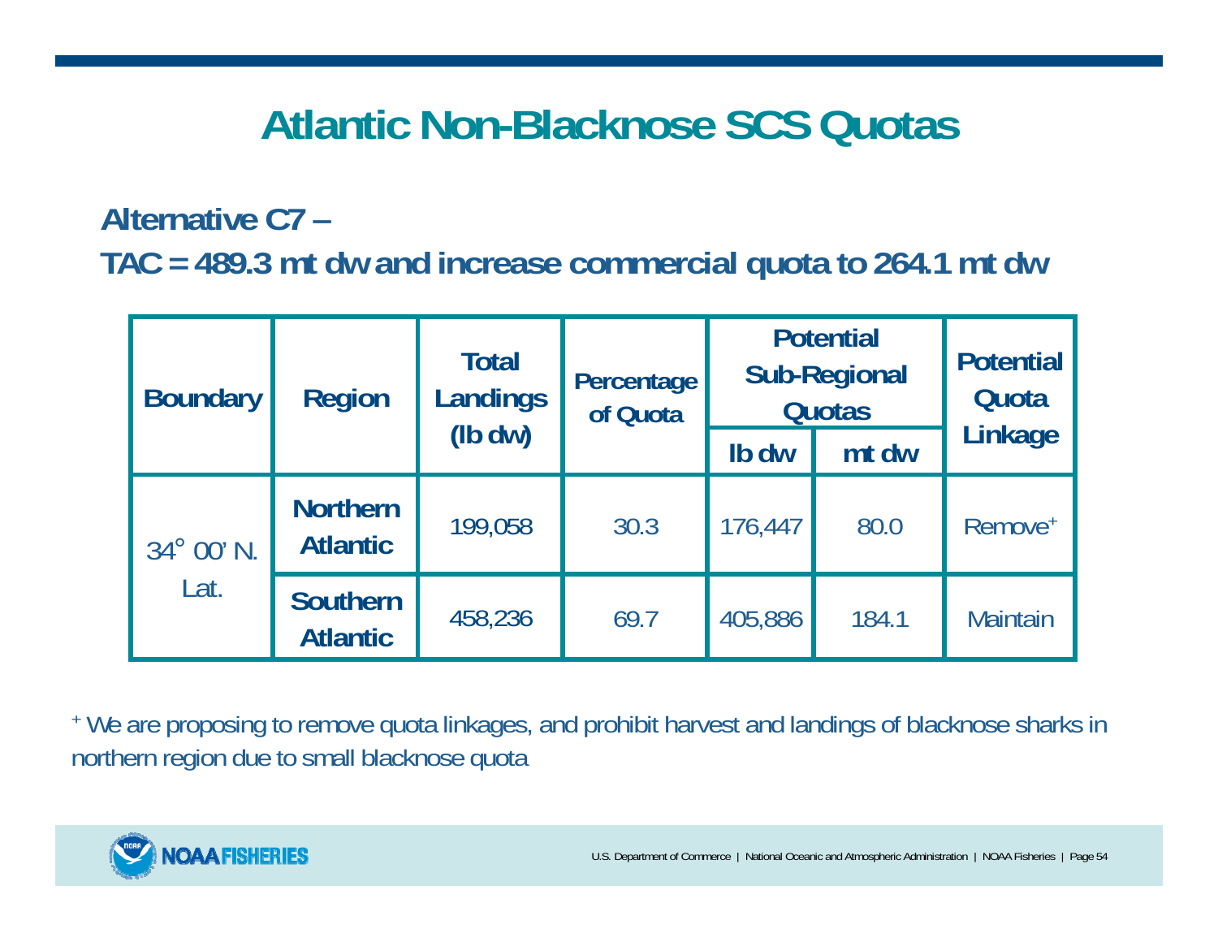# Atlantic Non-Blacknose SCS Quotas

**Alternative C7 –**

**TAC = 489.3 mt dw and increase commercial quota to 264.1 mt dw**

| Boundary | Region | Total Landings (lb dw) | Percentage of Quota | Potential Sub-Regional Quotas | | Potential Quota Linkage |
|---|---|---|---|---|---|---|
| | | | | lb dw | mt dw | |
| 34° 00' N. Lat. | **Northern Atlantic** | 199,058 | 30.3 | 176,447 | 80.0 | Remove+ |
| | **Southern Atlantic** | 458,236 | 69.7 | 405,886 | 184.1 | Maintain |

+ We are proposing to remove quota linkages, and prohibit harvest and landings of blacknose sharks in northern region due to small blacknose quota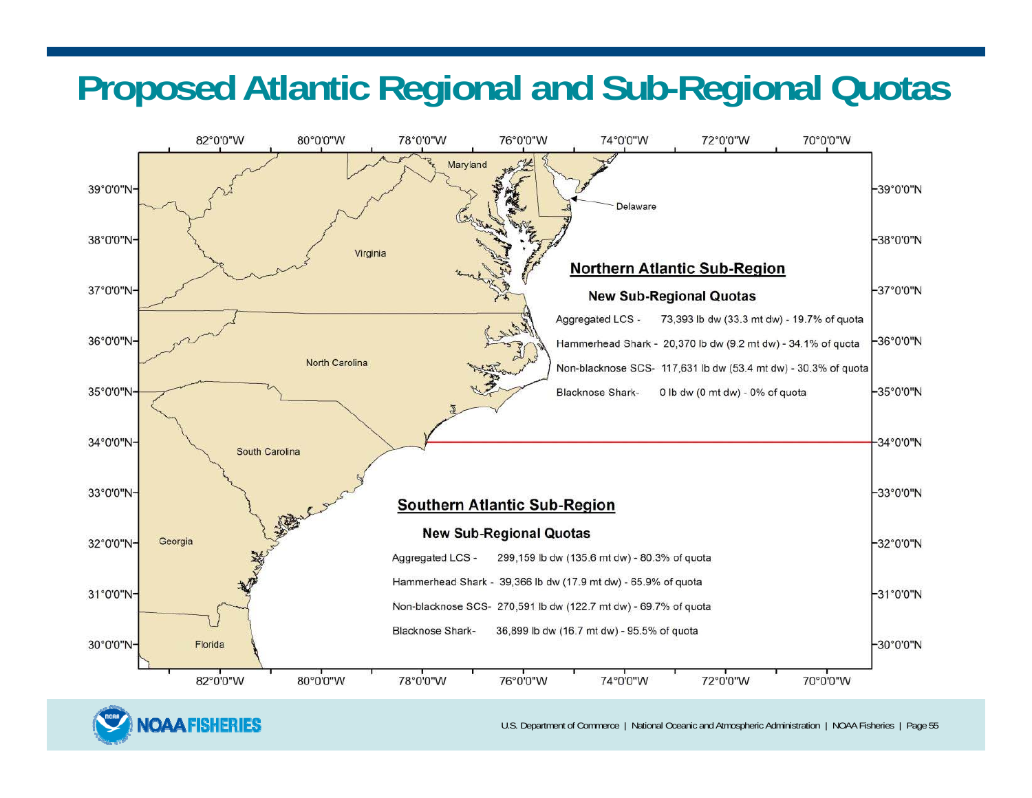# Proposed Atlantic Regional and Sub-Regional Quotas

## Northern Atlantic Sub-Region

### New Sub-Regional Quotas

- Aggregated LCS - 73,393 lb dw (33.3 mt dw) - 19.7% of quota
- Hammerhead Shark - 20,370 lb dw (9.2 mt dw) - 34.1% of quota
- Non-blacknose SCS- 117,631 lb dw (53.4 mt dw) - 30.3% of quota
- Blacknose Shark- 0 lb dw (0 mt dw) - 0% of quota

## Southern Atlantic Sub-Region

### New Sub-Regional Quotas

- Aggregated LCS - 299,159 lb dw (135.6 mt dw) - 80.3% of quota
- Hammerhead Shark - 39,366 lb dw (17.9 mt dw) - 65.9% of quota
- Non-blacknose SCS- 270,591 lb dw (122.7 mt dw) - 69.7% of quota
- Blacknose Shark- 36,899 lb dw (16.7 mt dw) - 95.5% of quota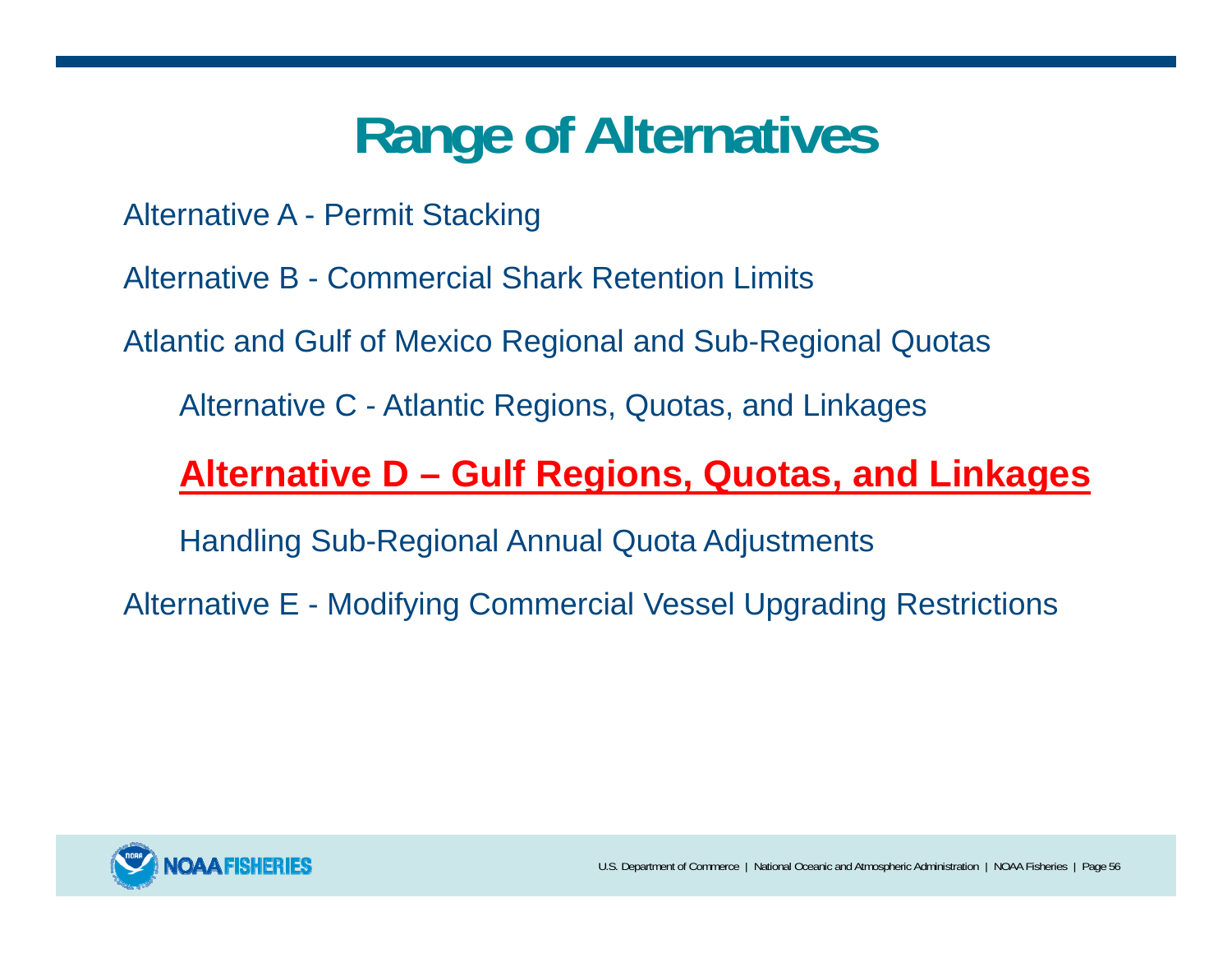# Range of Alternatives

Alternative A - Permit Stacking

Alternative B - Commercial Shark Retention Limits

Atlantic and Gulf of Mexico Regional and Sub-Regional Quotas

- Alternative C - Atlantic Regions, Quotas, and Linkages
- **Alternative D – Gulf Regions, Quotas, and Linkages**
- Handling Sub-Regional Annual Quota Adjustments

Alternative E - Modifying Commercial Vessel Upgrading Restrictions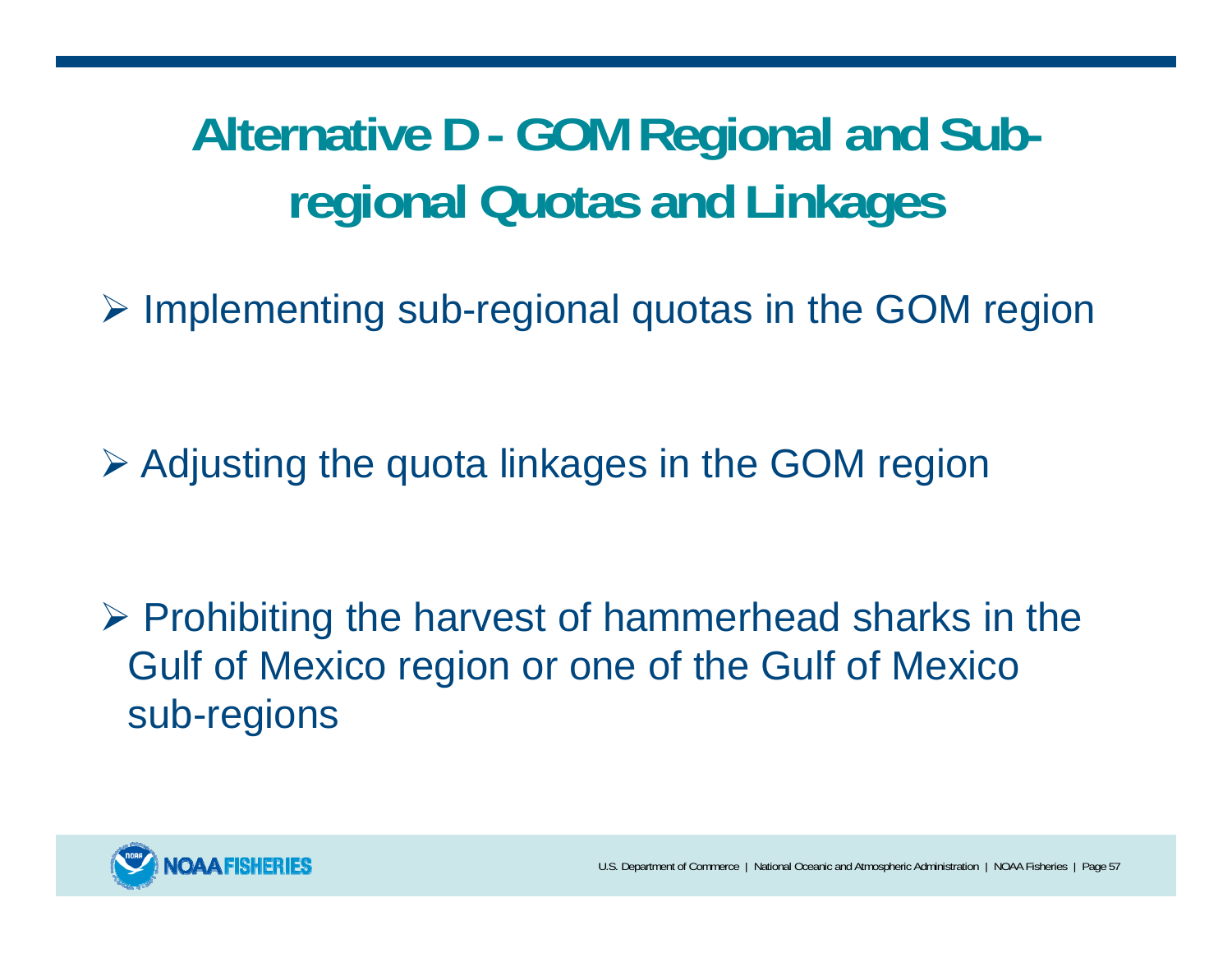# Alternative D - GOM Regional and Sub-regional Quotas and Linkages

- Implementing sub-regional quotas in the GOM region
- Adjusting the quota linkages in the GOM region
- Prohibiting the harvest of hammerhead sharks in the Gulf of Mexico region or one of the Gulf of Mexico sub-regions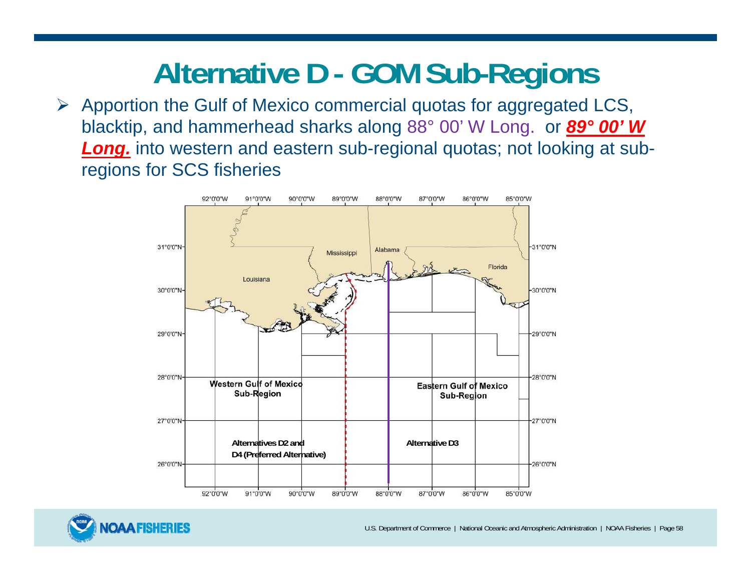# Alternative D - GOM Sub-Regions

- Apportion the Gulf of Mexico commercial quotas for aggregated LCS, blacktip, and hammerhead sharks along 88° 00' W Long. or ***89° 00' W Long.*** into western and eastern sub-regional quotas; not looking at sub-regions for SCS fisheries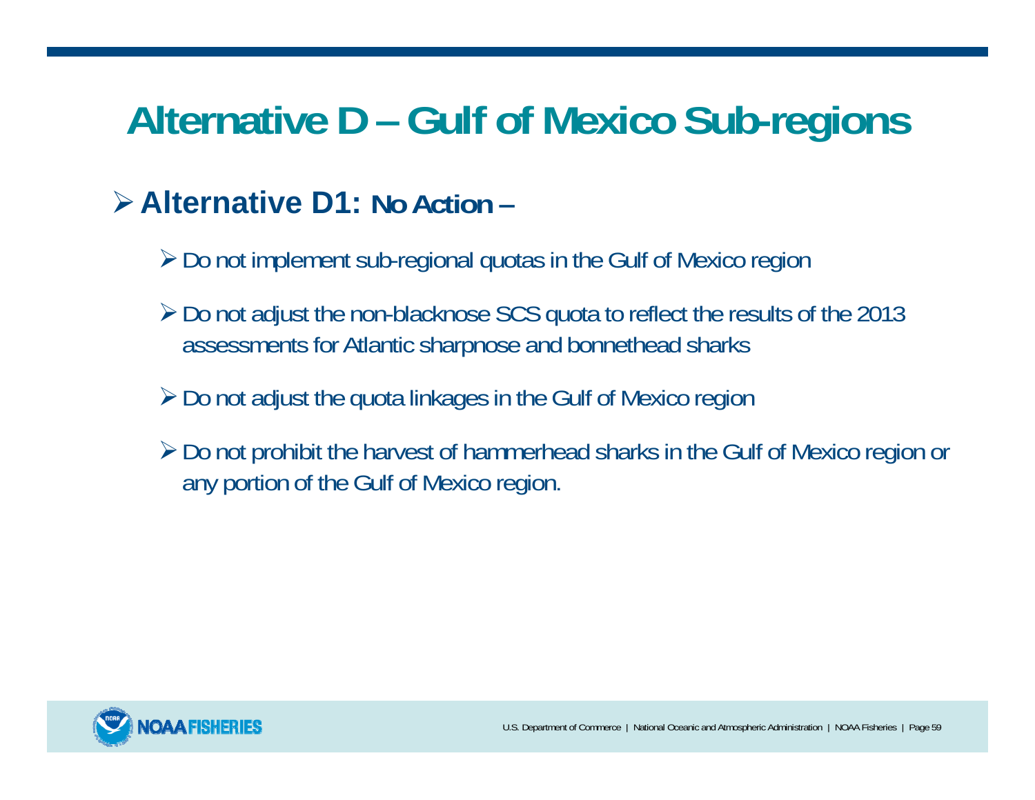# Alternative D – Gulf of Mexico Sub-regions

- **Alternative D1: No Action –**
  - Do not implement sub-regional quotas in the Gulf of Mexico region
  - Do not adjust the non-blacknose SCS quota to reflect the results of the 2013 assessments for Atlantic sharpnose and bonnethead sharks
  - Do not adjust the quota linkages in the Gulf of Mexico region
  - Do not prohibit the harvest of hammerhead sharks in the Gulf of Mexico region or any portion of the Gulf of Mexico region.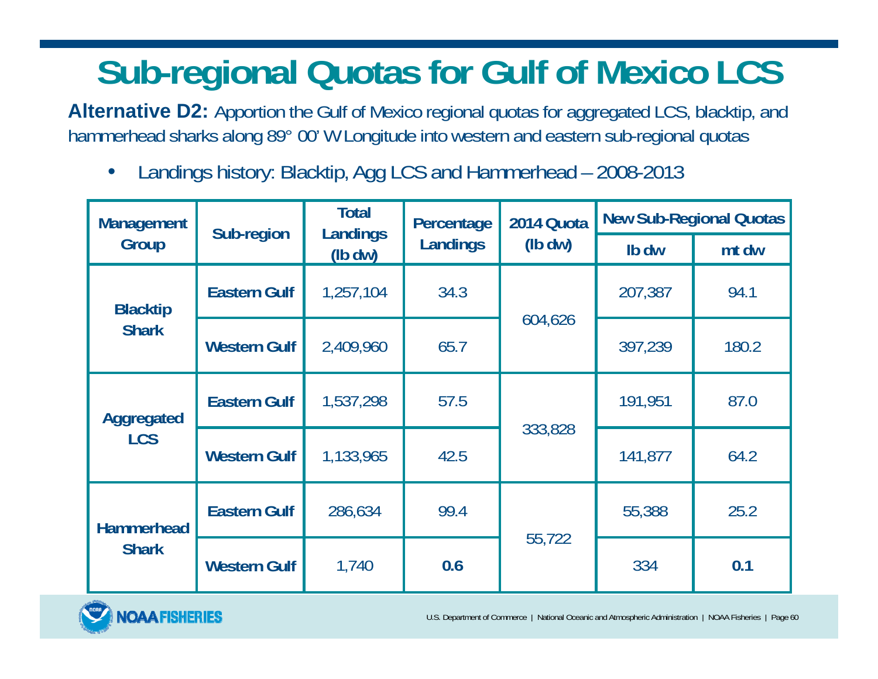# Sub-regional Quotas for Gulf of Mexico LCS

**Alternative D2:** Apportion the Gulf of Mexico regional quotas for aggregated LCS, blacktip, and hammerhead sharks along 89° 00' W Longitude into western and eastern sub-regional quotas

- Landings history: Blacktip, Agg LCS and Hammerhead – 2008-2013

| Management Group | Sub-region | Total Landings (lb dw) | Percentage Landings | 2014 Quota (lb dw) | New Sub-Regional Quotas | |
|---|---|---|---|---|---|---|
| | | | | | lb dw | mt dw |
| Blacktip Shark | Eastern Gulf | 1,257,104 | 34.3 | 604,626 | 207,387 | 94.1 |
| | Western Gulf | 2,409,960 | 65.7 | | 397,239 | 180.2 |
| Aggregated LCS | Eastern Gulf | 1,537,298 | 57.5 | 333,828 | 191,951 | 87.0 |
| | Western Gulf | 1,133,965 | 42.5 | | 141,877 | 64.2 |
| Hammerhead Shark | Eastern Gulf | 286,634 | 99.4 | 55,722 | 55,388 | 25.2 |
| | Western Gulf | 1,740 | **0.6** | | 334 | **0.1** |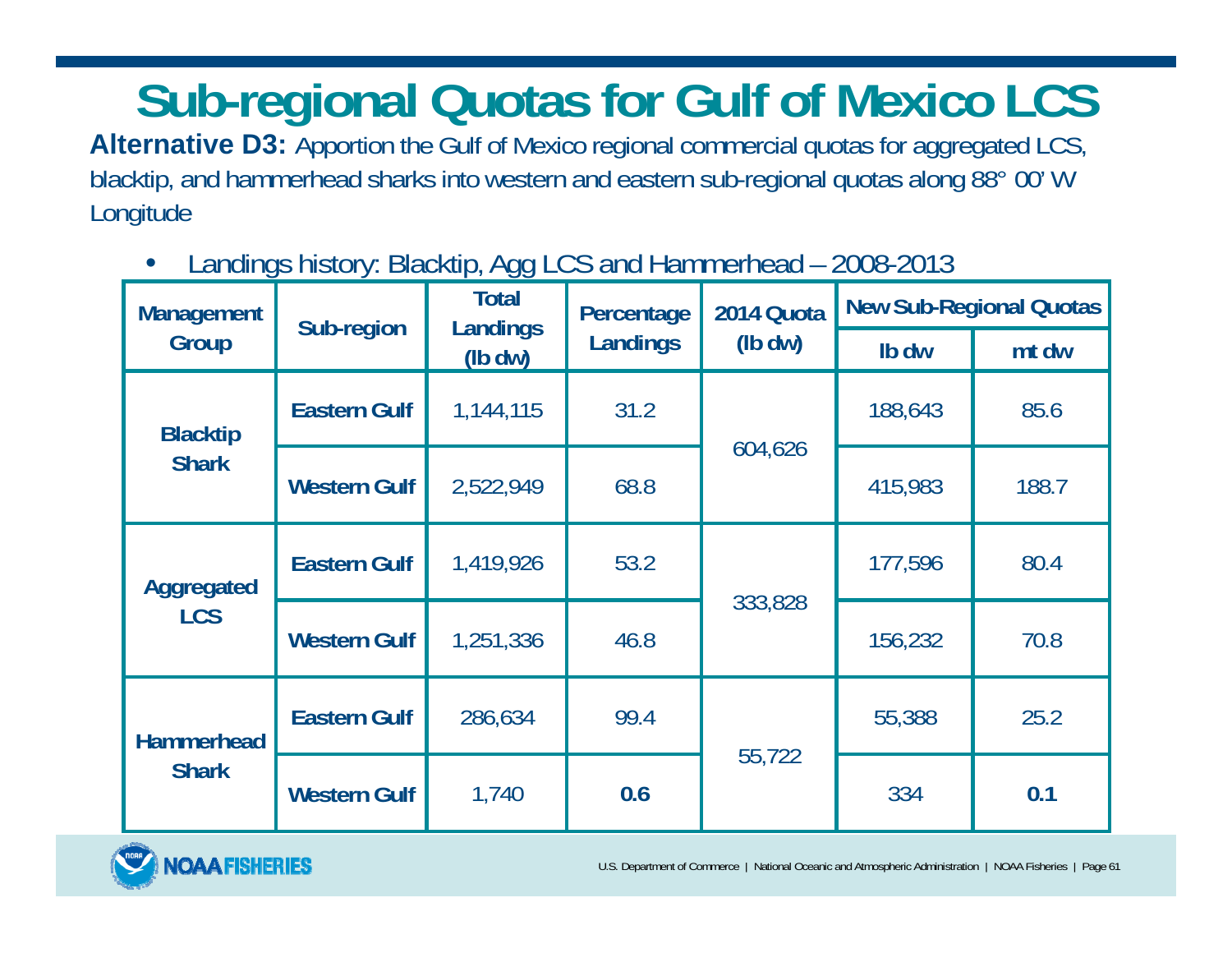# Sub-regional Quotas for Gulf of Mexico LCS

**Alternative D3:** Apportion the Gulf of Mexico regional commercial quotas for aggregated LCS, blacktip, and hammerhead sharks into western and eastern sub-regional quotas along 88° 00' W Longitude

- Landings history: Blacktip, Agg LCS and Hammerhead – 2008-2013

| Management Group | Sub-region | Total Landings (lb dw) | Percentage Landings | 2014 Quota (lb dw) | New Sub-Regional Quotas | |
|---|---|---|---|---|---|---|
| | | | | | lb dw | mt dw |
| Blacktip Shark | Eastern Gulf | 1,144,115 | 31.2 | 604,626 | 188,643 | 85.6 |
| | Western Gulf | 2,522,949 | 68.8 | | 415,983 | 188.7 |
| Aggregated LCS | Eastern Gulf | 1,419,926 | 53.2 | 333,828 | 177,596 | 80.4 |
| | Western Gulf | 1,251,336 | 46.8 | | 156,232 | 70.8 |
| Hammerhead Shark | Eastern Gulf | 286,634 | 99.4 | 55,722 | 55,388 | 25.2 |
| | Western Gulf | 1,740 | **0.6** | | 334 | **0.1** |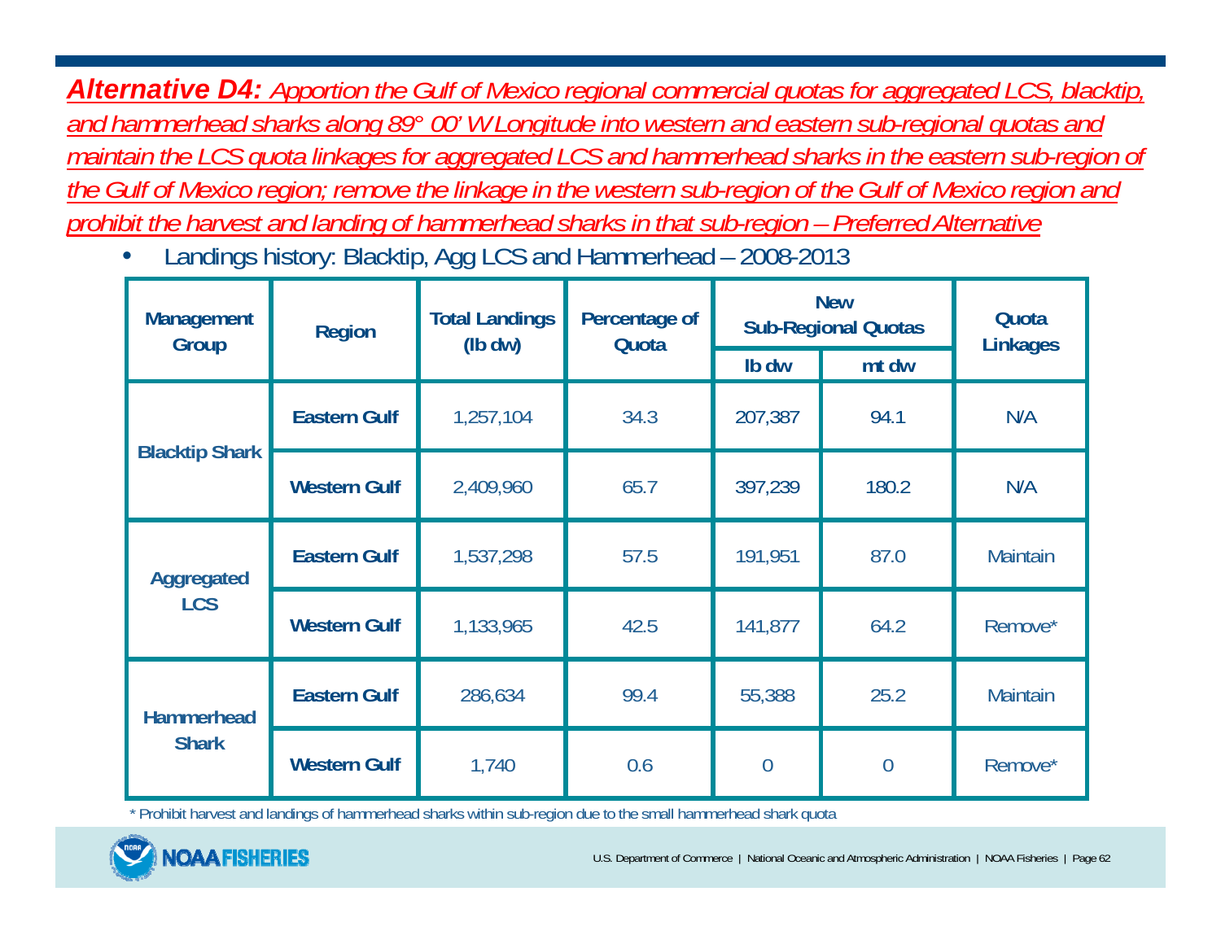***Alternative D4:*** *Apportion the Gulf of Mexico regional commercial quotas for aggregated LCS, blacktip, and hammerhead sharks along 89° 00' W Longitude into western and eastern sub-regional quotas and maintain the LCS quota linkages for aggregated LCS and hammerhead sharks in the eastern sub-region of the Gulf of Mexico region; remove the linkage in the western sub-region of the Gulf of Mexico region and prohibit the harvest and landing of hammerhead sharks in that sub-region – Preferred Alternative*

- Landings history: Blacktip, Agg LCS and Hammerhead – 2008-2013

| Management Group | Region | Total Landings (lb dw) | Percentage of Quota | New Sub-Regional Quotas | | Quota Linkages |
|---|---|---|---|---|---|---|
| | | | | lb dw | mt dw | |
| Blacktip Shark | Eastern Gulf | 1,257,104 | 34.3 | 207,387 | 94.1 | N/A |
| | Western Gulf | 2,409,960 | 65.7 | 397,239 | 180.2 | N/A |
| Aggregated LCS | Eastern Gulf | 1,537,298 | 57.5 | 191,951 | 87.0 | Maintain |
| | Western Gulf | 1,133,965 | 42.5 | 141,877 | 64.2 | Remove* |
| Hammerhead Shark | Eastern Gulf | 286,634 | 99.4 | 55,388 | 25.2 | Maintain |
| | Western Gulf | 1,740 | 0.6 | 0 | 0 | Remove* |

\* Prohibit harvest and landings of hammerhead sharks within sub-region due to the small hammerhead shark quota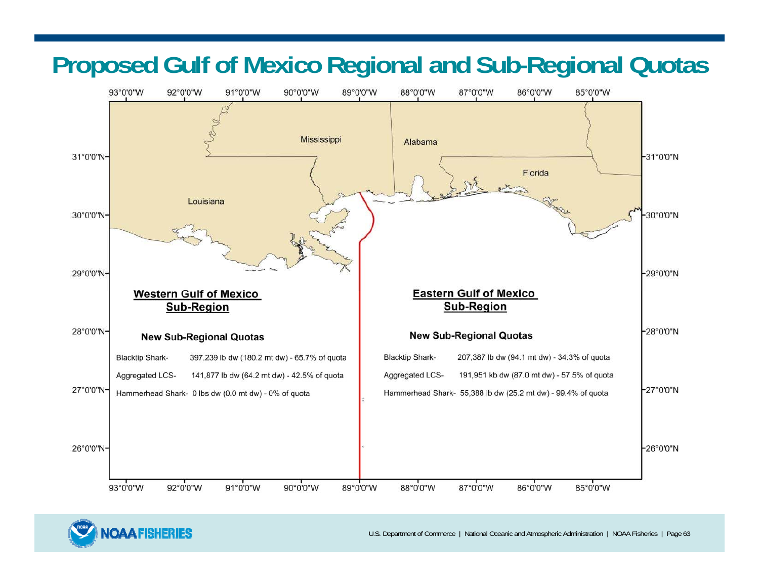# Proposed Gulf of Mexico Regional and Sub-Regional Quotas

## Western Gulf of Mexico Sub-Region

### New Sub-Regional Quotas

Blacktip Shark- 397,239 lb dw (180.2 mt dw) - 65.7% of quota

Aggregated LCS- 141,877 lb dw (64.2 mt dw) - 42.5% of quota

Hammerhead Shark- 0 lbs dw (0.0 mt dw) - 0% of quota

## Eastern Gulf of Mexico Sub-Region

### New Sub-Regional Quotas

Blacktip Shark- 207,387 lb dw (94.1 mt dw) - 34.3% of quota

Aggregated LCS- 191,951 kb dw (87.0 mt dw) - 57.5% of quota

Hammerhead Shark- 55,388 lb dw (25.2 mt dw) - 99.4% of quota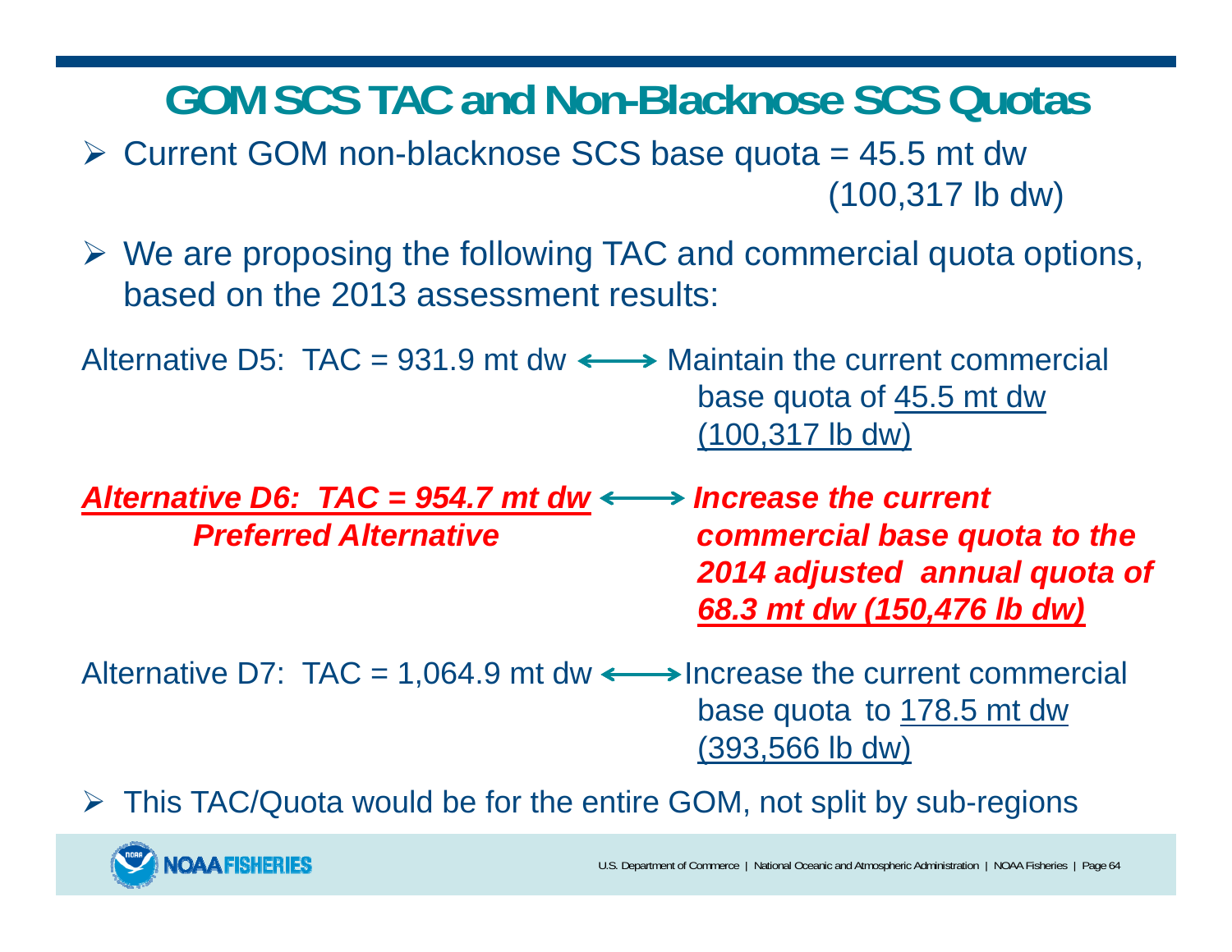# GOM SCS TAC and Non-Blacknose SCS Quotas

- Current GOM non-blacknose SCS base quota = 45.5 mt dw (100,317 lb dw)
- We are proposing the following TAC and commercial quota options, based on the 2013 assessment results:

Alternative D5: TAC = 931.9 mt dw ⟷ Maintain the current commercial base quota of 45.5 mt dw (100,317 lb dw)

***Alternative D6: TAC = 954.7 mt dw*** ***Preferred Alternative*** ⟷ ***Increase the current commercial base quota to the 2014 adjusted annual quota of 68.3 mt dw (150,476 lb dw)***

Alternative D7: TAC = 1,064.9 mt dw ⟷ Increase the current commercial base quota to 178.5 mt dw (393,566 lb dw)

- This TAC/Quota would be for the entire GOM, not split by sub-regions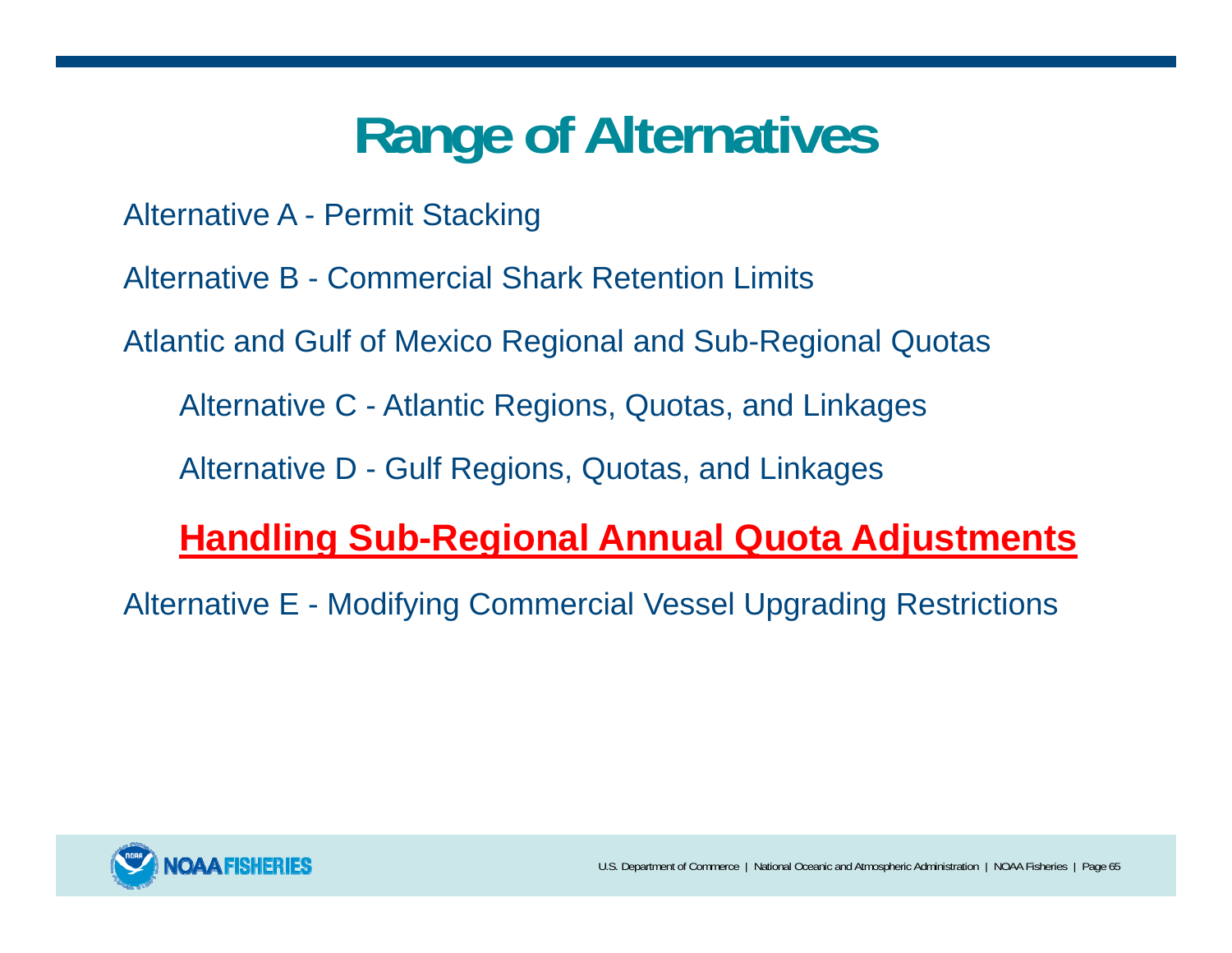# Range of Alternatives

Alternative A - Permit Stacking

Alternative B - Commercial Shark Retention Limits

Atlantic and Gulf of Mexico Regional and Sub-Regional Quotas

- Alternative C - Atlantic Regions, Quotas, and Linkages
- Alternative D - Gulf Regions, Quotas, and Linkages
- **Handling Sub-Regional Annual Quota Adjustments**

Alternative E - Modifying Commercial Vessel Upgrading Restrictions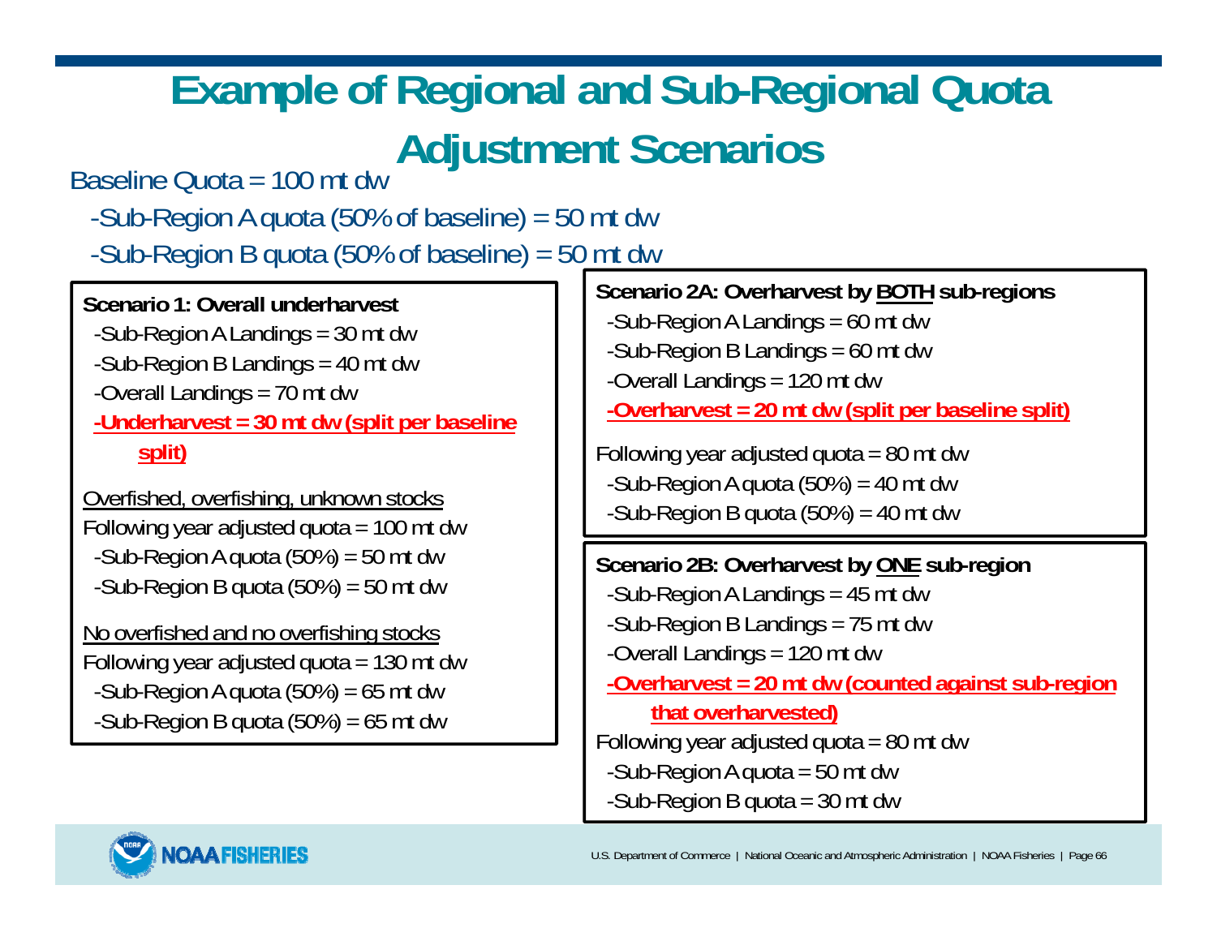# Example of Regional and Sub-Regional Quota Adjustment Scenarios

Baseline Quota = 100 mt dw

- -Sub-Region A quota (50% of baseline) = 50 mt dw
- -Sub-Region B quota (50% of baseline) = 50 mt dw

**Scenario 1: Overall underharvest**

- -Sub-Region A Landings = 30 mt dw
- -Sub-Region B Landings = 40 mt dw
- -Overall Landings = 70 mt dw
- **-Underharvest = 30 mt dw (split per baseline split)**

Overfished, overfishing, unknown stocks

Following year adjusted quota = 100 mt dw

- -Sub-Region A quota (50%) = 50 mt dw
- -Sub-Region B quota (50%) = 50 mt dw

No overfished and no overfishing stocks

Following year adjusted quota = 130 mt dw

- -Sub-Region A quota (50%) = 65 mt dw
- -Sub-Region B quota (50%) = 65 mt dw

**Scenario 2A: Overharvest by BOTH sub-regions**

- -Sub-Region A Landings = 60 mt dw
- -Sub-Region B Landings = 60 mt dw
- -Overall Landings = 120 mt dw
- **-Overharvest = 20 mt dw (split per baseline split)**

Following year adjusted quota = 80 mt dw

- -Sub-Region A quota (50%) = 40 mt dw
- -Sub-Region B quota (50%) = 40 mt dw

**Scenario 2B: Overharvest by ONE sub-region**

- -Sub-Region A Landings = 45 mt dw
- -Sub-Region B Landings = 75 mt dw
- -Overall Landings = 120 mt dw
- **-Overharvest = 20 mt dw (counted against sub-region that overharvested)**

Following year adjusted quota = 80 mt dw

- -Sub-Region A quota = 50 mt dw
- -Sub-Region B quota = 30 mt dw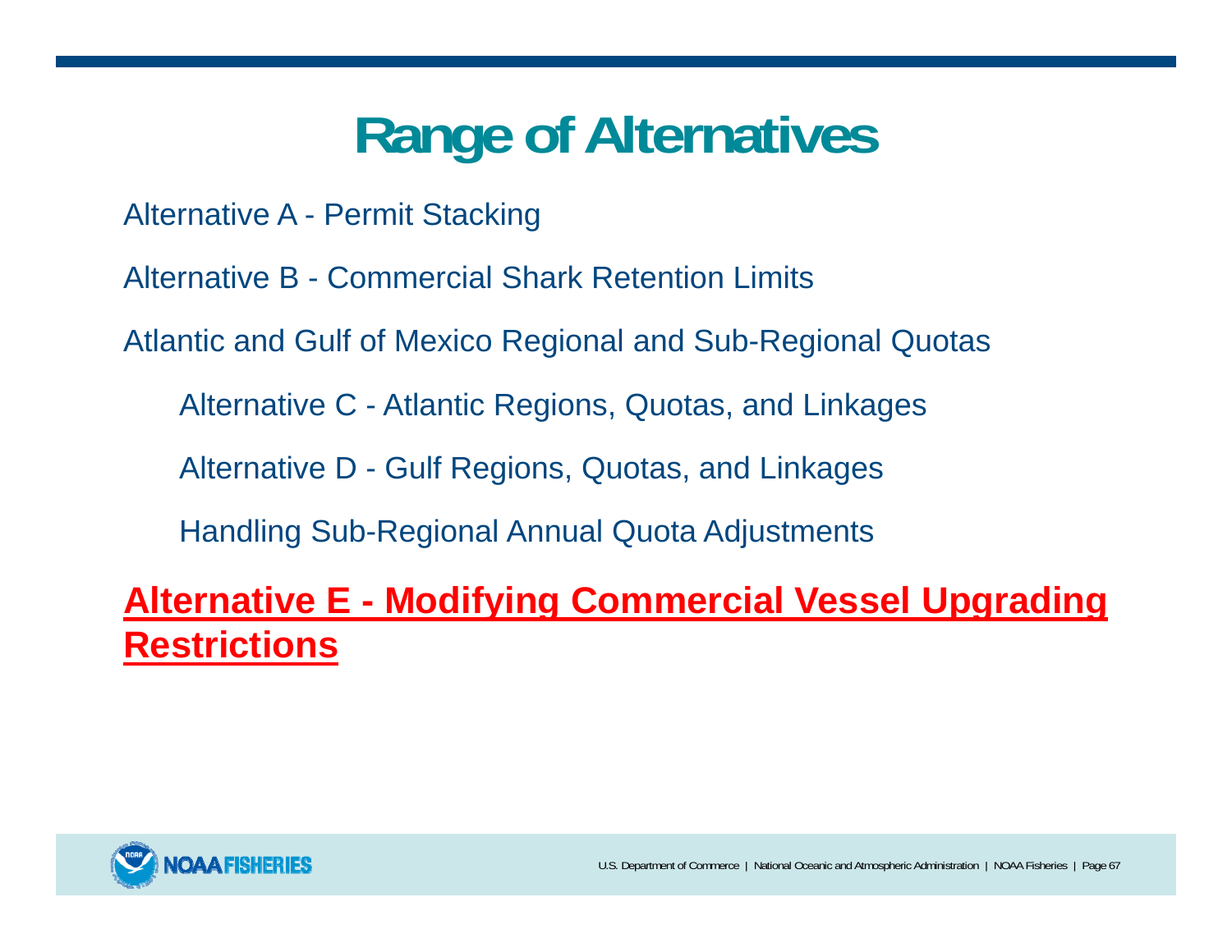# Range of Alternatives

Alternative A - Permit Stacking

Alternative B - Commercial Shark Retention Limits

Atlantic and Gulf of Mexico Regional and Sub-Regional Quotas

- Alternative C - Atlantic Regions, Quotas, and Linkages
- Alternative D - Gulf Regions, Quotas, and Linkages
- Handling Sub-Regional Annual Quota Adjustments

**Alternative E - Modifying Commercial Vessel Upgrading Restrictions**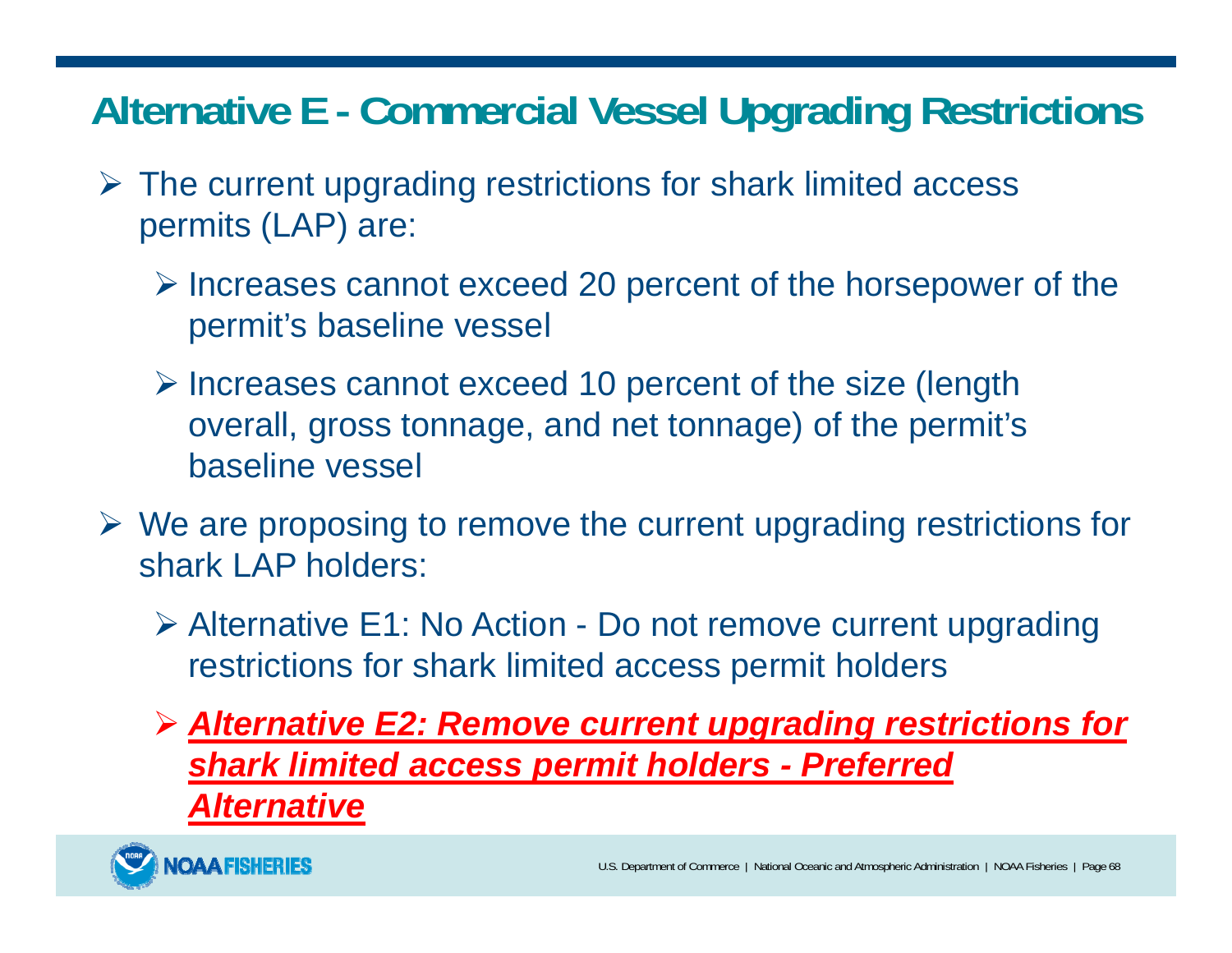# Alternative E - Commercial Vessel Upgrading Restrictions

- The current upgrading restrictions for shark limited access permits (LAP) are:
  - Increases cannot exceed 20 percent of the horsepower of the permit's baseline vessel
  - Increases cannot exceed 10 percent of the size (length overall, gross tonnage, and net tonnage) of the permit's baseline vessel
- We are proposing to remove the current upgrading restrictions for shark LAP holders:
  - Alternative E1: No Action - Do not remove current upgrading restrictions for shark limited access permit holders
  - ***Alternative E2: Remove current upgrading restrictions for shark limited access permit holders - Preferred Alternative***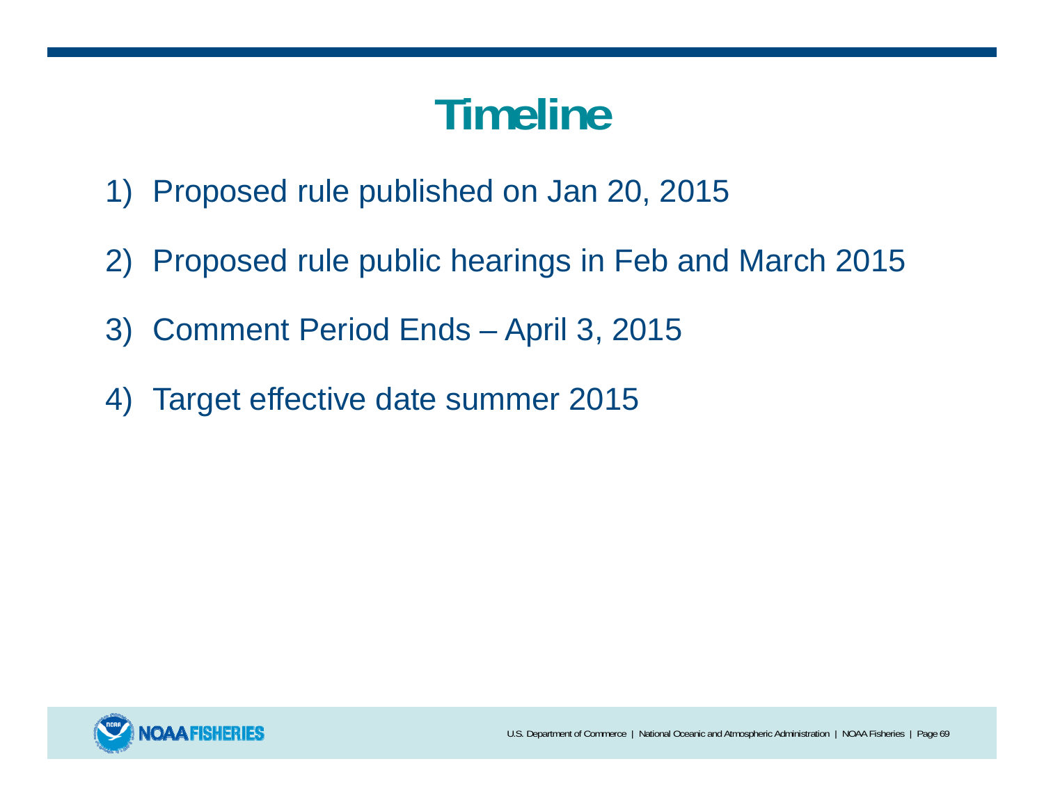# Timeline

1) Proposed rule published on Jan 20, 2015

2) Proposed rule public hearings in Feb and March 2015

3) Comment Period Ends – April 3, 2015

4) Target effective date summer 2015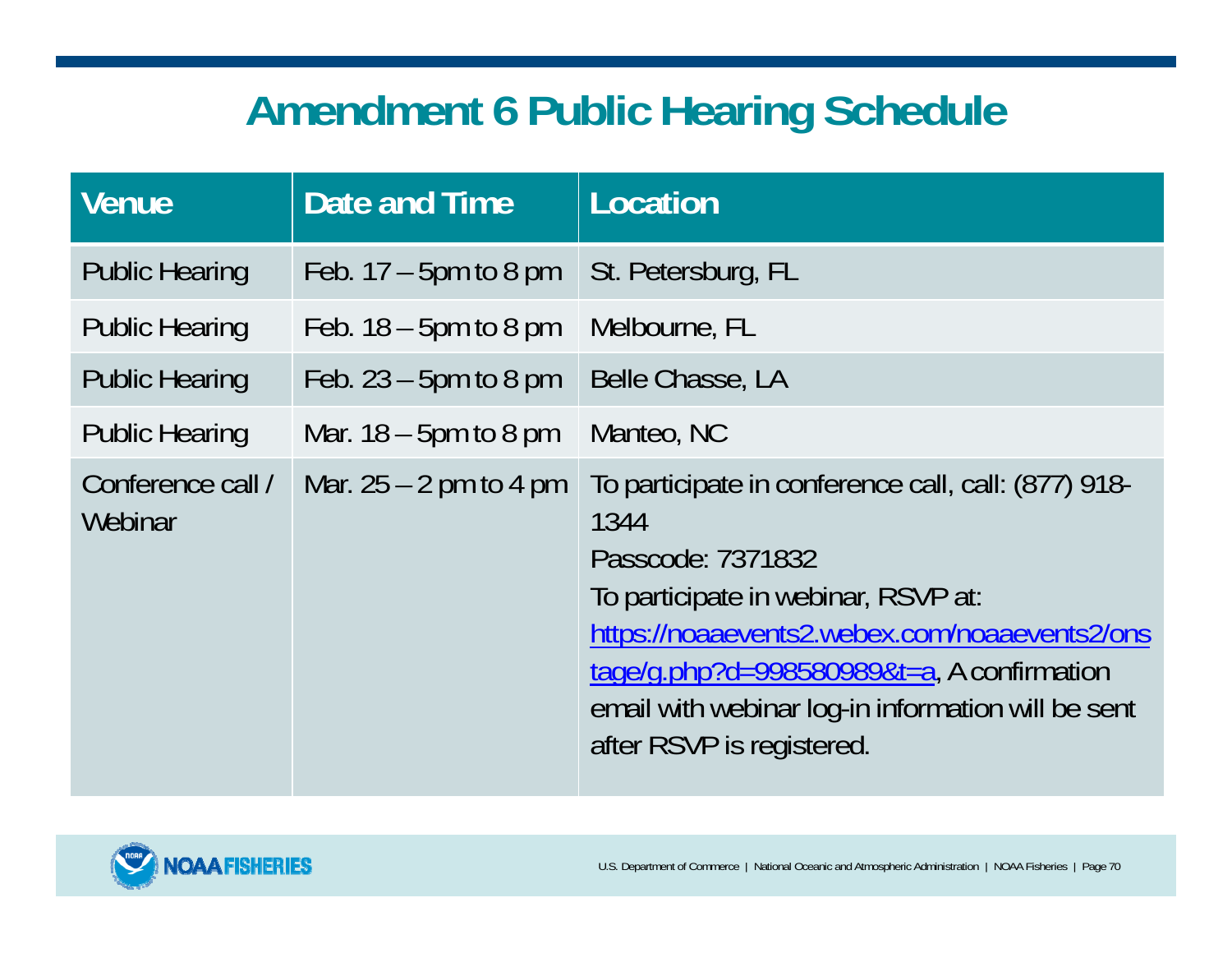# Amendment 6 Public Hearing Schedule

| Venue | Date and Time | Location |
| --- | --- | --- |
| Public Hearing | Feb. 17 – 5pm to 8 pm | St. Petersburg, FL |
| Public Hearing | Feb. 18 – 5pm to 8 pm | Melbourne, FL |
| Public Hearing | Feb. 23 – 5pm to 8 pm | Belle Chasse, LA |
| Public Hearing | Mar. 18 – 5pm to 8 pm | Manteo, NC |
| Conference call / Webinar | Mar. 25 – 2 pm to 4 pm | To participate in conference call, call: (877) 918-1344<br>Passcode: 7371832<br>To participate in webinar, RSVP at: https://noaaevents2.webex.com/noaaevents2/onstage/g.php?d=998580989&t=a, A confirmation email with webinar log-in information will be sent after RSVP is registered. |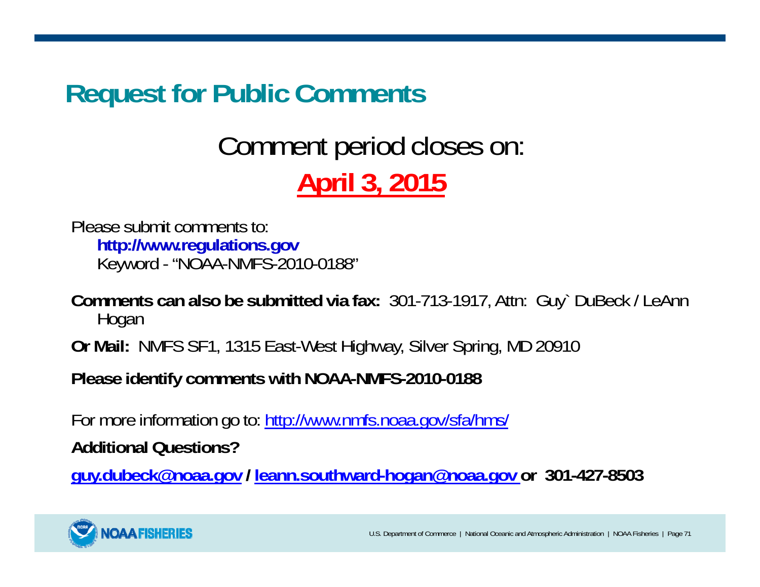# Request for Public Comments

## Comment period closes on:

## **April 3, 2015**

Please submit comments to:

**http://www.regulations.gov**

Keyword - "NOAA-NMFS-2010-0188"

**Comments can also be submitted via fax:** 301-713-1917, Attn: Guy` DuBeck / LeAnn Hogan

**Or Mail:** NMFS SF1, 1315 East-West Highway, Silver Spring, MD 20910

**Please identify comments with NOAA-NMFS-2010-0188**

For more information go to: http://www.nmfs.noaa.gov/sfa/hms/

**Additional Questions?**

**guy.dubeck@noaa.gov / leann.southward-hogan@noaa.gov or 301-427-8503**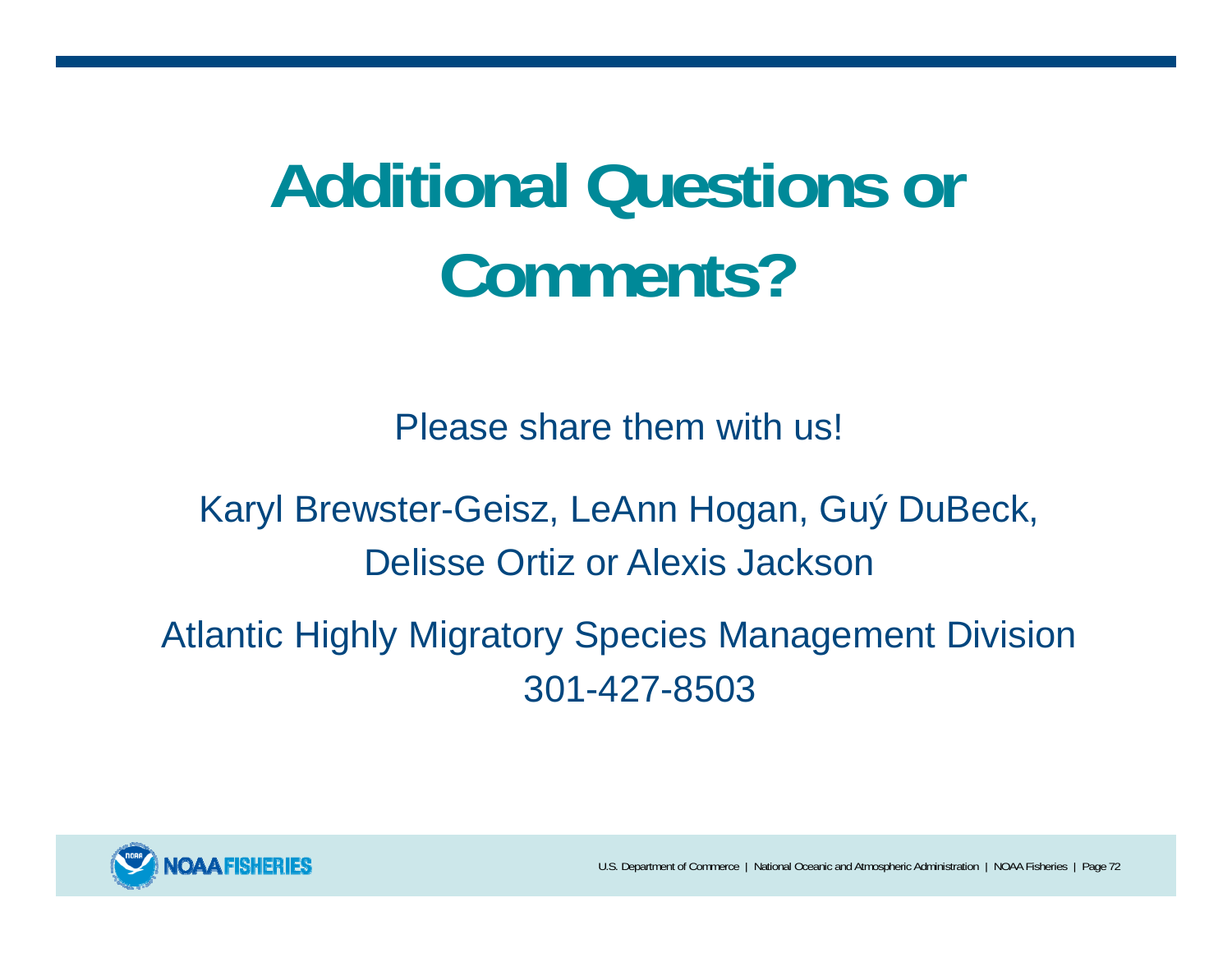# Additional Questions or Comments?

Please share them with us!

Karyl Brewster-Geisz, LeAnn Hogan, Guý DuBeck, Delisse Ortiz or Alexis Jackson

Atlantic Highly Migratory Species Management Division
301-427-8503